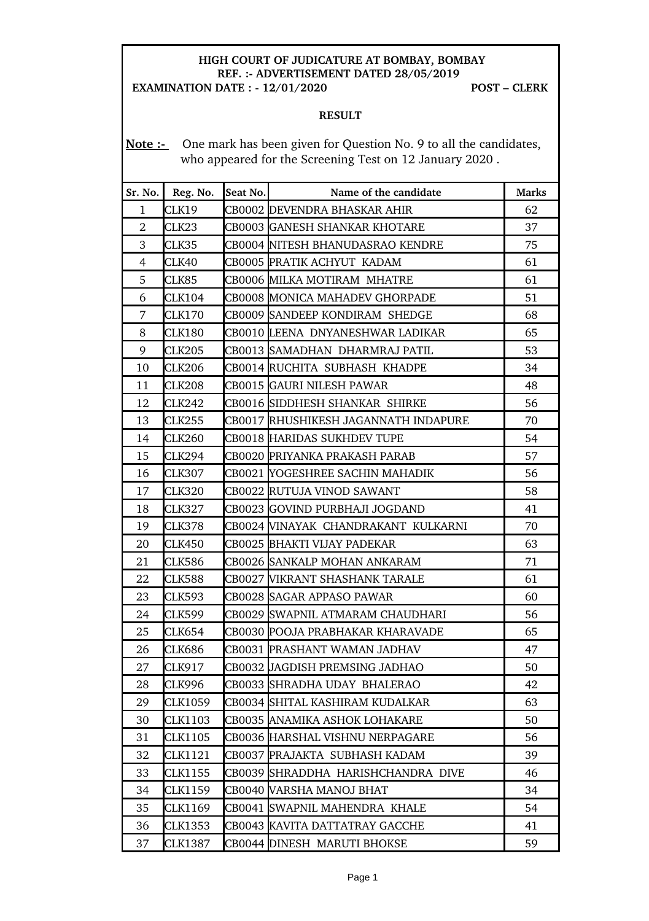**HIGH COURT OF JUDICATURE AT BOMBAY, BOMBAY**
**REF. :- ADVERTISEMENT DATED 28/05/2019**
**EXAMINATION DATE : - 12/01/2020** **POST – CLERK**

**RESULT**

**Note :-** One mark has been given for Question No. 9 to all the candidates, who appeared for the Screening Test on 12 January 2020 .

| Sr. No. | Reg. No. | Seat No. | Name of the candidate | Marks |
|---|---|---|---|---|
| 1 | CLK19 | CB0002 | DEVENDRA BHASKAR AHIR | 62 |
| 2 | CLK23 | CB0003 | GANESH SHANKAR KHOTARE | 37 |
| 3 | CLK35 | CB0004 | NITESH BHANUDASRAO KENDRE | 75 |
| 4 | CLK40 | CB0005 | PRATIK ACHYUT KADAM | 61 |
| 5 | CLK85 | CB0006 | MILKA MOTIRAM MHATRE | 61 |
| 6 | CLK104 | CB0008 | MONICA MAHADEV GHORPADE | 51 |
| 7 | CLK170 | CB0009 | SANDEEP KONDIRAM SHEDGE | 68 |
| 8 | CLK180 | CB0010 | LEENA DNYANESHWAR LADIKAR | 65 |
| 9 | CLK205 | CB0013 | SAMADHAN DHARMRAJ PATIL | 53 |
| 10 | CLK206 | CB0014 | RUCHITA SUBHASH KHADPE | 34 |
| 11 | CLK208 | CB0015 | GAURI NILESH PAWAR | 48 |
| 12 | CLK242 | CB0016 | SIDDHESH SHANKAR SHIRKE | 56 |
| 13 | CLK255 | CB0017 | RHUSHIKESH JAGANNATH INDAPURE | 70 |
| 14 | CLK260 | CB0018 | HARIDAS SUKHDEV TUPE | 54 |
| 15 | CLK294 | CB0020 | PRIYANKA PRAKASH PARAB | 57 |
| 16 | CLK307 | CB0021 | YOGESHREE SACHIN MAHADIK | 56 |
| 17 | CLK320 | CB0022 | RUTUJA VINOD SAWANT | 58 |
| 18 | CLK327 | CB0023 | GOVIND PURBHAJI JOGDAND | 41 |
| 19 | CLK378 | CB0024 | VINAYAK CHANDRAKANT KULKARNI | 70 |
| 20 | CLK450 | CB0025 | BHAKTI VIJAY PADEKAR | 63 |
| 21 | CLK586 | CB0026 | SANKALP MOHAN ANKARAM | 71 |
| 22 | CLK588 | CB0027 | VIKRANT SHASHANK TARALE | 61 |
| 23 | CLK593 | CB0028 | SAGAR APPASO PAWAR | 60 |
| 24 | CLK599 | CB0029 | SWAPNIL ATMARAM CHAUDHARI | 56 |
| 25 | CLK654 | CB0030 | POOJA PRABHAKAR KHARAVADE | 65 |
| 26 | CLK686 | CB0031 | PRASHANT WAMAN JADHAV | 47 |
| 27 | CLK917 | CB0032 | JAGDISH PREMSING JADHAO | 50 |
| 28 | CLK996 | CB0033 | SHRADHA UDAY BHALERAO | 42 |
| 29 | CLK1059 | CB0034 | SHITAL KASHIRAM KUDALKAR | 63 |
| 30 | CLK1103 | CB0035 | ANAMIKA ASHOK LOHAKARE | 50 |
| 31 | CLK1105 | CB0036 | HARSHAL VISHNU NERPAGARE | 56 |
| 32 | CLK1121 | CB0037 | PRAJAKTA SUBHASH KADAM | 39 |
| 33 | CLK1155 | CB0039 | SHRADDHA HARISHCHANDRA DIVE | 46 |
| 34 | CLK1159 | CB0040 | VARSHA MANOJ BHAT | 34 |
| 35 | CLK1169 | CB0041 | SWAPNIL MAHENDRA KHALE | 54 |
| 36 | CLK1353 | CB0043 | KAVITA DATTATRAY GACCHE | 41 |
| 37 | CLK1387 | CB0044 | DINESH MARUTI BHOKSE | 59 |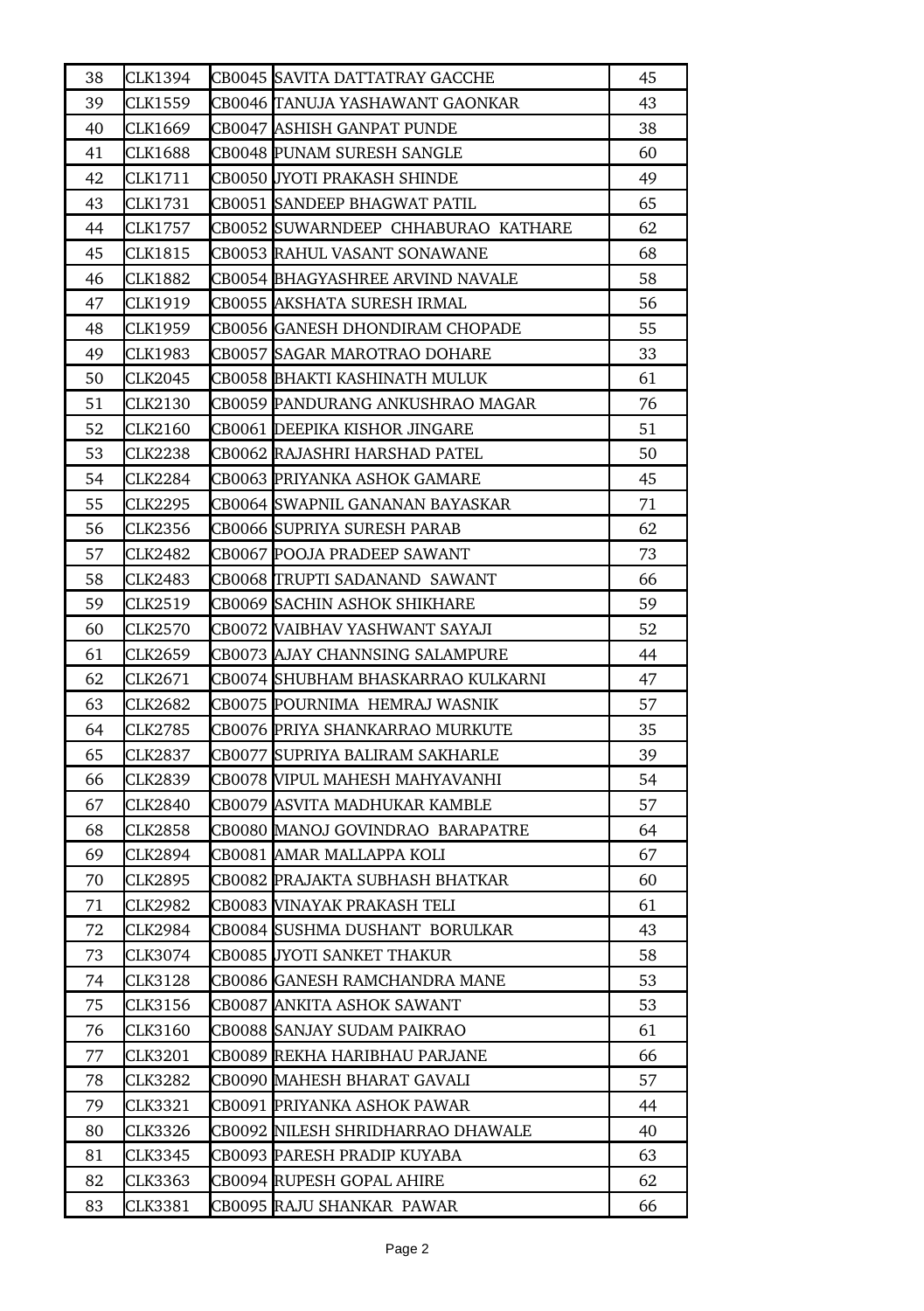| | | | | |
|---|---|---|---|---|
| 38 | CLK1394 | CB0045 | SAVITA DATTATRAY GACCHE | 45 |
| 39 | CLK1559 | CB0046 | TANUJA YASHAWANT GAONKAR | 43 |
| 40 | CLK1669 | CB0047 | ASHISH GANPAT PUNDE | 38 |
| 41 | CLK1688 | CB0048 | PUNAM SURESH SANGLE | 60 |
| 42 | CLK1711 | CB0050 | JYOTI PRAKASH SHINDE | 49 |
| 43 | CLK1731 | CB0051 | SANDEEP BHAGWAT PATIL | 65 |
| 44 | CLK1757 | CB0052 | SUWARNDEEP CHHABURAO KATHARE | 62 |
| 45 | CLK1815 | CB0053 | RAHUL VASANT SONAWANE | 68 |
| 46 | CLK1882 | CB0054 | BHAGYASHREE ARVIND NAVALE | 58 |
| 47 | CLK1919 | CB0055 | AKSHATA SURESH IRMAL | 56 |
| 48 | CLK1959 | CB0056 | GANESH DHONDIRAM CHOPADE | 55 |
| 49 | CLK1983 | CB0057 | SAGAR MAROTRAO DOHARE | 33 |
| 50 | CLK2045 | CB0058 | BHAKTI KASHINATH MULUK | 61 |
| 51 | CLK2130 | CB0059 | PANDURANG ANKUSHRAO MAGAR | 76 |
| 52 | CLK2160 | CB0061 | DEEPIKA KISHOR JINGARE | 51 |
| 53 | CLK2238 | CB0062 | RAJASHRI HARSHAD PATEL | 50 |
| 54 | CLK2284 | CB0063 | PRIYANKA ASHOK GAMARE | 45 |
| 55 | CLK2295 | CB0064 | SWAPNIL GANANAN BAYASKAR | 71 |
| 56 | CLK2356 | CB0066 | SUPRIYA SURESH PARAB | 62 |
| 57 | CLK2482 | CB0067 | POOJA PRADEEP SAWANT | 73 |
| 58 | CLK2483 | CB0068 | TRUPTI SADANAND SAWANT | 66 |
| 59 | CLK2519 | CB0069 | SACHIN ASHOK SHIKHARE | 59 |
| 60 | CLK2570 | CB0072 | VAIBHAV YASHWANT SAYAJI | 52 |
| 61 | CLK2659 | CB0073 | AJAY CHANNSING SALAMPURE | 44 |
| 62 | CLK2671 | CB0074 | SHUBHAM BHASKARRAO KULKARNI | 47 |
| 63 | CLK2682 | CB0075 | POURNIMA HEMRAJ WASNIK | 57 |
| 64 | CLK2785 | CB0076 | PRIYA SHANKARRAO MURKUTE | 35 |
| 65 | CLK2837 | CB0077 | SUPRIYA BALIRAM SAKHARLE | 39 |
| 66 | CLK2839 | CB0078 | VIPUL MAHESH MAHYAVANHI | 54 |
| 67 | CLK2840 | CB0079 | ASVITA MADHUKAR KAMBLE | 57 |
| 68 | CLK2858 | CB0080 | MANOJ GOVINDRAO BARAPATRE | 64 |
| 69 | CLK2894 | CB0081 | AMAR MALLAPPA KOLI | 67 |
| 70 | CLK2895 | CB0082 | PRAJAKTA SUBHASH BHATKAR | 60 |
| 71 | CLK2982 | CB0083 | VINAYAK PRAKASH TELI | 61 |
| 72 | CLK2984 | CB0084 | SUSHMA DUSHANT BORULKAR | 43 |
| 73 | CLK3074 | CB0085 | JYOTI SANKET THAKUR | 58 |
| 74 | CLK3128 | CB0086 | GANESH RAMCHANDRA MANE | 53 |
| 75 | CLK3156 | CB0087 | ANKITA ASHOK SAWANT | 53 |
| 76 | CLK3160 | CB0088 | SANJAY SUDAM PAIKRAO | 61 |
| 77 | CLK3201 | CB0089 | REKHA HARIBHAU PARJANE | 66 |
| 78 | CLK3282 | CB0090 | MAHESH BHARAT GAVALI | 57 |
| 79 | CLK3321 | CB0091 | PRIYANKA ASHOK PAWAR | 44 |
| 80 | CLK3326 | CB0092 | NILESH SHRIDHARRAO DHAWALE | 40 |
| 81 | CLK3345 | CB0093 | PARESH PRADIP KUYABA | 63 |
| 82 | CLK3363 | CB0094 | RUPESH GOPAL AHIRE | 62 |
| 83 | CLK3381 | CB0095 | RAJU SHANKAR PAWAR | 66 |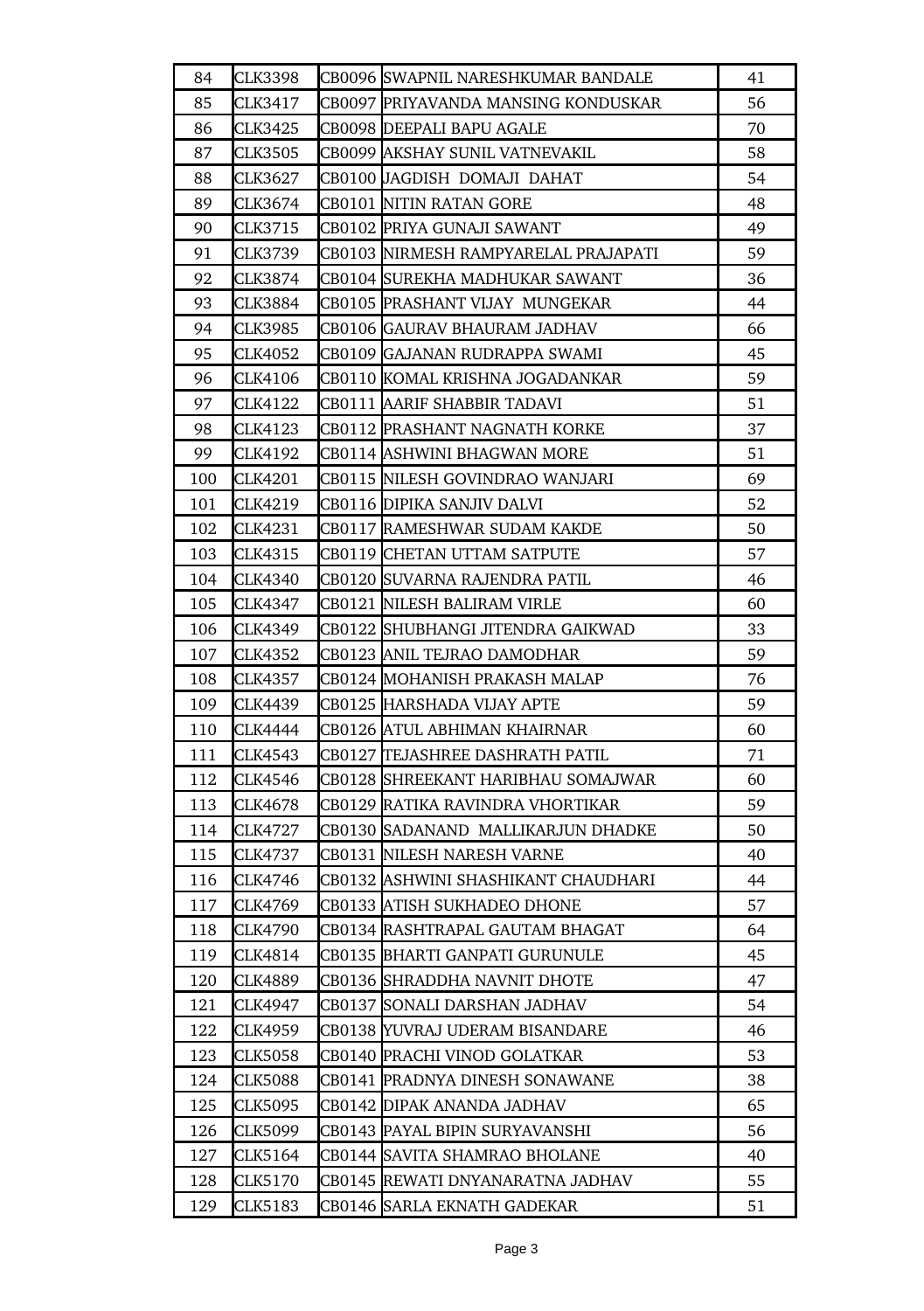| 84 | CLK3398 | CB0096 | SWAPNIL NARESHKUMAR BANDALE | 41 |
|---|---|---|---|---|
| 85 | CLK3417 | CB0097 | PRIYAVANDA MANSING KONDUSKAR | 56 |
| 86 | CLK3425 | CB0098 | DEEPALI BAPU AGALE | 70 |
| 87 | CLK3505 | CB0099 | AKSHAY SUNIL VATNEVAKIL | 58 |
| 88 | CLK3627 | CB0100 | JAGDISH DOMAJI DAHAT | 54 |
| 89 | CLK3674 | CB0101 | NITIN RATAN GORE | 48 |
| 90 | CLK3715 | CB0102 | PRIYA GUNAJI SAWANT | 49 |
| 91 | CLK3739 | CB0103 | NIRMESH RAMPYARELAL PRAJAPATI | 59 |
| 92 | CLK3874 | CB0104 | SUREKHA MADHUKAR SAWANT | 36 |
| 93 | CLK3884 | CB0105 | PRASHANT VIJAY MUNGEKAR | 44 |
| 94 | CLK3985 | CB0106 | GAURAV BHAURAM JADHAV | 66 |
| 95 | CLK4052 | CB0109 | GAJANAN RUDRAPPA SWAMI | 45 |
| 96 | CLK4106 | CB0110 | KOMAL KRISHNA JOGADANKAR | 59 |
| 97 | CLK4122 | CB0111 | AARIF SHABBIR TADAVI | 51 |
| 98 | CLK4123 | CB0112 | PRASHANT NAGNATH KORKE | 37 |
| 99 | CLK4192 | CB0114 | ASHWINI BHAGWAN MORE | 51 |
| 100 | CLK4201 | CB0115 | NILESH GOVINDRAO WANJARI | 69 |
| 101 | CLK4219 | CB0116 | DIPIKA SANJIV DALVI | 52 |
| 102 | CLK4231 | CB0117 | RAMESHWAR SUDAM KAKDE | 50 |
| 103 | CLK4315 | CB0119 | CHETAN UTTAM SATPUTE | 57 |
| 104 | CLK4340 | CB0120 | SUVARNA RAJENDRA PATIL | 46 |
| 105 | CLK4347 | CB0121 | NILESH BALIRAM VIRLE | 60 |
| 106 | CLK4349 | CB0122 | SHUBHANGI JITENDRA GAIKWAD | 33 |
| 107 | CLK4352 | CB0123 | ANIL TEJRAO DAMODHAR | 59 |
| 108 | CLK4357 | CB0124 | MOHANISH PRAKASH MALAP | 76 |
| 109 | CLK4439 | CB0125 | HARSHADA VIJAY APTE | 59 |
| 110 | CLK4444 | CB0126 | ATUL ABHIMAN KHAIRNAR | 60 |
| 111 | CLK4543 | CB0127 | TEJASHREE DASHRATH PATIL | 71 |
| 112 | CLK4546 | CB0128 | SHREEKANT HARIBHAU SOMAJWAR | 60 |
| 113 | CLK4678 | CB0129 | RATIKA RAVINDRA VHORTIKAR | 59 |
| 114 | CLK4727 | CB0130 | SADANAND MALLIKARJUN DHADKE | 50 |
| 115 | CLK4737 | CB0131 | NILESH NARESH VARNE | 40 |
| 116 | CLK4746 | CB0132 | ASHWINI SHASHIKANT CHAUDHARI | 44 |
| 117 | CLK4769 | CB0133 | ATISH SUKHADEO DHONE | 57 |
| 118 | CLK4790 | CB0134 | RASHTRAPAL GAUTAM BHAGAT | 64 |
| 119 | CLK4814 | CB0135 | BHARTI GANPATI GURUNULE | 45 |
| 120 | CLK4889 | CB0136 | SHRADDHA NAVNIT DHOTE | 47 |
| 121 | CLK4947 | CB0137 | SONALI DARSHAN JADHAV | 54 |
| 122 | CLK4959 | CB0138 | YUVRAJ UDERAM BISANDARE | 46 |
| 123 | CLK5058 | CB0140 | PRACHI VINOD GOLATKAR | 53 |
| 124 | CLK5088 | CB0141 | PRADNYA DINESH SONAWANE | 38 |
| 125 | CLK5095 | CB0142 | DIPAK ANANDA JADHAV | 65 |
| 126 | CLK5099 | CB0143 | PAYAL BIPIN SURYAVANSHI | 56 |
| 127 | CLK5164 | CB0144 | SAVITA SHAMRAO BHOLANE | 40 |
| 128 | CLK5170 | CB0145 | REWATI DNYANARATNA JADHAV | 55 |
| 129 | CLK5183 | CB0146 | SARLA EKNATH GADEKAR | 51 |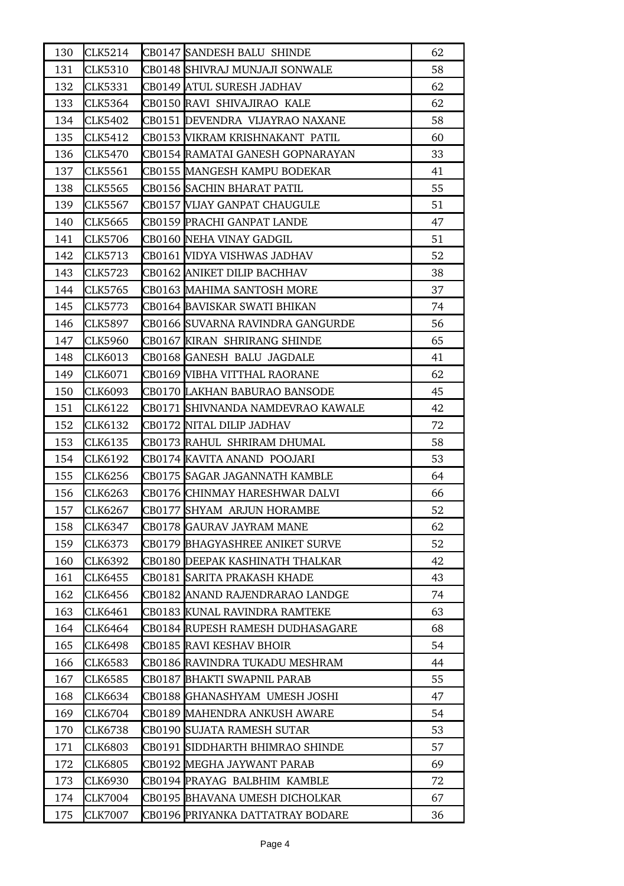| | | | | |
|---|---|---|---|---|
| 130 | CLK5214 | CB0147 | SANDESH BALU SHINDE | 62 |
| 131 | CLK5310 | CB0148 | SHIVRAJ MUNJAJI SONWALE | 58 |
| 132 | CLK5331 | CB0149 | ATUL SURESH JADHAV | 62 |
| 133 | CLK5364 | CB0150 | RAVI SHIVAJIRAO KALE | 62 |
| 134 | CLK5402 | CB0151 | DEVENDRA VIJAYRAO NAXANE | 58 |
| 135 | CLK5412 | CB0153 | VIKRAM KRISHNAKANT PATIL | 60 |
| 136 | CLK5470 | CB0154 | RAMATAI GANESH GOPNARAYAN | 33 |
| 137 | CLK5561 | CB0155 | MANGESH KAMPU BODEKAR | 41 |
| 138 | CLK5565 | CB0156 | SACHIN BHARAT PATIL | 55 |
| 139 | CLK5567 | CB0157 | VIJAY GANPAT CHAUGULE | 51 |
| 140 | CLK5665 | CB0159 | PRACHI GANPAT LANDE | 47 |
| 141 | CLK5706 | CB0160 | NEHA VINAY GADGIL | 51 |
| 142 | CLK5713 | CB0161 | VIDYA VISHWAS JADHAV | 52 |
| 143 | CLK5723 | CB0162 | ANIKET DILIP BACHHAV | 38 |
| 144 | CLK5765 | CB0163 | MAHIMA SANTOSH MORE | 37 |
| 145 | CLK5773 | CB0164 | BAVISKAR SWATI BHIKAN | 74 |
| 146 | CLK5897 | CB0166 | SUVARNA RAVINDRA GANGURDE | 56 |
| 147 | CLK5960 | CB0167 | KIRAN SHRIRANG SHINDE | 65 |
| 148 | CLK6013 | CB0168 | GANESH BALU JAGDALE | 41 |
| 149 | CLK6071 | CB0169 | VIBHA VITTHAL RAORANE | 62 |
| 150 | CLK6093 | CB0170 | LAKHAN BABURAO BANSODE | 45 |
| 151 | CLK6122 | CB0171 | SHIVNANDA NAMDEVRAO KAWALE | 42 |
| 152 | CLK6132 | CB0172 | NITAL DILIP JADHAV | 72 |
| 153 | CLK6135 | CB0173 | RAHUL SHRIRAM DHUMAL | 58 |
| 154 | CLK6192 | CB0174 | KAVITA ANAND POOJARI | 53 |
| 155 | CLK6256 | CB0175 | SAGAR JAGANNATH KAMBLE | 64 |
| 156 | CLK6263 | CB0176 | CHINMAY HARESHWAR DALVI | 66 |
| 157 | CLK6267 | CB0177 | SHYAM ARJUN HORAMBE | 52 |
| 158 | CLK6347 | CB0178 | GAURAV JAYRAM MANE | 62 |
| 159 | CLK6373 | CB0179 | BHAGYASHREE ANIKET SURVE | 52 |
| 160 | CLK6392 | CB0180 | DEEPAK KASHINATH THALKAR | 42 |
| 161 | CLK6455 | CB0181 | SARITA PRAKASH KHADE | 43 |
| 162 | CLK6456 | CB0182 | ANAND RAJENDRARAO LANDGE | 74 |
| 163 | CLK6461 | CB0183 | KUNAL RAVINDRA RAMTEKE | 63 |
| 164 | CLK6464 | CB0184 | RUPESH RAMESH DUDHASAGARE | 68 |
| 165 | CLK6498 | CB0185 | RAVI KESHAV BHOIR | 54 |
| 166 | CLK6583 | CB0186 | RAVINDRA TUKADU MESHRAM | 44 |
| 167 | CLK6585 | CB0187 | BHAKTI SWAPNIL PARAB | 55 |
| 168 | CLK6634 | CB0188 | GHANASHYAM UMESH JOSHI | 47 |
| 169 | CLK6704 | CB0189 | MAHENDRA ANKUSH AWARE | 54 |
| 170 | CLK6738 | CB0190 | SUJATA RAMESH SUTAR | 53 |
| 171 | CLK6803 | CB0191 | SIDDHARTH BHIMRAO SHINDE | 57 |
| 172 | CLK6805 | CB0192 | MEGHA JAYWANT PARAB | 69 |
| 173 | CLK6930 | CB0194 | PRAYAG BALBHIM KAMBLE | 72 |
| 174 | CLK7004 | CB0195 | BHAVANA UMESH DICHOLKAR | 67 |
| 175 | CLK7007 | CB0196 | PRIYANKA DATTATRAY BODARE | 36 |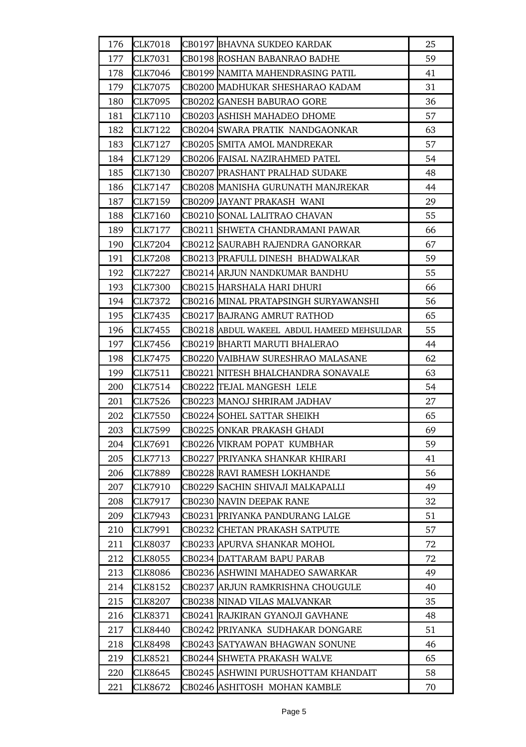| 176 | CLK7018 | CB0197 | BHAVNA SUKDEO KARDAK | 25 |
|---|---|---|---|---|
| 177 | CLK7031 | CB0198 | ROSHAN BABANRAO BADHE | 59 |
| 178 | CLK7046 | CB0199 | NAMITA MAHENDRASING PATIL | 41 |
| 179 | CLK7075 | CB0200 | MADHUKAR SHESHARAO KADAM | 31 |
| 180 | CLK7095 | CB0202 | GANESH BABURAO GORE | 36 |
| 181 | CLK7110 | CB0203 | ASHISH MAHADEO DHOME | 57 |
| 182 | CLK7122 | CB0204 | SWARA PRATIK NANDGAONKAR | 63 |
| 183 | CLK7127 | CB0205 | SMITA AMOL MANDREKAR | 57 |
| 184 | CLK7129 | CB0206 | FAISAL NAZIRAHMED PATEL | 54 |
| 185 | CLK7130 | CB0207 | PRASHANT PRALHAD SUDAKE | 48 |
| 186 | CLK7147 | CB0208 | MANISHA GURUNATH MANJREKAR | 44 |
| 187 | CLK7159 | CB0209 | JAYANT PRAKASH WANI | 29 |
| 188 | CLK7160 | CB0210 | SONAL LALITRAO CHAVAN | 55 |
| 189 | CLK7177 | CB0211 | SHWETA CHANDRAMANI PAWAR | 66 |
| 190 | CLK7204 | CB0212 | SAURABH RAJENDRA GANORKAR | 67 |
| 191 | CLK7208 | CB0213 | PRAFULL DINESH BHADWALKAR | 59 |
| 192 | CLK7227 | CB0214 | ARJUN NANDKUMAR BANDHU | 55 |
| 193 | CLK7300 | CB0215 | HARSHALA HARI DHURI | 66 |
| 194 | CLK7372 | CB0216 | MINAL PRATAPSINGH SURYAWANSHI | 56 |
| 195 | CLK7435 | CB0217 | BAJRANG AMRUT RATHOD | 65 |
| 196 | CLK7455 | CB0218 | ABDUL WAKEEL ABDUL HAMEED MEHSULDAR | 55 |
| 197 | CLK7456 | CB0219 | BHARTI MARUTI BHALERAO | 44 |
| 198 | CLK7475 | CB0220 | VAIBHAW SURESHRAO MALASANE | 62 |
| 199 | CLK7511 | CB0221 | NITESH BHALCHANDRA SONAVALE | 63 |
| 200 | CLK7514 | CB0222 | TEJAL MANGESH LELE | 54 |
| 201 | CLK7526 | CB0223 | MANOJ SHRIRAM JADHAV | 27 |
| 202 | CLK7550 | CB0224 | SOHEL SATTAR SHEIKH | 65 |
| 203 | CLK7599 | CB0225 | ONKAR PRAKASH GHADI | 69 |
| 204 | CLK7691 | CB0226 | VIKRAM POPAT KUMBHAR | 59 |
| 205 | CLK7713 | CB0227 | PRIYANKA SHANKAR KHIRARI | 41 |
| 206 | CLK7889 | CB0228 | RAVI RAMESH LOKHANDE | 56 |
| 207 | CLK7910 | CB0229 | SACHIN SHIVAJI MALKAPALLI | 49 |
| 208 | CLK7917 | CB0230 | NAVIN DEEPAK RANE | 32 |
| 209 | CLK7943 | CB0231 | PRIYANKA PANDURANG LALGE | 51 |
| 210 | CLK7991 | CB0232 | CHETAN PRAKASH SATPUTE | 57 |
| 211 | CLK8037 | CB0233 | APURVA SHANKAR MOHOL | 72 |
| 212 | CLK8055 | CB0234 | DATTARAM BAPU PARAB | 72 |
| 213 | CLK8086 | CB0236 | ASHWINI MAHADEO SAWARKAR | 49 |
| 214 | CLK8152 | CB0237 | ARJUN RAMKRISHNA CHOUGULE | 40 |
| 215 | CLK8207 | CB0238 | NINAD VILAS MALVANKAR | 35 |
| 216 | CLK8371 | CB0241 | RAJKIRAN GYANOJI GAVHANE | 48 |
| 217 | CLK8440 | CB0242 | PRIYANKA SUDHAKAR DONGARE | 51 |
| 218 | CLK8498 | CB0243 | SATYAWAN BHAGWAN SONUNE | 46 |
| 219 | CLK8521 | CB0244 | SHWETA PRAKASH WALVE | 65 |
| 220 | CLK8645 | CB0245 | ASHWINI PURUSHOTTAM KHANDAIT | 58 |
| 221 | CLK8672 | CB0246 | ASHITOSH MOHAN KAMBLE | 70 |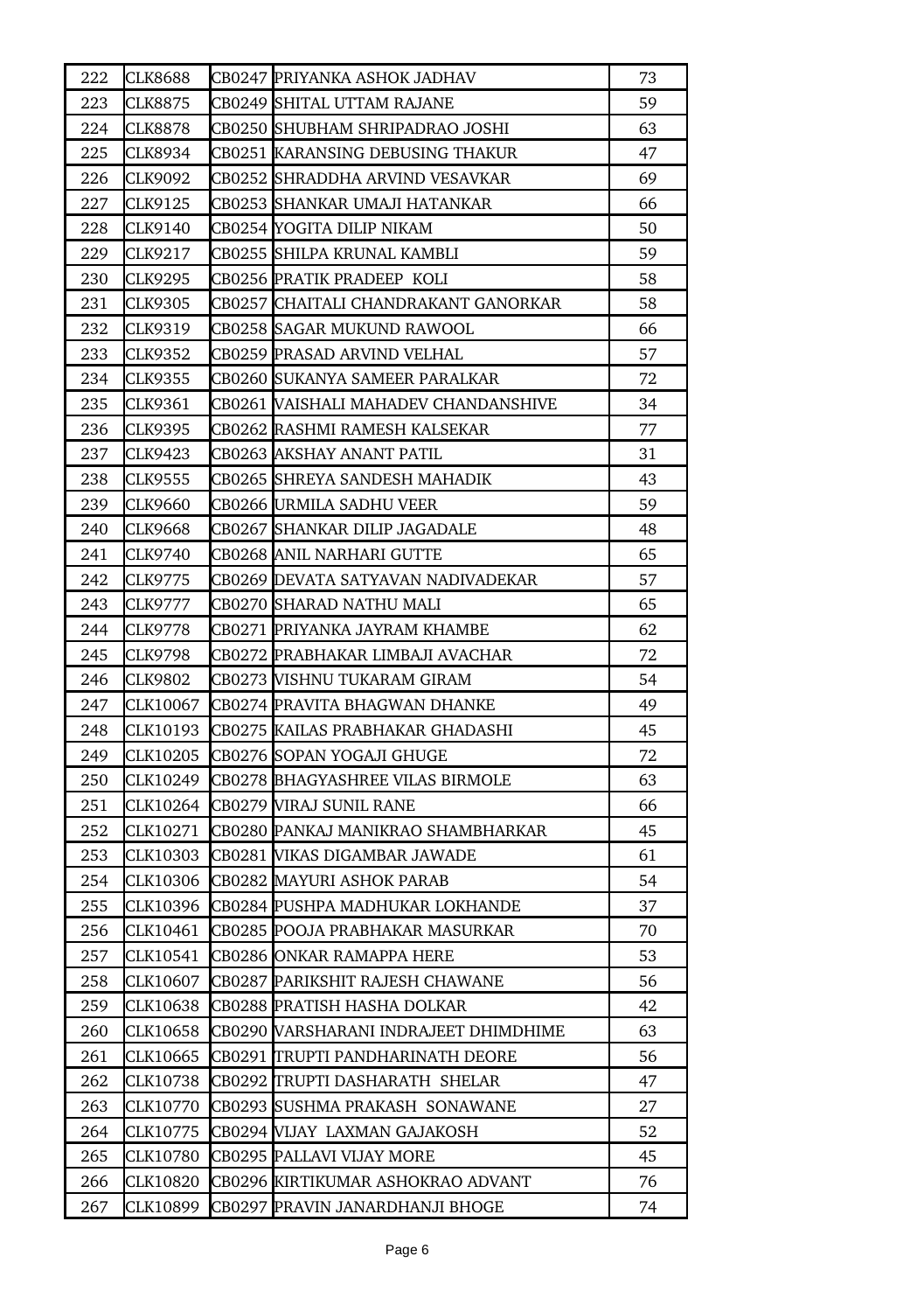| | | | | |
|---|---|---|---|---|
| 222 | CLK8688 | CB0247 | PRIYANKA ASHOK JADHAV | 73 |
| 223 | CLK8875 | CB0249 | SHITAL UTTAM RAJANE | 59 |
| 224 | CLK8878 | CB0250 | SHUBHAM SHRIPADRAO JOSHI | 63 |
| 225 | CLK8934 | CB0251 | KARANSING DEBUSING THAKUR | 47 |
| 226 | CLK9092 | CB0252 | SHRADDHA ARVIND VESAVKAR | 69 |
| 227 | CLK9125 | CB0253 | SHANKAR UMAJI HATANKAR | 66 |
| 228 | CLK9140 | CB0254 | YOGITA DILIP NIKAM | 50 |
| 229 | CLK9217 | CB0255 | SHILPA KRUNAL KAMBLI | 59 |
| 230 | CLK9295 | CB0256 | PRATIK PRADEEP KOLI | 58 |
| 231 | CLK9305 | CB0257 | CHAITALI CHANDRAKANT GANORKAR | 58 |
| 232 | CLK9319 | CB0258 | SAGAR MUKUND RAWOOL | 66 |
| 233 | CLK9352 | CB0259 | PRASAD ARVIND VELHAL | 57 |
| 234 | CLK9355 | CB0260 | SUKANYA SAMEER PARALKAR | 72 |
| 235 | CLK9361 | CB0261 | VAISHALI MAHADEV CHANDANSHIVE | 34 |
| 236 | CLK9395 | CB0262 | RASHMI RAMESH KALSEKAR | 77 |
| 237 | CLK9423 | CB0263 | AKSHAY ANANT PATIL | 31 |
| 238 | CLK9555 | CB0265 | SHREYA SANDESH MAHADIK | 43 |
| 239 | CLK9660 | CB0266 | URMILA SADHU VEER | 59 |
| 240 | CLK9668 | CB0267 | SHANKAR DILIP JAGADALE | 48 |
| 241 | CLK9740 | CB0268 | ANIL NARHARI GUTTE | 65 |
| 242 | CLK9775 | CB0269 | DEVATA SATYAVAN NADIVADEKAR | 57 |
| 243 | CLK9777 | CB0270 | SHARAD NATHU MALI | 65 |
| 244 | CLK9778 | CB0271 | PRIYANKA JAYRAM KHAMBE | 62 |
| 245 | CLK9798 | CB0272 | PRABHAKAR LIMBAJI AVACHAR | 72 |
| 246 | CLK9802 | CB0273 | VISHNU TUKARAM GIRAM | 54 |
| 247 | CLK10067 | CB0274 | PRAVITA BHAGWAN DHANKE | 49 |
| 248 | CLK10193 | CB0275 | KAILAS PRABHAKAR GHADASHI | 45 |
| 249 | CLK10205 | CB0276 | SOPAN YOGAJI GHUGE | 72 |
| 250 | CLK10249 | CB0278 | BHAGYASHREE VILAS BIRMOLE | 63 |
| 251 | CLK10264 | CB0279 | VIRAJ SUNIL RANE | 66 |
| 252 | CLK10271 | CB0280 | PANKAJ MANIKRAO SHAMBHARKAR | 45 |
| 253 | CLK10303 | CB0281 | VIKAS DIGAMBAR JAWADE | 61 |
| 254 | CLK10306 | CB0282 | MAYURI ASHOK PARAB | 54 |
| 255 | CLK10396 | CB0284 | PUSHPA MADHUKAR LOKHANDE | 37 |
| 256 | CLK10461 | CB0285 | POOJA PRABHAKAR MASURKAR | 70 |
| 257 | CLK10541 | CB0286 | ONKAR RAMAPPA HERE | 53 |
| 258 | CLK10607 | CB0287 | PARIKSHIT RAJESH CHAWANE | 56 |
| 259 | CLK10638 | CB0288 | PRATISH HASHA DOLKAR | 42 |
| 260 | CLK10658 | CB0290 | VARSHARANI INDRAJEET DHIMDHIME | 63 |
| 261 | CLK10665 | CB0291 | TRUPTI PANDHARINATH DEORE | 56 |
| 262 | CLK10738 | CB0292 | TRUPTI DASHARATH SHELAR | 47 |
| 263 | CLK10770 | CB0293 | SUSHMA PRAKASH SONAWANE | 27 |
| 264 | CLK10775 | CB0294 | VIJAY LAXMAN GAJAKOSH | 52 |
| 265 | CLK10780 | CB0295 | PALLAVI VIJAY MORE | 45 |
| 266 | CLK10820 | CB0296 | KIRTIKUMAR ASHOKRAO ADVANT | 76 |
| 267 | CLK10899 | CB0297 | PRAVIN JANARDHANJI BHOGE | 74 |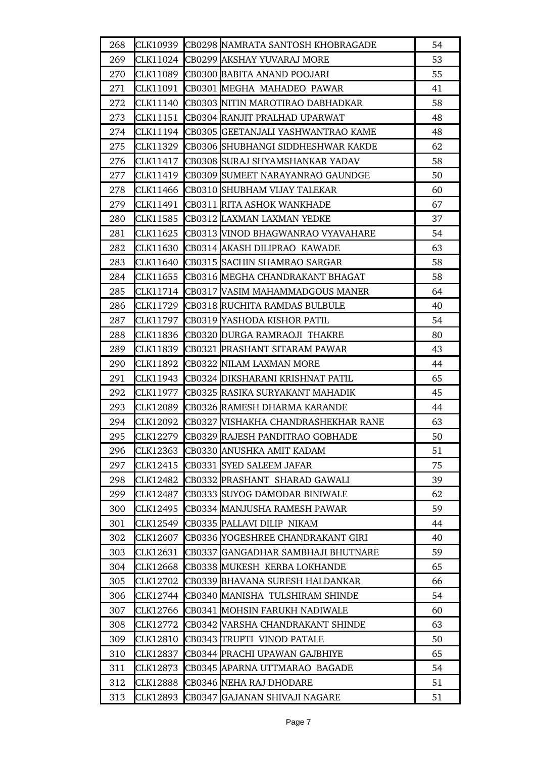| 268 | CLK10939 | CB0298 | NAMRATA SANTOSH KHOBRAGADE | 54 |
|---|---|---|---|---|
| 269 | CLK11024 | CB0299 | AKSHAY YUVARAJ MORE | 53 |
| 270 | CLK11089 | CB0300 | BABITA ANAND POOJARI | 55 |
| 271 | CLK11091 | CB0301 | MEGHA MAHADEO PAWAR | 41 |
| 272 | CLK11140 | CB0303 | NITIN MAROTIRAO DABHADKAR | 58 |
| 273 | CLK11151 | CB0304 | RANJIT PRALHAD UPARWAT | 48 |
| 274 | CLK11194 | CB0305 | GEETANJALI YASHWANTRAO KAME | 48 |
| 275 | CLK11329 | CB0306 | SHUBHANGI SIDDHESHWAR KAKDE | 62 |
| 276 | CLK11417 | CB0308 | SURAJ SHYAMSHANKAR YADAV | 58 |
| 277 | CLK11419 | CB0309 | SUMEET NARAYANRAO GAUNDGE | 50 |
| 278 | CLK11466 | CB0310 | SHUBHAM VIJAY TALEKAR | 60 |
| 279 | CLK11491 | CB0311 | RITA ASHOK WANKHADE | 67 |
| 280 | CLK11585 | CB0312 | LAXMAN LAXMAN YEDKE | 37 |
| 281 | CLK11625 | CB0313 | VINOD BHAGWANRAO VYAVAHARE | 54 |
| 282 | CLK11630 | CB0314 | AKASH DILIPRAO KAWADE | 63 |
| 283 | CLK11640 | CB0315 | SACHIN SHAMRAO SARGAR | 58 |
| 284 | CLK11655 | CB0316 | MEGHA CHANDRAKANT BHAGAT | 58 |
| 285 | CLK11714 | CB0317 | VASIM MAHAMMADGOUS MANER | 64 |
| 286 | CLK11729 | CB0318 | RUCHITA RAMDAS BULBULE | 40 |
| 287 | CLK11797 | CB0319 | YASHODA KISHOR PATIL | 54 |
| 288 | CLK11836 | CB0320 | DURGA RAMRAOJI THAKRE | 80 |
| 289 | CLK11839 | CB0321 | PRASHANT SITARAM PAWAR | 43 |
| 290 | CLK11892 | CB0322 | NILAM LAXMAN MORE | 44 |
| 291 | CLK11943 | CB0324 | DIKSHARANI KRISHNAT PATIL | 65 |
| 292 | CLK11977 | CB0325 | RASIKA SURYAKANT MAHADIK | 45 |
| 293 | CLK12089 | CB0326 | RAMESH DHARMA KARANDE | 44 |
| 294 | CLK12092 | CB0327 | VISHAKHA CHANDRASHEKHAR RANE | 63 |
| 295 | CLK12279 | CB0329 | RAJESH PANDITRAO GOBHADE | 50 |
| 296 | CLK12363 | CB0330 | ANUSHKA AMIT KADAM | 51 |
| 297 | CLK12415 | CB0331 | SYED SALEEM JAFAR | 75 |
| 298 | CLK12482 | CB0332 | PRASHANT SHARAD GAWALI | 39 |
| 299 | CLK12487 | CB0333 | SUYOG DAMODAR BINIWALE | 62 |
| 300 | CLK12495 | CB0334 | MANJUSHA RAMESH PAWAR | 59 |
| 301 | CLK12549 | CB0335 | PALLAVI DILIP NIKAM | 44 |
| 302 | CLK12607 | CB0336 | YOGESHREE CHANDRAKANT GIRI | 40 |
| 303 | CLK12631 | CB0337 | GANGADHAR SAMBHAJI BHUTNARE | 59 |
| 304 | CLK12668 | CB0338 | MUKESH KERBA LOKHANDE | 65 |
| 305 | CLK12702 | CB0339 | BHAVANA SURESH HALDANKAR | 66 |
| 306 | CLK12744 | CB0340 | MANISHA TULSHIRAM SHINDE | 54 |
| 307 | CLK12766 | CB0341 | MOHSIN FARUKH NADIWALE | 60 |
| 308 | CLK12772 | CB0342 | VARSHA CHANDRAKANT SHINDE | 63 |
| 309 | CLK12810 | CB0343 | TRUPTI VINOD PATALE | 50 |
| 310 | CLK12837 | CB0344 | PRACHI UPAWAN GAJBHIYE | 65 |
| 311 | CLK12873 | CB0345 | APARNA UTTMARAO BAGADE | 54 |
| 312 | CLK12888 | CB0346 | NEHA RAJ DHODARE | 51 |
| 313 | CLK12893 | CB0347 | GAJANAN SHIVAJI NAGARE | 51 |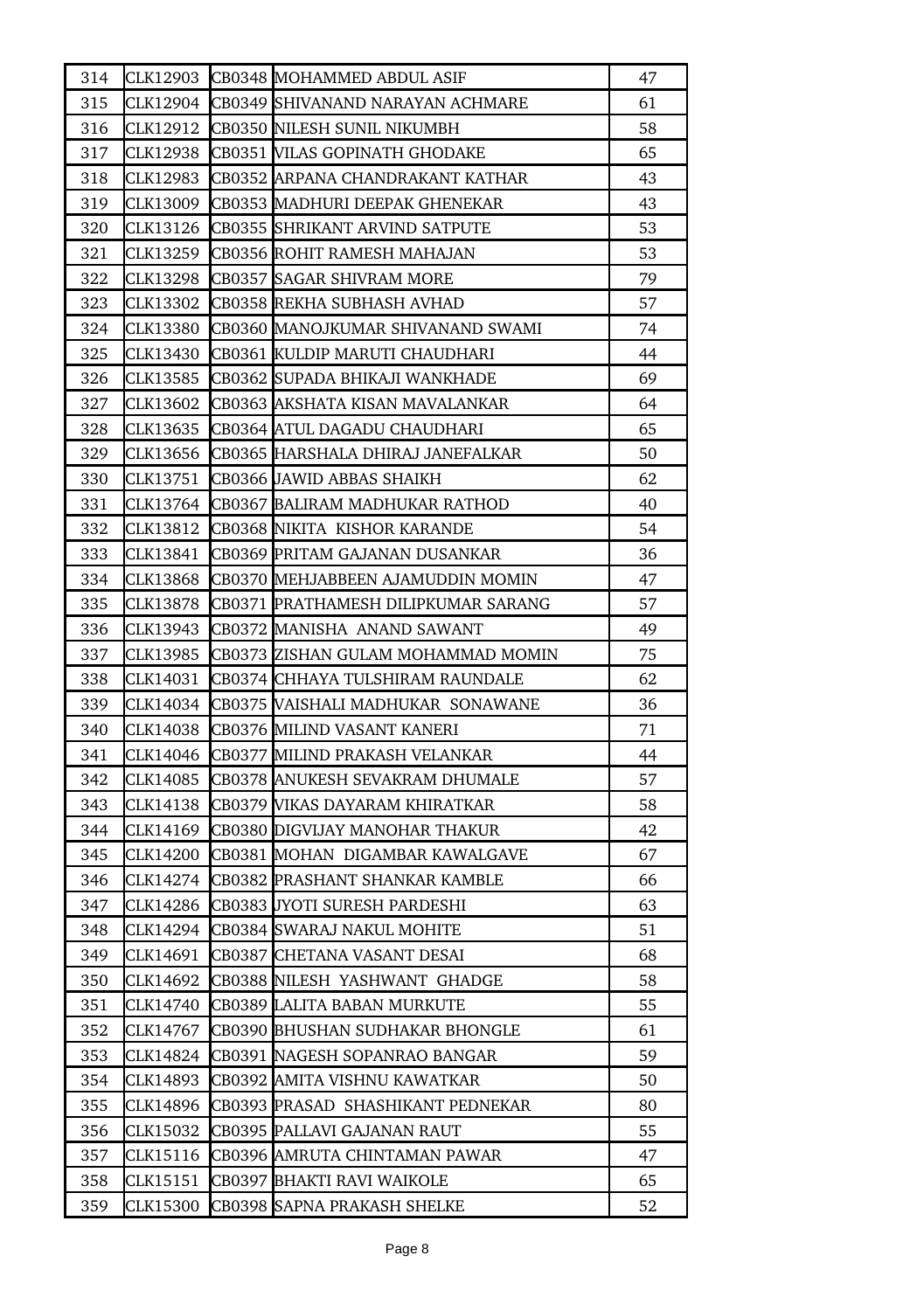| 314 | CLK12903 | CB0348 | MOHAMMED ABDUL ASIF | 47 |
|---|---|---|---|---|
| 315 | CLK12904 | CB0349 | SHIVANAND NARAYAN ACHMARE | 61 |
| 316 | CLK12912 | CB0350 | NILESH SUNIL NIKUMBH | 58 |
| 317 | CLK12938 | CB0351 | VILAS GOPINATH GHODAKE | 65 |
| 318 | CLK12983 | CB0352 | ARPANA CHANDRAKANT KATHAR | 43 |
| 319 | CLK13009 | CB0353 | MADHURI DEEPAK GHENEKAR | 43 |
| 320 | CLK13126 | CB0355 | SHRIKANT ARVIND SATPUTE | 53 |
| 321 | CLK13259 | CB0356 | ROHIT RAMESH MAHAJAN | 53 |
| 322 | CLK13298 | CB0357 | SAGAR SHIVRAM MORE | 79 |
| 323 | CLK13302 | CB0358 | REKHA SUBHASH AVHAD | 57 |
| 324 | CLK13380 | CB0360 | MANOJKUMAR SHIVANAND SWAMI | 74 |
| 325 | CLK13430 | CB0361 | KULDIP MARUTI CHAUDHARI | 44 |
| 326 | CLK13585 | CB0362 | SUPADA BHIKAJI WANKHADE | 69 |
| 327 | CLK13602 | CB0363 | AKSHATA KISAN MAVALANKAR | 64 |
| 328 | CLK13635 | CB0364 | ATUL DAGADU CHAUDHARI | 65 |
| 329 | CLK13656 | CB0365 | HARSHALA DHIRAJ JANEFALKAR | 50 |
| 330 | CLK13751 | CB0366 | JAWID ABBAS SHAIKH | 62 |
| 331 | CLK13764 | CB0367 | BALIRAM MADHUKAR RATHOD | 40 |
| 332 | CLK13812 | CB0368 | NIKITA KISHOR KARANDE | 54 |
| 333 | CLK13841 | CB0369 | PRITAM GAJANAN DUSANKAR | 36 |
| 334 | CLK13868 | CB0370 | MEHJABBEEN AJAMUDDIN MOMIN | 47 |
| 335 | CLK13878 | CB0371 | PRATHAMESH DILIPKUMAR SARANG | 57 |
| 336 | CLK13943 | CB0372 | MANISHA ANAND SAWANT | 49 |
| 337 | CLK13985 | CB0373 | ZISHAN GULAM MOHAMMAD MOMIN | 75 |
| 338 | CLK14031 | CB0374 | CHHAYA TULSHIRAM RAUNDALE | 62 |
| 339 | CLK14034 | CB0375 | VAISHALI MADHUKAR SONAWANE | 36 |
| 340 | CLK14038 | CB0376 | MILIND VASANT KANERI | 71 |
| 341 | CLK14046 | CB0377 | MILIND PRAKASH VELANKAR | 44 |
| 342 | CLK14085 | CB0378 | ANUKESH SEVAKRAM DHUMALE | 57 |
| 343 | CLK14138 | CB0379 | VIKAS DAYARAM KHIRATKAR | 58 |
| 344 | CLK14169 | CB0380 | DIGVIJAY MANOHAR THAKUR | 42 |
| 345 | CLK14200 | CB0381 | MOHAN DIGAMBAR KAWALGAVE | 67 |
| 346 | CLK14274 | CB0382 | PRASHANT SHANKAR KAMBLE | 66 |
| 347 | CLK14286 | CB0383 | JYOTI SURESH PARDESHI | 63 |
| 348 | CLK14294 | CB0384 | SWARAJ NAKUL MOHITE | 51 |
| 349 | CLK14691 | CB0387 | CHETANA VASANT DESAI | 68 |
| 350 | CLK14692 | CB0388 | NILESH YASHWANT GHADGE | 58 |
| 351 | CLK14740 | CB0389 | LALITA BABAN MURKUTE | 55 |
| 352 | CLK14767 | CB0390 | BHUSHAN SUDHAKAR BHONGLE | 61 |
| 353 | CLK14824 | CB0391 | NAGESH SOPANRAO BANGAR | 59 |
| 354 | CLK14893 | CB0392 | AMITA VISHNU KAWATKAR | 50 |
| 355 | CLK14896 | CB0393 | PRASAD SHASHIKANT PEDNEKAR | 80 |
| 356 | CLK15032 | CB0395 | PALLAVI GAJANAN RAUT | 55 |
| 357 | CLK15116 | CB0396 | AMRUTA CHINTAMAN PAWAR | 47 |
| 358 | CLK15151 | CB0397 | BHAKTI RAVI WAIKOLE | 65 |
| 359 | CLK15300 | CB0398 | SAPNA PRAKASH SHELKE | 52 |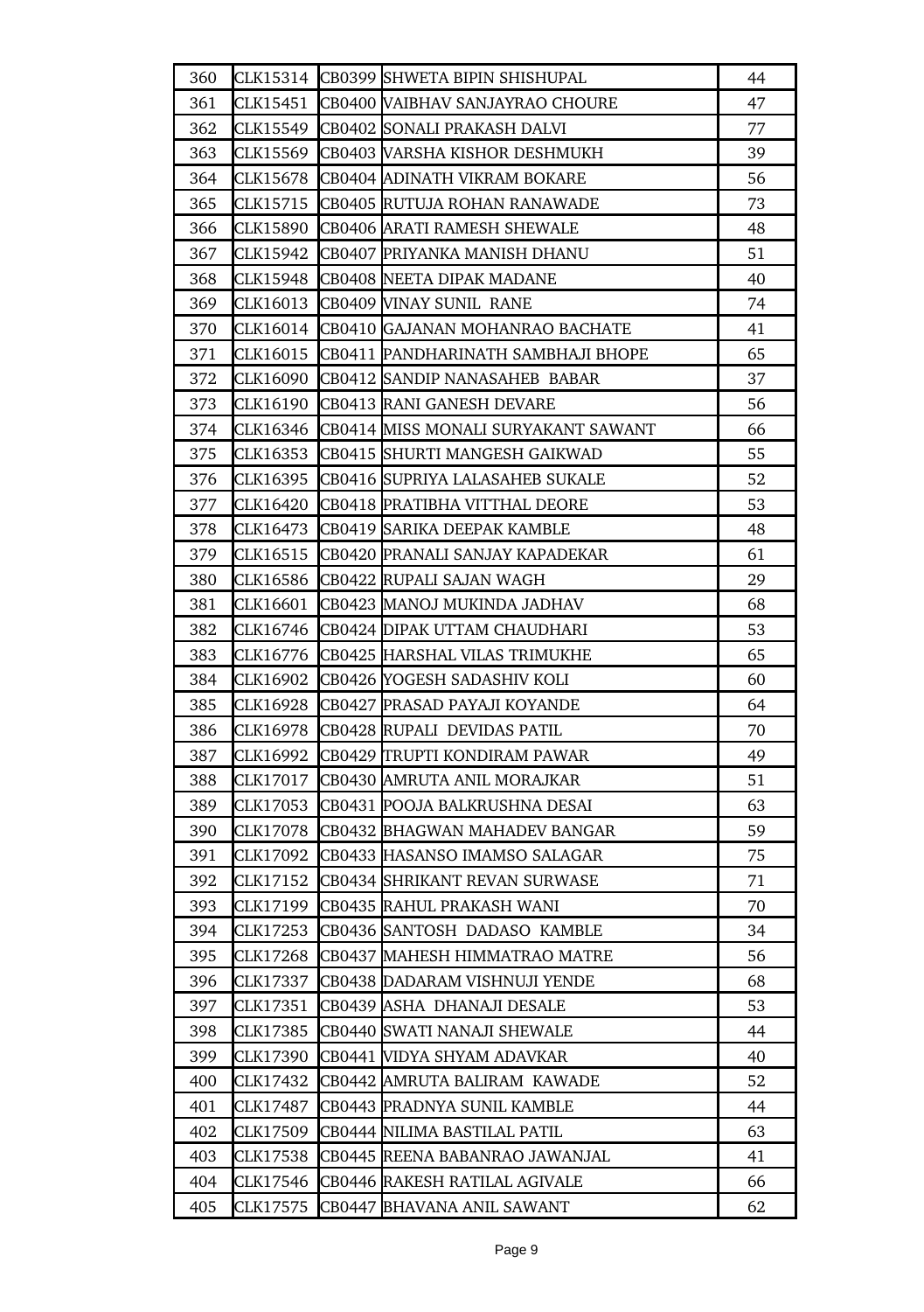| 360 | CLK15314 | CB0399 | SHWETA BIPIN SHISHUPAL | 44 |
|---|---|---|---|---|
| 361 | CLK15451 | CB0400 | VAIBHAV SANJAYRAO CHOURE | 47 |
| 362 | CLK15549 | CB0402 | SONALI PRAKASH DALVI | 77 |
| 363 | CLK15569 | CB0403 | VARSHA KISHOR DESHMUKH | 39 |
| 364 | CLK15678 | CB0404 | ADINATH VIKRAM BOKARE | 56 |
| 365 | CLK15715 | CB0405 | RUTUJA ROHAN RANAWADE | 73 |
| 366 | CLK15890 | CB0406 | ARATI RAMESH SHEWALE | 48 |
| 367 | CLK15942 | CB0407 | PRIYANKA MANISH DHANU | 51 |
| 368 | CLK15948 | CB0408 | NEETA DIPAK MADANE | 40 |
| 369 | CLK16013 | CB0409 | VINAY SUNIL RANE | 74 |
| 370 | CLK16014 | CB0410 | GAJANAN MOHANRAO BACHATE | 41 |
| 371 | CLK16015 | CB0411 | PANDHARINATH SAMBHAJI BHOPE | 65 |
| 372 | CLK16090 | CB0412 | SANDIP NANASAHEB BABAR | 37 |
| 373 | CLK16190 | CB0413 | RANI GANESH DEVARE | 56 |
| 374 | CLK16346 | CB0414 | MISS MONALI SURYAKANT SAWANT | 66 |
| 375 | CLK16353 | CB0415 | SHURTI MANGESH GAIKWAD | 55 |
| 376 | CLK16395 | CB0416 | SUPRIYA LALASAHEB SUKALE | 52 |
| 377 | CLK16420 | CB0418 | PRATIBHA VITTHAL DEORE | 53 |
| 378 | CLK16473 | CB0419 | SARIKA DEEPAK KAMBLE | 48 |
| 379 | CLK16515 | CB0420 | PRANALI SANJAY KAPADEKAR | 61 |
| 380 | CLK16586 | CB0422 | RUPALI SAJAN WAGH | 29 |
| 381 | CLK16601 | CB0423 | MANOJ MUKINDA JADHAV | 68 |
| 382 | CLK16746 | CB0424 | DIPAK UTTAM CHAUDHARI | 53 |
| 383 | CLK16776 | CB0425 | HARSHAL VILAS TRIMUKHE | 65 |
| 384 | CLK16902 | CB0426 | YOGESH SADASHIV KOLI | 60 |
| 385 | CLK16928 | CB0427 | PRASAD PAYAJI KOYANDE | 64 |
| 386 | CLK16978 | CB0428 | RUPALI DEVIDAS PATIL | 70 |
| 387 | CLK16992 | CB0429 | TRUPTI KONDIRAM PAWAR | 49 |
| 388 | CLK17017 | CB0430 | AMRUTA ANIL MORAJKAR | 51 |
| 389 | CLK17053 | CB0431 | POOJA BALKRUSHNA DESAI | 63 |
| 390 | CLK17078 | CB0432 | BHAGWAN MAHADEV BANGAR | 59 |
| 391 | CLK17092 | CB0433 | HASANSO IMAMSO SALAGAR | 75 |
| 392 | CLK17152 | CB0434 | SHRIKANT REVAN SURWASE | 71 |
| 393 | CLK17199 | CB0435 | RAHUL PRAKASH WANI | 70 |
| 394 | CLK17253 | CB0436 | SANTOSH DADASO KAMBLE | 34 |
| 395 | CLK17268 | CB0437 | MAHESH HIMMATRAO MATRE | 56 |
| 396 | CLK17337 | CB0438 | DADARAM VISHNUJI YENDE | 68 |
| 397 | CLK17351 | CB0439 | ASHA DHANAJI DESALE | 53 |
| 398 | CLK17385 | CB0440 | SWATI NANAJI SHEWALE | 44 |
| 399 | CLK17390 | CB0441 | VIDYA SHYAM ADAVKAR | 40 |
| 400 | CLK17432 | CB0442 | AMRUTA BALIRAM KAWADE | 52 |
| 401 | CLK17487 | CB0443 | PRADNYA SUNIL KAMBLE | 44 |
| 402 | CLK17509 | CB0444 | NILIMA BASTILAL PATIL | 63 |
| 403 | CLK17538 | CB0445 | REENA BABANRAO JAWANJAL | 41 |
| 404 | CLK17546 | CB0446 | RAKESH RATILAL AGIVALE | 66 |
| 405 | CLK17575 | CB0447 | BHAVANA ANIL SAWANT | 62 |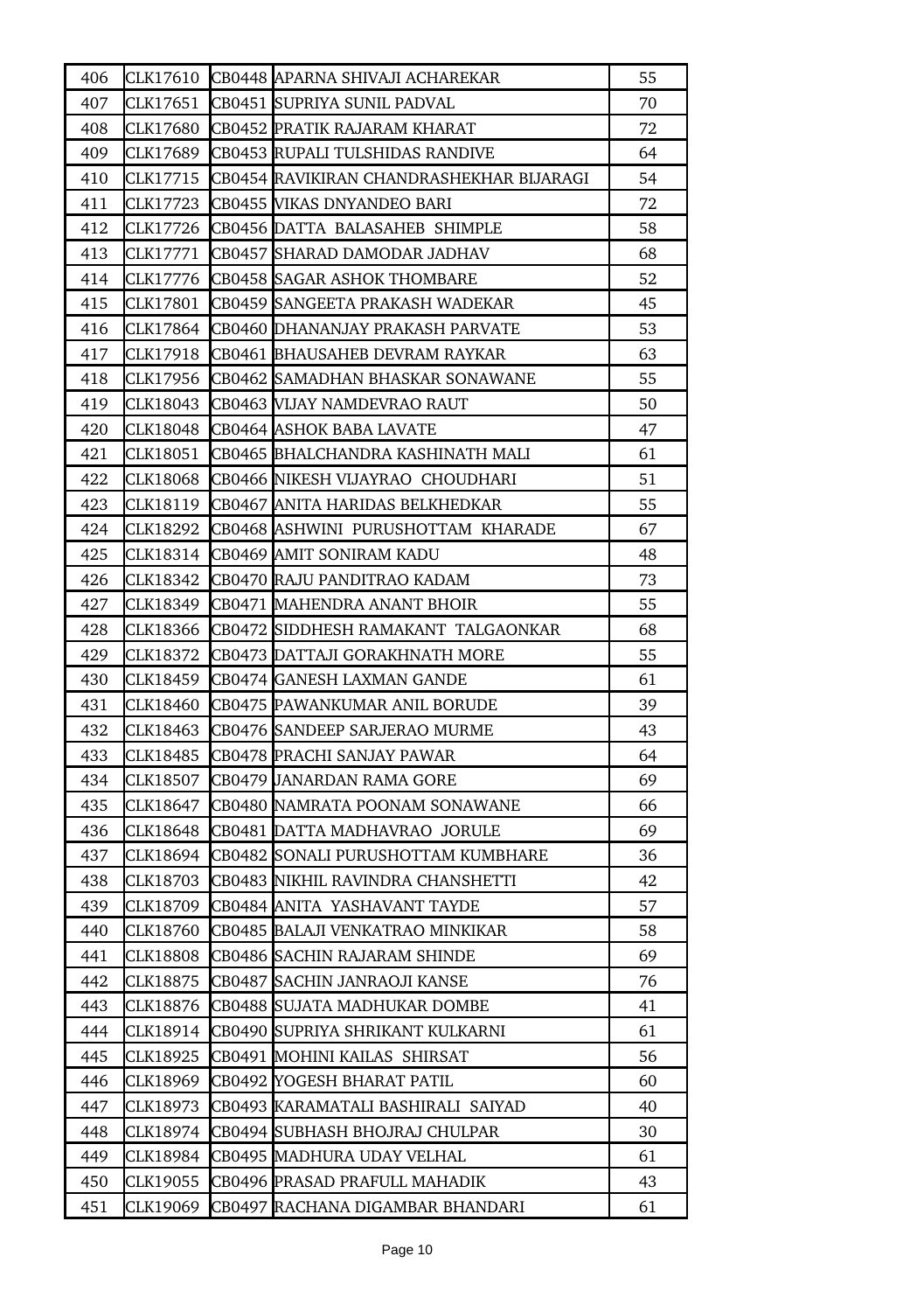| | | | | |
|---|---|---|---|---|
| 406 | CLK17610 | CB0448 | APARNA SHIVAJI ACHAREKAR | 55 |
| 407 | CLK17651 | CB0451 | SUPRIYA SUNIL PADVAL | 70 |
| 408 | CLK17680 | CB0452 | PRATIK RAJARAM KHARAT | 72 |
| 409 | CLK17689 | CB0453 | RUPALI TULSHIDAS RANDIVE | 64 |
| 410 | CLK17715 | CB0454 | RAVIKIRAN CHANDRASHEKHAR BIJARAGI | 54 |
| 411 | CLK17723 | CB0455 | VIKAS DNYANDEO BARI | 72 |
| 412 | CLK17726 | CB0456 | DATTA BALASAHEB SHIMPLE | 58 |
| 413 | CLK17771 | CB0457 | SHARAD DAMODAR JADHAV | 68 |
| 414 | CLK17776 | CB0458 | SAGAR ASHOK THOMBARE | 52 |
| 415 | CLK17801 | CB0459 | SANGEETA PRAKASH WADEKAR | 45 |
| 416 | CLK17864 | CB0460 | DHANANJAY PRAKASH PARVATE | 53 |
| 417 | CLK17918 | CB0461 | BHAUSAHEB DEVRAM RAYKAR | 63 |
| 418 | CLK17956 | CB0462 | SAMADHAN BHASKAR SONAWANE | 55 |
| 419 | CLK18043 | CB0463 | VIJAY NAMDEVRAO RAUT | 50 |
| 420 | CLK18048 | CB0464 | ASHOK BABA LAVATE | 47 |
| 421 | CLK18051 | CB0465 | BHALCHANDRA KASHINATH MALI | 61 |
| 422 | CLK18068 | CB0466 | NIKESH VIJAYRAO CHOUDHARI | 51 |
| 423 | CLK18119 | CB0467 | ANITA HARIDAS BELKHEDKAR | 55 |
| 424 | CLK18292 | CB0468 | ASHWINI PURUSHOTTAM KHARADE | 67 |
| 425 | CLK18314 | CB0469 | AMIT SONIRAM KADU | 48 |
| 426 | CLK18342 | CB0470 | RAJU PANDITRAO KADAM | 73 |
| 427 | CLK18349 | CB0471 | MAHENDRA ANANT BHOIR | 55 |
| 428 | CLK18366 | CB0472 | SIDDHESH RAMAKANT TALGAONKAR | 68 |
| 429 | CLK18372 | CB0473 | DATTAJI GORAKHNATH MORE | 55 |
| 430 | CLK18459 | CB0474 | GANESH LAXMAN GANDE | 61 |
| 431 | CLK18460 | CB0475 | PAWANKUMAR ANIL BORUDE | 39 |
| 432 | CLK18463 | CB0476 | SANDEEP SARJERAO MURME | 43 |
| 433 | CLK18485 | CB0478 | PRACHI SANJAY PAWAR | 64 |
| 434 | CLK18507 | CB0479 | JANARDAN RAMA GORE | 69 |
| 435 | CLK18647 | CB0480 | NAMRATA POONAM SONAWANE | 66 |
| 436 | CLK18648 | CB0481 | DATTA MADHAVRAO JORULE | 69 |
| 437 | CLK18694 | CB0482 | SONALI PURUSHOTTAM KUMBHARE | 36 |
| 438 | CLK18703 | CB0483 | NIKHIL RAVINDRA CHANSHETTI | 42 |
| 439 | CLK18709 | CB0484 | ANITA YASHAVANT TAYDE | 57 |
| 440 | CLK18760 | CB0485 | BALAJI VENKATRAO MINKIKAR | 58 |
| 441 | CLK18808 | CB0486 | SACHIN RAJARAM SHINDE | 69 |
| 442 | CLK18875 | CB0487 | SACHIN JANRAOJI KANSE | 76 |
| 443 | CLK18876 | CB0488 | SUJATA MADHUKAR DOMBE | 41 |
| 444 | CLK18914 | CB0490 | SUPRIYA SHRIKANT KULKARNI | 61 |
| 445 | CLK18925 | CB0491 | MOHINI KAILAS SHIRSAT | 56 |
| 446 | CLK18969 | CB0492 | YOGESH BHARAT PATIL | 60 |
| 447 | CLK18973 | CB0493 | KARAMATALI BASHIRALI SAIYAD | 40 |
| 448 | CLK18974 | CB0494 | SUBHASH BHOJRAJ CHULPAR | 30 |
| 449 | CLK18984 | CB0495 | MADHURA UDAY VELHAL | 61 |
| 450 | CLK19055 | CB0496 | PRASAD PRAFULL MAHADIK | 43 |
| 451 | CLK19069 | CB0497 | RACHANA DIGAMBAR BHANDARI | 61 |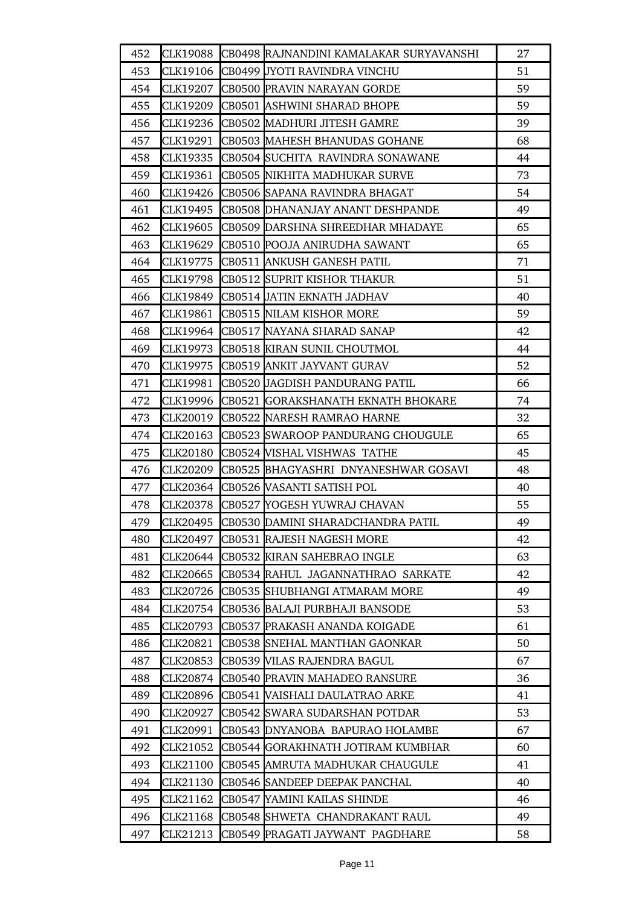| 452 | CLK19088 | CB0498 | RAJNANDINI KAMALAKAR SURYAVANSHI | 27 |
|---|---|---|---|---|
| 453 | CLK19106 | CB0499 | JYOTI RAVINDRA VINCHU | 51 |
| 454 | CLK19207 | CB0500 | PRAVIN NARAYAN GORDE | 59 |
| 455 | CLK19209 | CB0501 | ASHWINI SHARAD BHOPE | 59 |
| 456 | CLK19236 | CB0502 | MADHURI JITESH GAMRE | 39 |
| 457 | CLK19291 | CB0503 | MAHESH BHANUDAS GOHANE | 68 |
| 458 | CLK19335 | CB0504 | SUCHITA RAVINDRA SONAWANE | 44 |
| 459 | CLK19361 | CB0505 | NIKHITA MADHUKAR SURVE | 73 |
| 460 | CLK19426 | CB0506 | SAPANA RAVINDRA BHAGAT | 54 |
| 461 | CLK19495 | CB0508 | DHANANJAY ANANT DESHPANDE | 49 |
| 462 | CLK19605 | CB0509 | DARSHNA SHREEDHAR MHADAYE | 65 |
| 463 | CLK19629 | CB0510 | POOJA ANIRUDHA SAWANT | 65 |
| 464 | CLK19775 | CB0511 | ANKUSH GANESH PATIL | 71 |
| 465 | CLK19798 | CB0512 | SUPRIT KISHOR THAKUR | 51 |
| 466 | CLK19849 | CB0514 | JATIN EKNATH JADHAV | 40 |
| 467 | CLK19861 | CB0515 | NILAM KISHOR MORE | 59 |
| 468 | CLK19964 | CB0517 | NAYANA SHARAD SANAP | 42 |
| 469 | CLK19973 | CB0518 | KIRAN SUNIL CHOUTMOL | 44 |
| 470 | CLK19975 | CB0519 | ANKIT JAYVANT GURAV | 52 |
| 471 | CLK19981 | CB0520 | JAGDISH PANDURANG PATIL | 66 |
| 472 | CLK19996 | CB0521 | GORAKSHANATH EKNATH BHOKARE | 74 |
| 473 | CLK20019 | CB0522 | NARESH RAMRAO HARNE | 32 |
| 474 | CLK20163 | CB0523 | SWAROOP PANDURANG CHOUGULE | 65 |
| 475 | CLK20180 | CB0524 | VISHAL VISHWAS TATHE | 45 |
| 476 | CLK20209 | CB0525 | BHAGYASHRI DNYANESHWAR GOSAVI | 48 |
| 477 | CLK20364 | CB0526 | VASANTI SATISH POL | 40 |
| 478 | CLK20378 | CB0527 | YOGESH YUWRAJ CHAVAN | 55 |
| 479 | CLK20495 | CB0530 | DAMINI SHARADCHANDRA PATIL | 49 |
| 480 | CLK20497 | CB0531 | RAJESH NAGESH MORE | 42 |
| 481 | CLK20644 | CB0532 | KIRAN SAHEBRAO INGLE | 63 |
| 482 | CLK20665 | CB0534 | RAHUL JAGANNATHRAO SARKATE | 42 |
| 483 | CLK20726 | CB0535 | SHUBHANGI ATMARAM MORE | 49 |
| 484 | CLK20754 | CB0536 | BALAJI PURBHAJI BANSODE | 53 |
| 485 | CLK20793 | CB0537 | PRAKASH ANANDA KOIGADE | 61 |
| 486 | CLK20821 | CB0538 | SNEHAL MANTHAN GAONKAR | 50 |
| 487 | CLK20853 | CB0539 | VILAS RAJENDRA BAGUL | 67 |
| 488 | CLK20874 | CB0540 | PRAVIN MAHADEO RANSURE | 36 |
| 489 | CLK20896 | CB0541 | VAISHALI DAULATRAO ARKE | 41 |
| 490 | CLK20927 | CB0542 | SWARA SUDARSHAN POTDAR | 53 |
| 491 | CLK20991 | CB0543 | DNYANOBA BAPURAO HOLAMBE | 67 |
| 492 | CLK21052 | CB0544 | GORAKHNATH JOTIRAM KUMBHAR | 60 |
| 493 | CLK21100 | CB0545 | AMRUTA MADHUKAR CHAUGULE | 41 |
| 494 | CLK21130 | CB0546 | SANDEEP DEEPAK PANCHAL | 40 |
| 495 | CLK21162 | CB0547 | YAMINI KAILAS SHINDE | 46 |
| 496 | CLK21168 | CB0548 | SHWETA CHANDRAKANT RAUL | 49 |
| 497 | CLK21213 | CB0549 | PRAGATI JAYWANT PAGDHARE | 58 |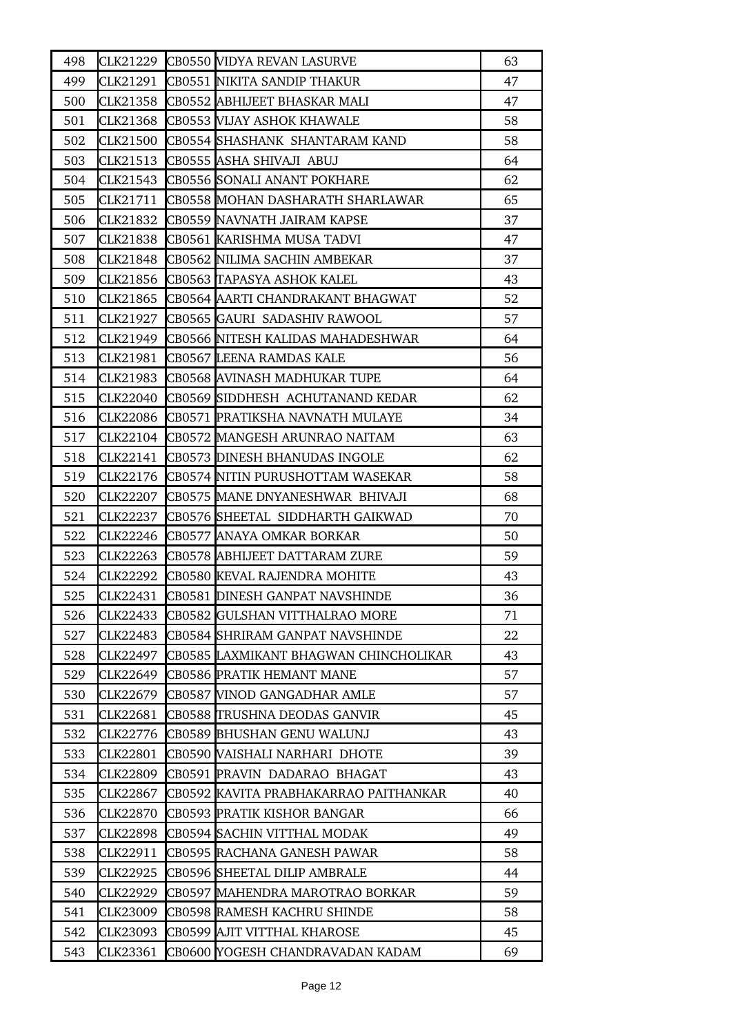| | | | | |
|---|---|---|---|---|
| 498 | CLK21229 | CB0550 | VIDYA REVAN LASURVE | 63 |
| 499 | CLK21291 | CB0551 | NIKITA SANDIP THAKUR | 47 |
| 500 | CLK21358 | CB0552 | ABHIJEET BHASKAR MALI | 47 |
| 501 | CLK21368 | CB0553 | VIJAY ASHOK KHAWALE | 58 |
| 502 | CLK21500 | CB0554 | SHASHANK SHANTARAM KAND | 58 |
| 503 | CLK21513 | CB0555 | ASHA SHIVAJI ABUJ | 64 |
| 504 | CLK21543 | CB0556 | SONALI ANANT POKHARE | 62 |
| 505 | CLK21711 | CB0558 | MOHAN DASHARATH SHARLAWAR | 65 |
| 506 | CLK21832 | CB0559 | NAVNATH JAIRAM KAPSE | 37 |
| 507 | CLK21838 | CB0561 | KARISHMA MUSA TADVI | 47 |
| 508 | CLK21848 | CB0562 | NILIMA SACHIN AMBEKAR | 37 |
| 509 | CLK21856 | CB0563 | TAPASYA ASHOK KALEL | 43 |
| 510 | CLK21865 | CB0564 | AARTI CHANDRAKANT BHAGWAT | 52 |
| 511 | CLK21927 | CB0565 | GAURI SADASHIV RAWOOL | 57 |
| 512 | CLK21949 | CB0566 | NITESH KALIDAS MAHADESHWAR | 64 |
| 513 | CLK21981 | CB0567 | LEENA RAMDAS KALE | 56 |
| 514 | CLK21983 | CB0568 | AVINASH MADHUKAR TUPE | 64 |
| 515 | CLK22040 | CB0569 | SIDDHESH ACHUTANAND KEDAR | 62 |
| 516 | CLK22086 | CB0571 | PRATIKSHA NAVNATH MULAYE | 34 |
| 517 | CLK22104 | CB0572 | MANGESH ARUNRAO NAITAM | 63 |
| 518 | CLK22141 | CB0573 | DINESH BHANUDAS INGOLE | 62 |
| 519 | CLK22176 | CB0574 | NITIN PURUSHOTTAM WASEKAR | 58 |
| 520 | CLK22207 | CB0575 | MANE DNYANESHWAR BHIVAJI | 68 |
| 521 | CLK22237 | CB0576 | SHEETAL SIDDHARTH GAIKWAD | 70 |
| 522 | CLK22246 | CB0577 | ANAYA OMKAR BORKAR | 50 |
| 523 | CLK22263 | CB0578 | ABHIJEET DATTARAM ZURE | 59 |
| 524 | CLK22292 | CB0580 | KEVAL RAJENDRA MOHITE | 43 |
| 525 | CLK22431 | CB0581 | DINESH GANPAT NAVSHINDE | 36 |
| 526 | CLK22433 | CB0582 | GULSHAN VITTHALRAO MORE | 71 |
| 527 | CLK22483 | CB0584 | SHRIRAM GANPAT NAVSHINDE | 22 |
| 528 | CLK22497 | CB0585 | LAXMIKANT BHAGWAN CHINCHOLIKAR | 43 |
| 529 | CLK22649 | CB0586 | PRATIK HEMANT MANE | 57 |
| 530 | CLK22679 | CB0587 | VINOD GANGADHAR AMLE | 57 |
| 531 | CLK22681 | CB0588 | TRUSHNA DEODAS GANVIR | 45 |
| 532 | CLK22776 | CB0589 | BHUSHAN GENU WALUNJ | 43 |
| 533 | CLK22801 | CB0590 | VAISHALI NARHARI DHOTE | 39 |
| 534 | CLK22809 | CB0591 | PRAVIN DADARAO BHAGAT | 43 |
| 535 | CLK22867 | CB0592 | KAVITA PRABHAKARRAO PAITHANKAR | 40 |
| 536 | CLK22870 | CB0593 | PRATIK KISHOR BANGAR | 66 |
| 537 | CLK22898 | CB0594 | SACHIN VITTHAL MODAK | 49 |
| 538 | CLK22911 | CB0595 | RACHANA GANESH PAWAR | 58 |
| 539 | CLK22925 | CB0596 | SHEETAL DILIP AMBRALE | 44 |
| 540 | CLK22929 | CB0597 | MAHENDRA MAROTRAO BORKAR | 59 |
| 541 | CLK23009 | CB0598 | RAMESH KACHRU SHINDE | 58 |
| 542 | CLK23093 | CB0599 | AJIT VITTHAL KHAROSE | 45 |
| 543 | CLK23361 | CB0600 | YOGESH CHANDRAVADAN KADAM | 69 |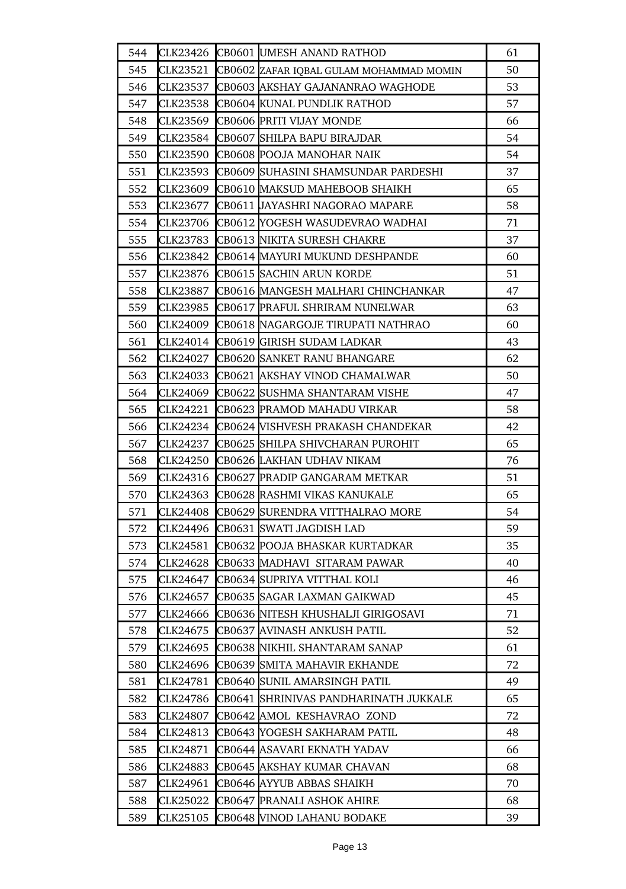| | | | | |
|---|---|---|---|---|
| 544 | CLK23426 | CB0601 | UMESH ANAND RATHOD | 61 |
| 545 | CLK23521 | CB0602 | ZAFAR IQBAL GULAM MOHAMMAD MOMIN | 50 |
| 546 | CLK23537 | CB0603 | AKSHAY GAJANANRAO WAGHODE | 53 |
| 547 | CLK23538 | CB0604 | KUNAL PUNDLIK RATHOD | 57 |
| 548 | CLK23569 | CB0606 | PRITI VIJAY MONDE | 66 |
| 549 | CLK23584 | CB0607 | SHILPA BAPU BIRAJDAR | 54 |
| 550 | CLK23590 | CB0608 | POOJA MANOHAR NAIK | 54 |
| 551 | CLK23593 | CB0609 | SUHASINI SHAMSUNDAR PARDESHI | 37 |
| 552 | CLK23609 | CB0610 | MAKSUD MAHEBOOB SHAIKH | 65 |
| 553 | CLK23677 | CB0611 | JAYASHRI NAGORAO MAPARE | 58 |
| 554 | CLK23706 | CB0612 | YOGESH WASUDEVRAO WADHAI | 71 |
| 555 | CLK23783 | CB0613 | NIKITA SURESH CHAKRE | 37 |
| 556 | CLK23842 | CB0614 | MAYURI MUKUND DESHPANDE | 60 |
| 557 | CLK23876 | CB0615 | SACHIN ARUN KORDE | 51 |
| 558 | CLK23887 | CB0616 | MANGESH MALHARI CHINCHANKAR | 47 |
| 559 | CLK23985 | CB0617 | PRAFUL SHRIRAM NUNELWAR | 63 |
| 560 | CLK24009 | CB0618 | NAGARGOJE TIRUPATI NATHRAO | 60 |
| 561 | CLK24014 | CB0619 | GIRISH SUDAM LADKAR | 43 |
| 562 | CLK24027 | CB0620 | SANKET RANU BHANGARE | 62 |
| 563 | CLK24033 | CB0621 | AKSHAY VINOD CHAMALWAR | 50 |
| 564 | CLK24069 | CB0622 | SUSHMA SHANTARAM VISHE | 47 |
| 565 | CLK24221 | CB0623 | PRAMOD MAHADU VIRKAR | 58 |
| 566 | CLK24234 | CB0624 | VISHVESH PRAKASH CHANDEKAR | 42 |
| 567 | CLK24237 | CB0625 | SHILPA SHIVCHARAN PUROHIT | 65 |
| 568 | CLK24250 | CB0626 | LAKHAN UDHAV NIKAM | 76 |
| 569 | CLK24316 | CB0627 | PRADIP GANGARAM METKAR | 51 |
| 570 | CLK24363 | CB0628 | RASHMI VIKAS KANUKALE | 65 |
| 571 | CLK24408 | CB0629 | SURENDRA VITTHALRAO MORE | 54 |
| 572 | CLK24496 | CB0631 | SWATI JAGDISH LAD | 59 |
| 573 | CLK24581 | CB0632 | POOJA BHASKAR KURTADKAR | 35 |
| 574 | CLK24628 | CB0633 | MADHAVI SITARAM PAWAR | 40 |
| 575 | CLK24647 | CB0634 | SUPRIYA VITTHAL KOLI | 46 |
| 576 | CLK24657 | CB0635 | SAGAR LAXMAN GAIKWAD | 45 |
| 577 | CLK24666 | CB0636 | NITESH KHUSHALJI GIRIGOSAVI | 71 |
| 578 | CLK24675 | CB0637 | AVINASH ANKUSH PATIL | 52 |
| 579 | CLK24695 | CB0638 | NIKHIL SHANTARAM SANAP | 61 |
| 580 | CLK24696 | CB0639 | SMITA MAHAVIR EKHANDE | 72 |
| 581 | CLK24781 | CB0640 | SUNIL AMARSINGH PATIL | 49 |
| 582 | CLK24786 | CB0641 | SHRINIVAS PANDHARINATH JUKKALE | 65 |
| 583 | CLK24807 | CB0642 | AMOL KESHAVRAO ZOND | 72 |
| 584 | CLK24813 | CB0643 | YOGESH SAKHARAM PATIL | 48 |
| 585 | CLK24871 | CB0644 | ASAVARI EKNATH YADAV | 66 |
| 586 | CLK24883 | CB0645 | AKSHAY KUMAR CHAVAN | 68 |
| 587 | CLK24961 | CB0646 | AYYUB ABBAS SHAIKH | 70 |
| 588 | CLK25022 | CB0647 | PRANALI ASHOK AHIRE | 68 |
| 589 | CLK25105 | CB0648 | VINOD LAHANU BODAKE | 39 |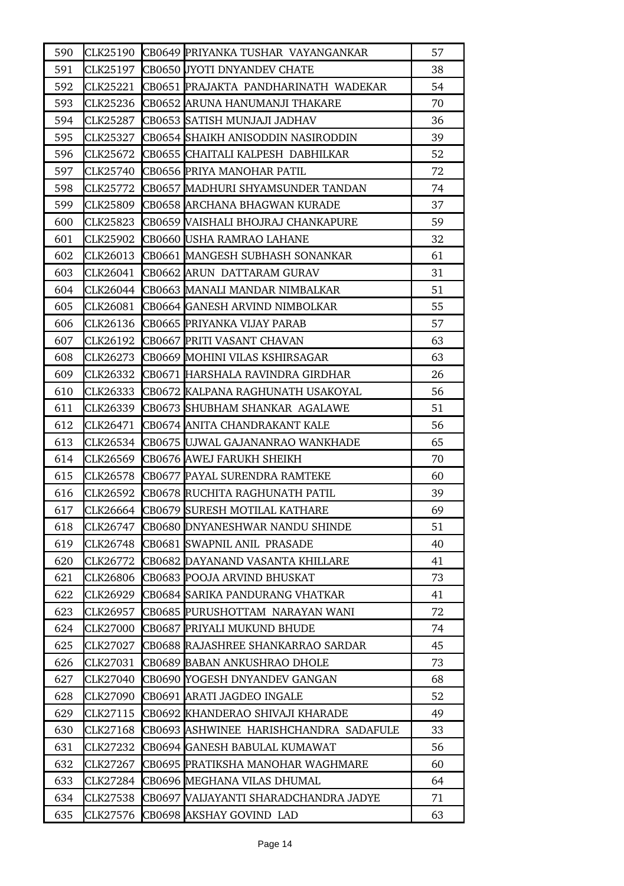| 590 | CLK25190 | CB0649 | PRIYANKA TUSHAR VAYANGANKAR | 57 |
|---|---|---|---|---|
| 591 | CLK25197 | CB0650 | JYOTI DNYANDEV CHATE | 38 |
| 592 | CLK25221 | CB0651 | PRAJAKTA PANDHARINATH WADEKAR | 54 |
| 593 | CLK25236 | CB0652 | ARUNA HANUMANJI THAKARE | 70 |
| 594 | CLK25287 | CB0653 | SATISH MUNJAJI JADHAV | 36 |
| 595 | CLK25327 | CB0654 | SHAIKH ANISODDIN NASIRODDIN | 39 |
| 596 | CLK25672 | CB0655 | CHAITALI KALPESH DABHILKAR | 52 |
| 597 | CLK25740 | CB0656 | PRIYA MANOHAR PATIL | 72 |
| 598 | CLK25772 | CB0657 | MADHURI SHYAMSUNDER TANDAN | 74 |
| 599 | CLK25809 | CB0658 | ARCHANA BHAGWAN KURADE | 37 |
| 600 | CLK25823 | CB0659 | VAISHALI BHOJRAJ CHANKAPURE | 59 |
| 601 | CLK25902 | CB0660 | USHA RAMRAO LAHANE | 32 |
| 602 | CLK26013 | CB0661 | MANGESH SUBHASH SONANKAR | 61 |
| 603 | CLK26041 | CB0662 | ARUN DATTARAM GURAV | 31 |
| 604 | CLK26044 | CB0663 | MANALI MANDAR NIMBALKAR | 51 |
| 605 | CLK26081 | CB0664 | GANESH ARVIND NIMBOLKAR | 55 |
| 606 | CLK26136 | CB0665 | PRIYANKA VIJAY PARAB | 57 |
| 607 | CLK26192 | CB0667 | PRITI VASANT CHAVAN | 63 |
| 608 | CLK26273 | CB0669 | MOHINI VILAS KSHIRSAGAR | 63 |
| 609 | CLK26332 | CB0671 | HARSHALA RAVINDRA GIRDHAR | 26 |
| 610 | CLK26333 | CB0672 | KALPANA RAGHUNATH USAKOYAL | 56 |
| 611 | CLK26339 | CB0673 | SHUBHAM SHANKAR AGALAWE | 51 |
| 612 | CLK26471 | CB0674 | ANITA CHANDRAKANT KALE | 56 |
| 613 | CLK26534 | CB0675 | UJWAL GAJANANRAO WANKHADE | 65 |
| 614 | CLK26569 | CB0676 | AWEJ FARUKH SHEIKH | 70 |
| 615 | CLK26578 | CB0677 | PAYAL SURENDRA RAMTEKE | 60 |
| 616 | CLK26592 | CB0678 | RUCHITA RAGHUNATH PATIL | 39 |
| 617 | CLK26664 | CB0679 | SURESH MOTILAL KATHARE | 69 |
| 618 | CLK26747 | CB0680 | DNYANESHWAR NANDU SHINDE | 51 |
| 619 | CLK26748 | CB0681 | SWAPNIL ANIL PRASADE | 40 |
| 620 | CLK26772 | CB0682 | DAYANAND VASANTA KHILLARE | 41 |
| 621 | CLK26806 | CB0683 | POOJA ARVIND BHUSKAT | 73 |
| 622 | CLK26929 | CB0684 | SARIKA PANDURANG VHATKAR | 41 |
| 623 | CLK26957 | CB0685 | PURUSHOTTAM NARAYAN WANI | 72 |
| 624 | CLK27000 | CB0687 | PRIYALI MUKUND BHUDE | 74 |
| 625 | CLK27027 | CB0688 | RAJASHREE SHANKARRAO SARDAR | 45 |
| 626 | CLK27031 | CB0689 | BABAN ANKUSHRAO DHOLE | 73 |
| 627 | CLK27040 | CB0690 | YOGESH DNYANDEV GANGAN | 68 |
| 628 | CLK27090 | CB0691 | ARATI JAGDEO INGALE | 52 |
| 629 | CLK27115 | CB0692 | KHANDERAO SHIVAJI KHARADE | 49 |
| 630 | CLK27168 | CB0693 | ASHWINEE HARISHCHANDRA SADAFULE | 33 |
| 631 | CLK27232 | CB0694 | GANESH BABULAL KUMAWAT | 56 |
| 632 | CLK27267 | CB0695 | PRATIKSHA MANOHAR WAGHMARE | 60 |
| 633 | CLK27284 | CB0696 | MEGHANA VILAS DHUMAL | 64 |
| 634 | CLK27538 | CB0697 | VAIJAYANTI SHARADCHANDRA JADYE | 71 |
| 635 | CLK27576 | CB0698 | AKSHAY GOVIND LAD | 63 |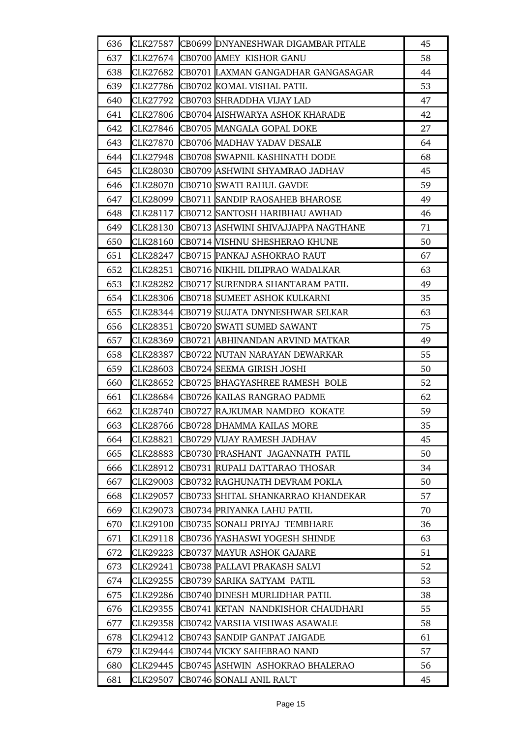| 636 | CLK27587 | CB0699 | DNYANESHWAR DIGAMBAR PITALE | 45 |
|---|---|---|---|---|
| 637 | CLK27674 | CB0700 | AMEY KISHOR GANU | 58 |
| 638 | CLK27682 | CB0701 | LAXMAN GANGADHAR GANGASAGAR | 44 |
| 639 | CLK27786 | CB0702 | KOMAL VISHAL PATIL | 53 |
| 640 | CLK27792 | CB0703 | SHRADDHA VIJAY LAD | 47 |
| 641 | CLK27806 | CB0704 | AISHWARYA ASHOK KHARADE | 42 |
| 642 | CLK27846 | CB0705 | MANGALA GOPAL DOKE | 27 |
| 643 | CLK27870 | CB0706 | MADHAV YADAV DESALE | 64 |
| 644 | CLK27948 | CB0708 | SWAPNIL KASHINATH DODE | 68 |
| 645 | CLK28030 | CB0709 | ASHWINI SHYAMRAO JADHAV | 45 |
| 646 | CLK28070 | CB0710 | SWATI RAHUL GAVDE | 59 |
| 647 | CLK28099 | CB0711 | SANDIP RAOSAHEB BHAROSE | 49 |
| 648 | CLK28117 | CB0712 | SANTOSH HARIBHAU AWHAD | 46 |
| 649 | CLK28130 | CB0713 | ASHWINI SHIVAJJAPPA NAGTHANE | 71 |
| 650 | CLK28160 | CB0714 | VISHNU SHESHERAO KHUNE | 50 |
| 651 | CLK28247 | CB0715 | PANKAJ ASHOKRAO RAUT | 67 |
| 652 | CLK28251 | CB0716 | NIKHIL DILIPRAO WADALKAR | 63 |
| 653 | CLK28282 | CB0717 | SURENDRA SHANTARAM PATIL | 49 |
| 654 | CLK28306 | CB0718 | SUMEET ASHOK KULKARNI | 35 |
| 655 | CLK28344 | CB0719 | SUJATA DNYNESHWAR SELKAR | 63 |
| 656 | CLK28351 | CB0720 | SWATI SUMED SAWANT | 75 |
| 657 | CLK28369 | CB0721 | ABHINANDAN ARVIND MATKAR | 49 |
| 658 | CLK28387 | CB0722 | NUTAN NARAYAN DEWARKAR | 55 |
| 659 | CLK28603 | CB0724 | SEEMA GIRISH JOSHI | 50 |
| 660 | CLK28652 | CB0725 | BHAGYASHREE RAMESH BOLE | 52 |
| 661 | CLK28684 | CB0726 | KAILAS RANGRAO PADME | 62 |
| 662 | CLK28740 | CB0727 | RAJKUMAR NAMDEO KOKATE | 59 |
| 663 | CLK28766 | CB0728 | DHAMMA KAILAS MORE | 35 |
| 664 | CLK28821 | CB0729 | VIJAY RAMESH JADHAV | 45 |
| 665 | CLK28883 | CB0730 | PRASHANT JAGANNATH PATIL | 50 |
| 666 | CLK28912 | CB0731 | RUPALI DATTARAO THOSAR | 34 |
| 667 | CLK29003 | CB0732 | RAGHUNATH DEVRAM POKLA | 50 |
| 668 | CLK29057 | CB0733 | SHITAL SHANKARRAO KHANDEKAR | 57 |
| 669 | CLK29073 | CB0734 | PRIYANKA LAHU PATIL | 70 |
| 670 | CLK29100 | CB0735 | SONALI PRIYAJ TEMBHARE | 36 |
| 671 | CLK29118 | CB0736 | YASHASWI YOGESH SHINDE | 63 |
| 672 | CLK29223 | CB0737 | MAYUR ASHOK GAJARE | 51 |
| 673 | CLK29241 | CB0738 | PALLAVI PRAKASH SALVI | 52 |
| 674 | CLK29255 | CB0739 | SARIKA SATYAM PATIL | 53 |
| 675 | CLK29286 | CB0740 | DINESH MURLIDHAR PATIL | 38 |
| 676 | CLK29355 | CB0741 | KETAN NANDKISHOR CHAUDHARI | 55 |
| 677 | CLK29358 | CB0742 | VARSHA VISHWAS ASAWALE | 58 |
| 678 | CLK29412 | CB0743 | SANDIP GANPAT JAIGADE | 61 |
| 679 | CLK29444 | CB0744 | VICKY SAHEBRAO NAND | 57 |
| 680 | CLK29445 | CB0745 | ASHWIN ASHOKRAO BHALERAO | 56 |
| 681 | CLK29507 | CB0746 | SONALI ANIL RAUT | 45 |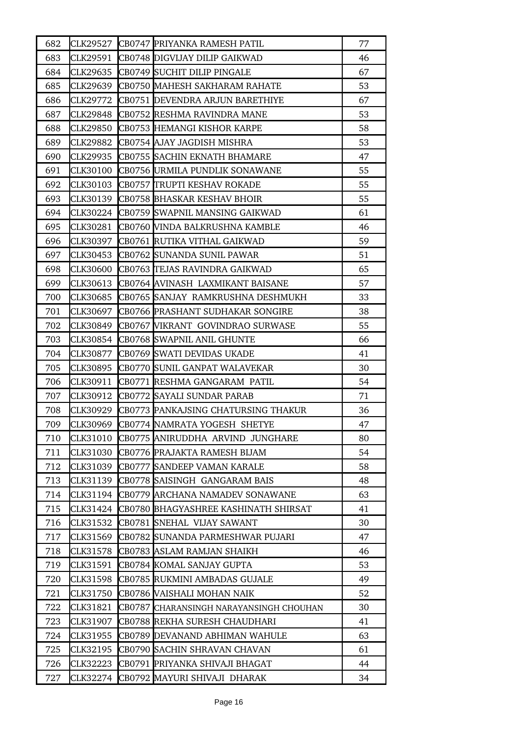| | | | | |
|---|---|---|---|---|
| 682 | CLK29527 | CB0747 | PRIYANKA RAMESH PATIL | 77 |
| 683 | CLK29591 | CB0748 | DIGVIJAY DILIP GAIKWAD | 46 |
| 684 | CLK29635 | CB0749 | SUCHIT DILIP PINGALE | 67 |
| 685 | CLK29639 | CB0750 | MAHESH SAKHARAM RAHATE | 53 |
| 686 | CLK29772 | CB0751 | DEVENDRA ARJUN BARETHIYE | 67 |
| 687 | CLK29848 | CB0752 | RESHMA RAVINDRA MANE | 53 |
| 688 | CLK29850 | CB0753 | HEMANGI KISHOR KARPE | 58 |
| 689 | CLK29882 | CB0754 | AJAY JAGDISH MISHRA | 53 |
| 690 | CLK29935 | CB0755 | SACHIN EKNATH BHAMARE | 47 |
| 691 | CLK30100 | CB0756 | URMILA PUNDLIK SONAWANE | 55 |
| 692 | CLK30103 | CB0757 | TRUPTI KESHAV ROKADE | 55 |
| 693 | CLK30139 | CB0758 | BHASKAR KESHAV BHOIR | 55 |
| 694 | CLK30224 | CB0759 | SWAPNIL MANSING GAIKWAD | 61 |
| 695 | CLK30281 | CB0760 | VINDA BALKRUSHNA KAMBLE | 46 |
| 696 | CLK30397 | CB0761 | RUTIKA VITHAL GAIKWAD | 59 |
| 697 | CLK30453 | CB0762 | SUNANDA SUNIL PAWAR | 51 |
| 698 | CLK30600 | CB0763 | TEJAS RAVINDRA GAIKWAD | 65 |
| 699 | CLK30613 | CB0764 | AVINASH LAXMIKANT BAISANE | 57 |
| 700 | CLK30685 | CB0765 | SANJAY RAMKRUSHNA DESHMUKH | 33 |
| 701 | CLK30697 | CB0766 | PRASHANT SUDHAKAR SONGIRE | 38 |
| 702 | CLK30849 | CB0767 | VIKRANT GOVINDRAO SURWASE | 55 |
| 703 | CLK30854 | CB0768 | SWAPNIL ANIL GHUNTE | 66 |
| 704 | CLK30877 | CB0769 | SWATI DEVIDAS UKADE | 41 |
| 705 | CLK30895 | CB0770 | SUNIL GANPAT WALAVEKAR | 30 |
| 706 | CLK30911 | CB0771 | RESHMA GANGARAM PATIL | 54 |
| 707 | CLK30912 | CB0772 | SAYALI SUNDAR PARAB | 71 |
| 708 | CLK30929 | CB0773 | PANKAJSING CHATURSING THAKUR | 36 |
| 709 | CLK30969 | CB0774 | NAMRATA YOGESH SHETYE | 47 |
| 710 | CLK31010 | CB0775 | ANIRUDDHA ARVIND JUNGHARE | 80 |
| 711 | CLK31030 | CB0776 | PRAJAKTA RAMESH BIJAM | 54 |
| 712 | CLK31039 | CB0777 | SANDEEP VAMAN KARALE | 58 |
| 713 | CLK31139 | CB0778 | SAISINGH GANGARAM BAIS | 48 |
| 714 | CLK31194 | CB0779 | ARCHANA NAMADEV SONAWANE | 63 |
| 715 | CLK31424 | CB0780 | BHAGYASHREE KASHINATH SHIRSAT | 41 |
| 716 | CLK31532 | CB0781 | SNEHAL VIJAY SAWANT | 30 |
| 717 | CLK31569 | CB0782 | SUNANDA PARMESHWAR PUJARI | 47 |
| 718 | CLK31578 | CB0783 | ASLAM RAMJAN SHAIKH | 46 |
| 719 | CLK31591 | CB0784 | KOMAL SANJAY GUPTA | 53 |
| 720 | CLK31598 | CB0785 | RUKMINI AMBADAS GUJALE | 49 |
| 721 | CLK31750 | CB0786 | VAISHALI MOHAN NAIK | 52 |
| 722 | CLK31821 | CB0787 | CHARANSINGH NARAYANSINGH CHOUHAN | 30 |
| 723 | CLK31907 | CB0788 | REKHA SURESH CHAUDHARI | 41 |
| 724 | CLK31955 | CB0789 | DEVANAND ABHIMAN WAHULE | 63 |
| 725 | CLK32195 | CB0790 | SACHIN SHRAVAN CHAVAN | 61 |
| 726 | CLK32223 | CB0791 | PRIYANKA SHIVAJI BHAGAT | 44 |
| 727 | CLK32274 | CB0792 | MAYURI SHIVAJI DHARAK | 34 |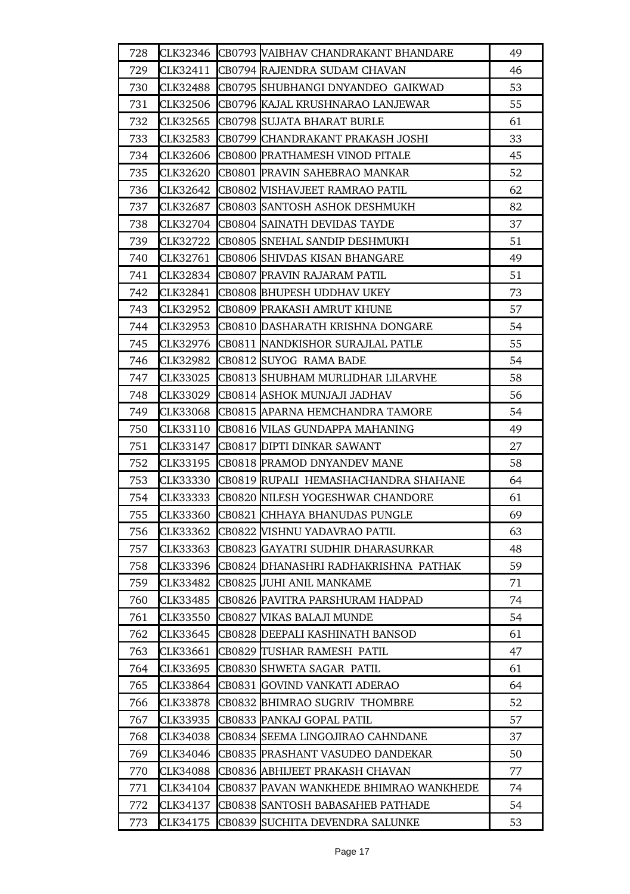| 728 | CLK32346 | CB0793 | VAIBHAV CHANDRAKANT BHANDARE | 49 |
|---|---|---|---|---|
| 729 | CLK32411 | CB0794 | RAJENDRA SUDAM CHAVAN | 46 |
| 730 | CLK32488 | CB0795 | SHUBHANGI DNYANDEO GAIKWAD | 53 |
| 731 | CLK32506 | CB0796 | KAJAL KRUSHNARAO LANJEWAR | 55 |
| 732 | CLK32565 | CB0798 | SUJATA BHARAT BURLE | 61 |
| 733 | CLK32583 | CB0799 | CHANDRAKANT PRAKASH JOSHI | 33 |
| 734 | CLK32606 | CB0800 | PRATHAMESH VINOD PITALE | 45 |
| 735 | CLK32620 | CB0801 | PRAVIN SAHEBRAO MANKAR | 52 |
| 736 | CLK32642 | CB0802 | VISHAVJEET RAMRAO PATIL | 62 |
| 737 | CLK32687 | CB0803 | SANTOSH ASHOK DESHMUKH | 82 |
| 738 | CLK32704 | CB0804 | SAINATH DEVIDAS TAYDE | 37 |
| 739 | CLK32722 | CB0805 | SNEHAL SANDIP DESHMUKH | 51 |
| 740 | CLK32761 | CB0806 | SHIVDAS KISAN BHANGARE | 49 |
| 741 | CLK32834 | CB0807 | PRAVIN RAJARAM PATIL | 51 |
| 742 | CLK32841 | CB0808 | BHUPESH UDDHAV UKEY | 73 |
| 743 | CLK32952 | CB0809 | PRAKASH AMRUT KHUNE | 57 |
| 744 | CLK32953 | CB0810 | DASHARATH KRISHNA DONGARE | 54 |
| 745 | CLK32976 | CB0811 | NANDKISHOR SURAJLAL PATLE | 55 |
| 746 | CLK32982 | CB0812 | SUYOG RAMA BADE | 54 |
| 747 | CLK33025 | CB0813 | SHUBHAM MURLIDHAR LILARVHE | 58 |
| 748 | CLK33029 | CB0814 | ASHOK MUNJAJI JADHAV | 56 |
| 749 | CLK33068 | CB0815 | APARNA HEMCHANDRA TAMORE | 54 |
| 750 | CLK33110 | CB0816 | VILAS GUNDAPPA MAHANING | 49 |
| 751 | CLK33147 | CB0817 | DIPTI DINKAR SAWANT | 27 |
| 752 | CLK33195 | CB0818 | PRAMOD DNYANDEV MANE | 58 |
| 753 | CLK33330 | CB0819 | RUPALI HEMASHACHANDRA SHAHANE | 64 |
| 754 | CLK33333 | CB0820 | NILESH YOGESHWAR CHANDORE | 61 |
| 755 | CLK33360 | CB0821 | CHHAYA BHANUDAS PUNGLE | 69 |
| 756 | CLK33362 | CB0822 | VISHNU YADAVRAO PATIL | 63 |
| 757 | CLK33363 | CB0823 | GAYATRI SUDHIR DHARASURKAR | 48 |
| 758 | CLK33396 | CB0824 | DHANASHRI RADHAKRISHNA PATHAK | 59 |
| 759 | CLK33482 | CB0825 | JUHI ANIL MANKAME | 71 |
| 760 | CLK33485 | CB0826 | PAVITRA PARSHURAM HADPAD | 74 |
| 761 | CLK33550 | CB0827 | VIKAS BALAJI MUNDE | 54 |
| 762 | CLK33645 | CB0828 | DEEPALI KASHINATH BANSOD | 61 |
| 763 | CLK33661 | CB0829 | TUSHAR RAMESH PATIL | 47 |
| 764 | CLK33695 | CB0830 | SHWETA SAGAR PATIL | 61 |
| 765 | CLK33864 | CB0831 | GOVIND VANKATI ADERAO | 64 |
| 766 | CLK33878 | CB0832 | BHIMRAO SUGRIV THOMBRE | 52 |
| 767 | CLK33935 | CB0833 | PANKAJ GOPAL PATIL | 57 |
| 768 | CLK34038 | CB0834 | SEEMA LINGOJIRAO CAHNDANE | 37 |
| 769 | CLK34046 | CB0835 | PRASHANT VASUDEO DANDEKAR | 50 |
| 770 | CLK34088 | CB0836 | ABHIJEET PRAKASH CHAVAN | 77 |
| 771 | CLK34104 | CB0837 | PAVAN WANKHEDE BHIMRAO WANKHEDE | 74 |
| 772 | CLK34137 | CB0838 | SANTOSH BABASAHEB PATHADE | 54 |
| 773 | CLK34175 | CB0839 | SUCHITA DEVENDRA SALUNKE | 53 |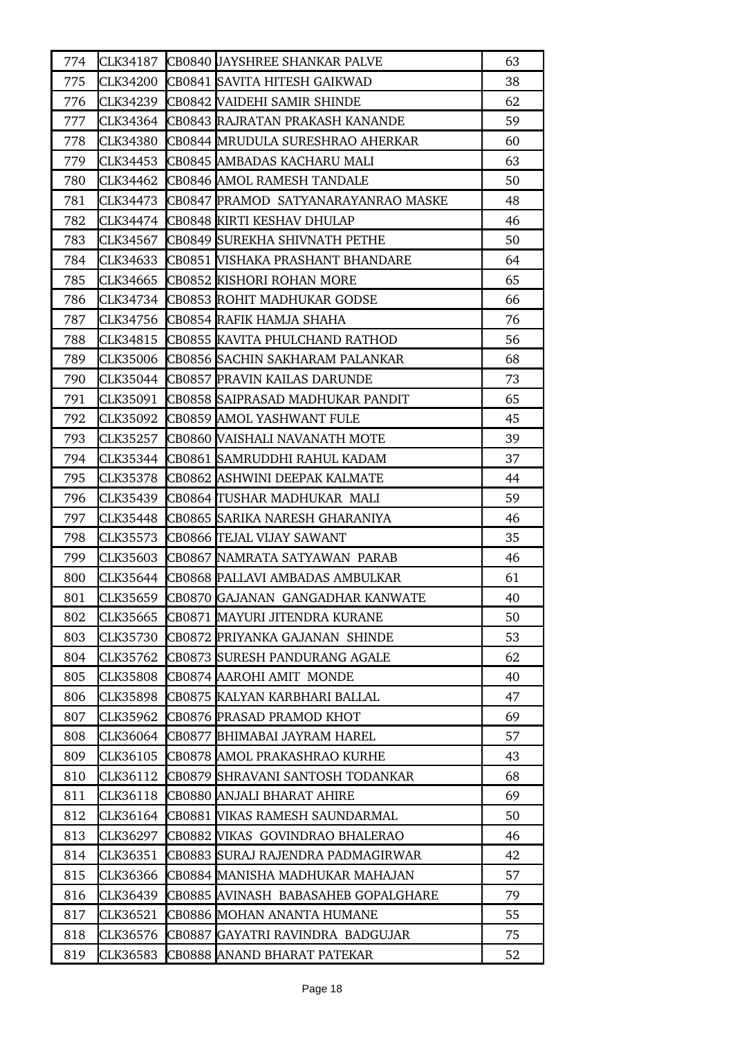| 774 | CLK34187 | CB0840 | JAYSHREE SHANKAR PALVE | 63 |
|---|---|---|---|---|
| 775 | CLK34200 | CB0841 | SAVITA HITESH GAIKWAD | 38 |
| 776 | CLK34239 | CB0842 | VAIDEHI SAMIR SHINDE | 62 |
| 777 | CLK34364 | CB0843 | RAJRATAN PRAKASH KANANDE | 59 |
| 778 | CLK34380 | CB0844 | MRUDULA SURESHRAO AHERKAR | 60 |
| 779 | CLK34453 | CB0845 | AMBADAS KACHARU MALI | 63 |
| 780 | CLK34462 | CB0846 | AMOL RAMESH TANDALE | 50 |
| 781 | CLK34473 | CB0847 | PRAMOD SATYANARAYANRAO MASKE | 48 |
| 782 | CLK34474 | CB0848 | KIRTI KESHAV DHULAP | 46 |
| 783 | CLK34567 | CB0849 | SUREKHA SHIVNATH PETHE | 50 |
| 784 | CLK34633 | CB0851 | VISHAKA PRASHANT BHANDARE | 64 |
| 785 | CLK34665 | CB0852 | KISHORI ROHAN MORE | 65 |
| 786 | CLK34734 | CB0853 | ROHIT MADHUKAR GODSE | 66 |
| 787 | CLK34756 | CB0854 | RAFIK HAMJA SHAHA | 76 |
| 788 | CLK34815 | CB0855 | KAVITA PHULCHAND RATHOD | 56 |
| 789 | CLK35006 | CB0856 | SACHIN SAKHARAM PALANKAR | 68 |
| 790 | CLK35044 | CB0857 | PRAVIN KAILAS DARUNDE | 73 |
| 791 | CLK35091 | CB0858 | SAIPRASAD MADHUKAR PANDIT | 65 |
| 792 | CLK35092 | CB0859 | AMOL YASHWANT FULE | 45 |
| 793 | CLK35257 | CB0860 | VAISHALI NAVANATH MOTE | 39 |
| 794 | CLK35344 | CB0861 | SAMRUDDHI RAHUL KADAM | 37 |
| 795 | CLK35378 | CB0862 | ASHWINI DEEPAK KALMATE | 44 |
| 796 | CLK35439 | CB0864 | TUSHAR MADHUKAR MALI | 59 |
| 797 | CLK35448 | CB0865 | SARIKA NARESH GHARANIYA | 46 |
| 798 | CLK35573 | CB0866 | TEJAL VIJAY SAWANT | 35 |
| 799 | CLK35603 | CB0867 | NAMRATA SATYAWAN PARAB | 46 |
| 800 | CLK35644 | CB0868 | PALLAVI AMBADAS AMBULKAR | 61 |
| 801 | CLK35659 | CB0870 | GAJANAN GANGADHAR KANWATE | 40 |
| 802 | CLK35665 | CB0871 | MAYURI JITENDRA KURANE | 50 |
| 803 | CLK35730 | CB0872 | PRIYANKA GAJANAN SHINDE | 53 |
| 804 | CLK35762 | CB0873 | SURESH PANDURANG AGALE | 62 |
| 805 | CLK35808 | CB0874 | AAROHI AMIT MONDE | 40 |
| 806 | CLK35898 | CB0875 | KALYAN KARBHARI BALLAL | 47 |
| 807 | CLK35962 | CB0876 | PRASAD PRAMOD KHOT | 69 |
| 808 | CLK36064 | CB0877 | BHIMABAI JAYRAM HAREL | 57 |
| 809 | CLK36105 | CB0878 | AMOL PRAKASHRAO KURHE | 43 |
| 810 | CLK36112 | CB0879 | SHRAVANI SANTOSH TODANKAR | 68 |
| 811 | CLK36118 | CB0880 | ANJALI BHARAT AHIRE | 69 |
| 812 | CLK36164 | CB0881 | VIKAS RAMESH SAUNDARMAL | 50 |
| 813 | CLK36297 | CB0882 | VIKAS GOVINDRAO BHALERAO | 46 |
| 814 | CLK36351 | CB0883 | SURAJ RAJENDRA PADMAGIRWAR | 42 |
| 815 | CLK36366 | CB0884 | MANISHA MADHUKAR MAHAJAN | 57 |
| 816 | CLK36439 | CB0885 | AVINASH BABASAHEB GOPALGHARE | 79 |
| 817 | CLK36521 | CB0886 | MOHAN ANANTA HUMANE | 55 |
| 818 | CLK36576 | CB0887 | GAYATRI RAVINDRA BADGUJAR | 75 |
| 819 | CLK36583 | CB0888 | ANAND BHARAT PATEKAR | 52 |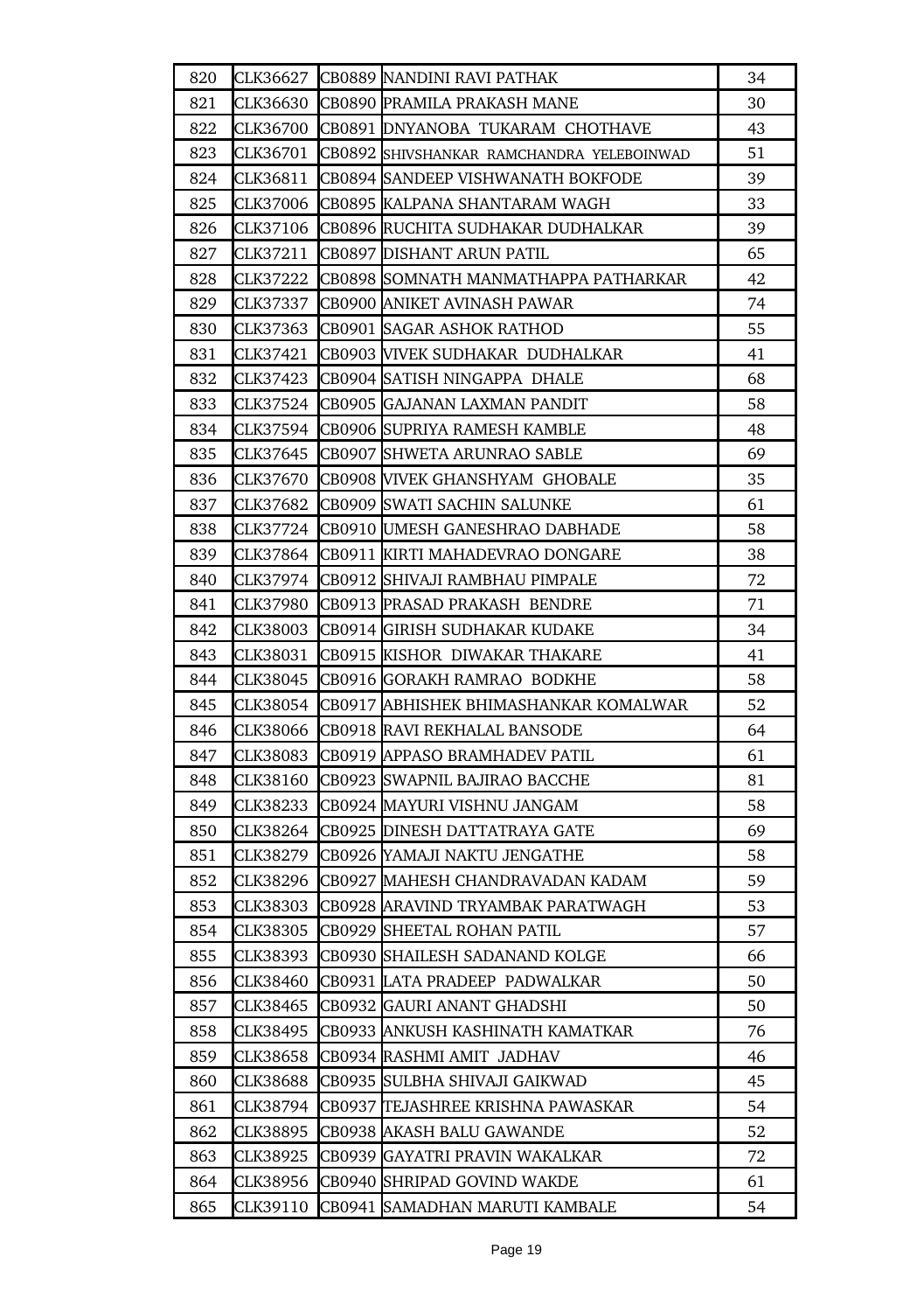| | | | | |
|---|---|---|---|---|
| 820 | CLK36627 | CB0889 | NANDINI RAVI PATHAK | 34 |
| 821 | CLK36630 | CB0890 | PRAMILA PRAKASH MANE | 30 |
| 822 | CLK36700 | CB0891 | DNYANOBA TUKARAM CHOTHAVE | 43 |
| 823 | CLK36701 | CB0892 | SHIVSHANKAR RAMCHANDRA YELEBOINWAD | 51 |
| 824 | CLK36811 | CB0894 | SANDEEP VISHWANATH BOKFODE | 39 |
| 825 | CLK37006 | CB0895 | KALPANA SHANTARAM WAGH | 33 |
| 826 | CLK37106 | CB0896 | RUCHITA SUDHAKAR DUDHALKAR | 39 |
| 827 | CLK37211 | CB0897 | DISHANT ARUN PATIL | 65 |
| 828 | CLK37222 | CB0898 | SOMNATH MANMATHAPPA PATHARKAR | 42 |
| 829 | CLK37337 | CB0900 | ANIKET AVINASH PAWAR | 74 |
| 830 | CLK37363 | CB0901 | SAGAR ASHOK RATHOD | 55 |
| 831 | CLK37421 | CB0903 | VIVEK SUDHAKAR DUDHALKAR | 41 |
| 832 | CLK37423 | CB0904 | SATISH NINGAPPA DHALE | 68 |
| 833 | CLK37524 | CB0905 | GAJANAN LAXMAN PANDIT | 58 |
| 834 | CLK37594 | CB0906 | SUPRIYA RAMESH KAMBLE | 48 |
| 835 | CLK37645 | CB0907 | SHWETA ARUNRAO SABLE | 69 |
| 836 | CLK37670 | CB0908 | VIVEK GHANSHYAM GHOBALE | 35 |
| 837 | CLK37682 | CB0909 | SWATI SACHIN SALUNKE | 61 |
| 838 | CLK37724 | CB0910 | UMESH GANESHRAO DABHADE | 58 |
| 839 | CLK37864 | CB0911 | KIRTI MAHADEVRAO DONGARE | 38 |
| 840 | CLK37974 | CB0912 | SHIVAJI RAMBHAU PIMPALE | 72 |
| 841 | CLK37980 | CB0913 | PRASAD PRAKASH BENDRE | 71 |
| 842 | CLK38003 | CB0914 | GIRISH SUDHAKAR KUDAKE | 34 |
| 843 | CLK38031 | CB0915 | KISHOR DIWAKAR THAKARE | 41 |
| 844 | CLK38045 | CB0916 | GORAKH RAMRAO BODKHE | 58 |
| 845 | CLK38054 | CB0917 | ABHISHEK BHIMASHANKAR KOMALWAR | 52 |
| 846 | CLK38066 | CB0918 | RAVI REKHALAL BANSODE | 64 |
| 847 | CLK38083 | CB0919 | APPASO BRAMHADEV PATIL | 61 |
| 848 | CLK38160 | CB0923 | SWAPNIL BAJIRAO BACCHE | 81 |
| 849 | CLK38233 | CB0924 | MAYURI VISHNU JANGAM | 58 |
| 850 | CLK38264 | CB0925 | DINESH DATTATRAYA GATE | 69 |
| 851 | CLK38279 | CB0926 | YAMAJI NAKTU JENGATHE | 58 |
| 852 | CLK38296 | CB0927 | MAHESH CHANDRAVADAN KADAM | 59 |
| 853 | CLK38303 | CB0928 | ARAVIND TRYAMBAK PARATWAGH | 53 |
| 854 | CLK38305 | CB0929 | SHEETAL ROHAN PATIL | 57 |
| 855 | CLK38393 | CB0930 | SHAILESH SADANAND KOLGE | 66 |
| 856 | CLK38460 | CB0931 | LATA PRADEEP PADWALKAR | 50 |
| 857 | CLK38465 | CB0932 | GAURI ANANT GHADSHI | 50 |
| 858 | CLK38495 | CB0933 | ANKUSH KASHINATH KAMATKAR | 76 |
| 859 | CLK38658 | CB0934 | RASHMI AMIT JADHAV | 46 |
| 860 | CLK38688 | CB0935 | SULBHA SHIVAJI GAIKWAD | 45 |
| 861 | CLK38794 | CB0937 | TEJASHREE KRISHNA PAWASKAR | 54 |
| 862 | CLK38895 | CB0938 | AKASH BALU GAWANDE | 52 |
| 863 | CLK38925 | CB0939 | GAYATRI PRAVIN WAKALKAR | 72 |
| 864 | CLK38956 | CB0940 | SHRIPAD GOVIND WAKDE | 61 |
| 865 | CLK39110 | CB0941 | SAMADHAN MARUTI KAMBALE | 54 |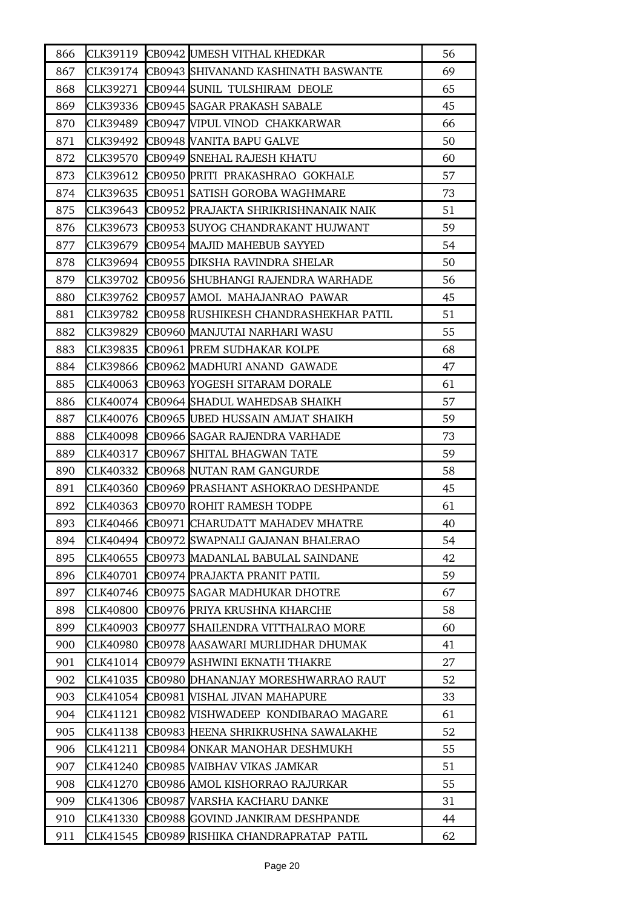| 866 | CLK39119 | CB0942 | UMESH VITHAL KHEDKAR | 56 |
|---|---|---|---|---|
| 867 | CLK39174 | CB0943 | SHIVANAND KASHINATH BASWANTE | 69 |
| 868 | CLK39271 | CB0944 | SUNIL TULSHIRAM DEOLE | 65 |
| 869 | CLK39336 | CB0945 | SAGAR PRAKASH SABALE | 45 |
| 870 | CLK39489 | CB0947 | VIPUL VINOD CHAKKARWAR | 66 |
| 871 | CLK39492 | CB0948 | VANITA BAPU GALVE | 50 |
| 872 | CLK39570 | CB0949 | SNEHAL RAJESH KHATU | 60 |
| 873 | CLK39612 | CB0950 | PRITI PRAKASHRAO GOKHALE | 57 |
| 874 | CLK39635 | CB0951 | SATISH GOROBA WAGHMARE | 73 |
| 875 | CLK39643 | CB0952 | PRAJAKTA SHRIKRISHNANAIK NAIK | 51 |
| 876 | CLK39673 | CB0953 | SUYOG CHANDRAKANT HUJWANT | 59 |
| 877 | CLK39679 | CB0954 | MAJID MAHEBUB SAYYED | 54 |
| 878 | CLK39694 | CB0955 | DIKSHA RAVINDRA SHELAR | 50 |
| 879 | CLK39702 | CB0956 | SHUBHANGI RAJENDRA WARHADE | 56 |
| 880 | CLK39762 | CB0957 | AMOL MAHAJANRAO PAWAR | 45 |
| 881 | CLK39782 | CB0958 | RUSHIKESH CHANDRASHEKHAR PATIL | 51 |
| 882 | CLK39829 | CB0960 | MANJUTAI NARHARI WASU | 55 |
| 883 | CLK39835 | CB0961 | PREM SUDHAKAR KOLPE | 68 |
| 884 | CLK39866 | CB0962 | MADHURI ANAND GAWADE | 47 |
| 885 | CLK40063 | CB0963 | YOGESH SITARAM DORALE | 61 |
| 886 | CLK40074 | CB0964 | SHADUL WAHEDSAB SHAIKH | 57 |
| 887 | CLK40076 | CB0965 | UBED HUSSAIN AMJAT SHAIKH | 59 |
| 888 | CLK40098 | CB0966 | SAGAR RAJENDRA VARHADE | 73 |
| 889 | CLK40317 | CB0967 | SHITAL BHAGWAN TATE | 59 |
| 890 | CLK40332 | CB0968 | NUTAN RAM GANGURDE | 58 |
| 891 | CLK40360 | CB0969 | PRASHANT ASHOKRAO DESHPANDE | 45 |
| 892 | CLK40363 | CB0970 | ROHIT RAMESH TODPE | 61 |
| 893 | CLK40466 | CB0971 | CHARUDATT MAHADEV MHATRE | 40 |
| 894 | CLK40494 | CB0972 | SWAPNALI GAJANAN BHALERAO | 54 |
| 895 | CLK40655 | CB0973 | MADANLAL BABULAL SAINDANE | 42 |
| 896 | CLK40701 | CB0974 | PRAJAKTA PRANIT PATIL | 59 |
| 897 | CLK40746 | CB0975 | SAGAR MADHUKAR DHOTRE | 67 |
| 898 | CLK40800 | CB0976 | PRIYA KRUSHNA KHARCHE | 58 |
| 899 | CLK40903 | CB0977 | SHAILENDRA VITTHALRAO MORE | 60 |
| 900 | CLK40980 | CB0978 | AASAWARI MURLIDHAR DHUMAK | 41 |
| 901 | CLK41014 | CB0979 | ASHWINI EKNATH THAKRE | 27 |
| 902 | CLK41035 | CB0980 | DHANANJAY MORESHWARRAO RAUT | 52 |
| 903 | CLK41054 | CB0981 | VISHAL JIVAN MAHAPURE | 33 |
| 904 | CLK41121 | CB0982 | VISHWADEEP KONDIBARAO MAGARE | 61 |
| 905 | CLK41138 | CB0983 | HEENA SHRIKRUSHNA SAWALAKHE | 52 |
| 906 | CLK41211 | CB0984 | ONKAR MANOHAR DESHMUKH | 55 |
| 907 | CLK41240 | CB0985 | VAIBHAV VIKAS JAMKAR | 51 |
| 908 | CLK41270 | CB0986 | AMOL KISHORRAO RAJURKAR | 55 |
| 909 | CLK41306 | CB0987 | VARSHA KACHARU DANKE | 31 |
| 910 | CLK41330 | CB0988 | GOVIND JANKIRAM DESHPANDE | 44 |
| 911 | CLK41545 | CB0989 | RISHIKA CHANDRAPRATAP PATIL | 62 |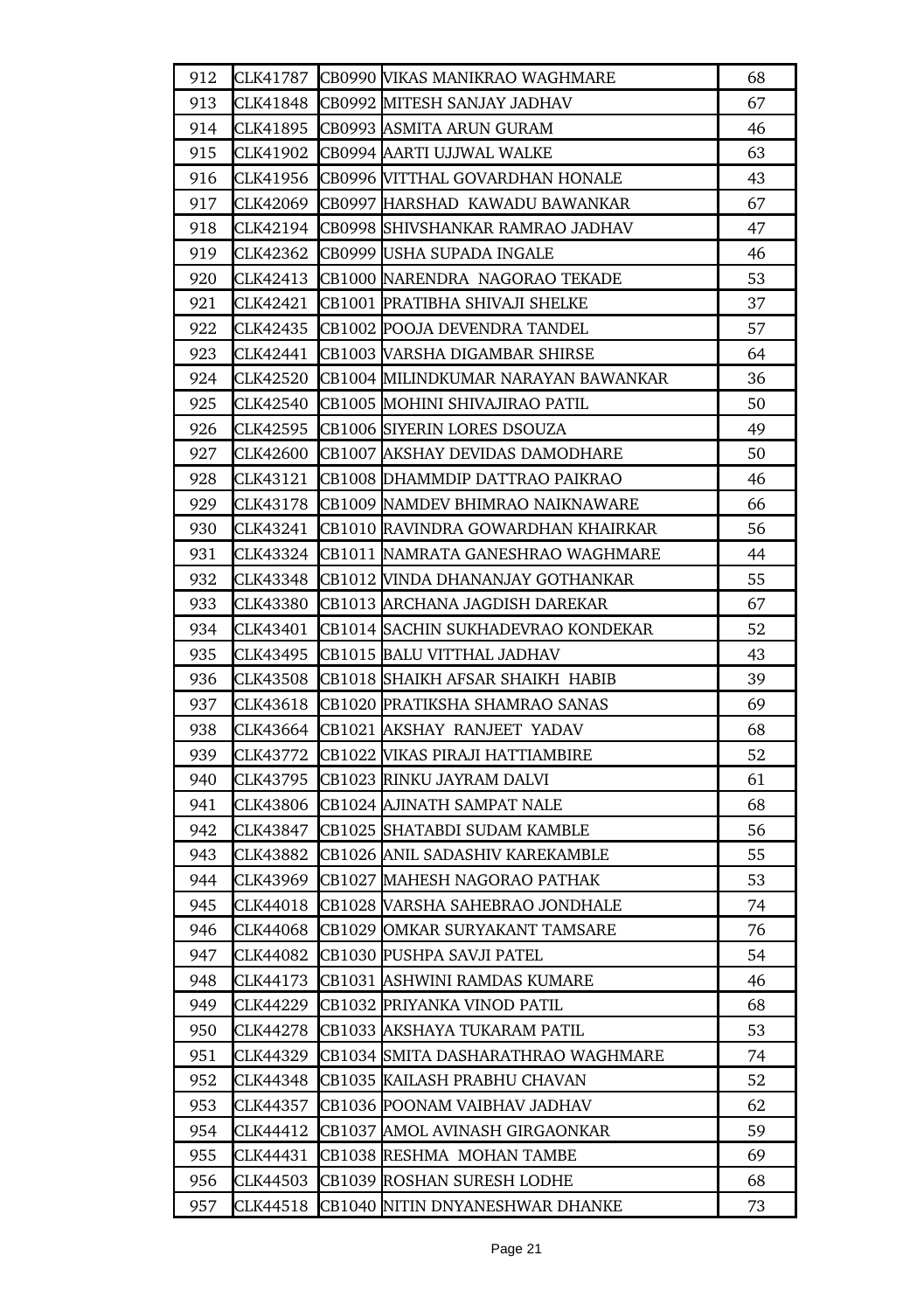| | | | | |
|---|---|---|---|---|
| 912 | CLK41787 | CB0990 | VIKAS MANIKRAO WAGHMARE | 68 |
| 913 | CLK41848 | CB0992 | MITESH SANJAY JADHAV | 67 |
| 914 | CLK41895 | CB0993 | ASMITA ARUN GURAM | 46 |
| 915 | CLK41902 | CB0994 | AARTI UJJWAL WALKE | 63 |
| 916 | CLK41956 | CB0996 | VITTHAL GOVARDHAN HONALE | 43 |
| 917 | CLK42069 | CB0997 | HARSHAD KAWADU BAWANKAR | 67 |
| 918 | CLK42194 | CB0998 | SHIVSHANKAR RAMRAO JADHAV | 47 |
| 919 | CLK42362 | CB0999 | USHA SUPADA INGALE | 46 |
| 920 | CLK42413 | CB1000 | NARENDRA NAGORAO TEKADE | 53 |
| 921 | CLK42421 | CB1001 | PRATIBHA SHIVAJI SHELKE | 37 |
| 922 | CLK42435 | CB1002 | POOJA DEVENDRA TANDEL | 57 |
| 923 | CLK42441 | CB1003 | VARSHA DIGAMBAR SHIRSE | 64 |
| 924 | CLK42520 | CB1004 | MILINDKUMAR NARAYAN BAWANKAR | 36 |
| 925 | CLK42540 | CB1005 | MOHINI SHIVAJIRAO PATIL | 50 |
| 926 | CLK42595 | CB1006 | SIYERIN LORES DSOUZA | 49 |
| 927 | CLK42600 | CB1007 | AKSHAY DEVIDAS DAMODHARE | 50 |
| 928 | CLK43121 | CB1008 | DHAMMDIP DATTRAO PAIKRAO | 46 |
| 929 | CLK43178 | CB1009 | NAMDEV BHIMRAO NAIKNAWARE | 66 |
| 930 | CLK43241 | CB1010 | RAVINDRA GOWARDHAN KHAIRKAR | 56 |
| 931 | CLK43324 | CB1011 | NAMRATA GANESHRAO WAGHMARE | 44 |
| 932 | CLK43348 | CB1012 | VINDA DHANANJAY GOTHANKAR | 55 |
| 933 | CLK43380 | CB1013 | ARCHANA JAGDISH DAREKAR | 67 |
| 934 | CLK43401 | CB1014 | SACHIN SUKHADEVRAO KONDEKAR | 52 |
| 935 | CLK43495 | CB1015 | BALU VITTHAL JADHAV | 43 |
| 936 | CLK43508 | CB1018 | SHAIKH AFSAR SHAIKH HABIB | 39 |
| 937 | CLK43618 | CB1020 | PRATIKSHA SHAMRAO SANAS | 69 |
| 938 | CLK43664 | CB1021 | AKSHAY RANJEET YADAV | 68 |
| 939 | CLK43772 | CB1022 | VIKAS PIRAJI HATTIAMBIRE | 52 |
| 940 | CLK43795 | CB1023 | RINKU JAYRAM DALVI | 61 |
| 941 | CLK43806 | CB1024 | AJINATH SAMPAT NALE | 68 |
| 942 | CLK43847 | CB1025 | SHATABDI SUDAM KAMBLE | 56 |
| 943 | CLK43882 | CB1026 | ANIL SADASHIV KAREKAMBLE | 55 |
| 944 | CLK43969 | CB1027 | MAHESH NAGORAO PATHAK | 53 |
| 945 | CLK44018 | CB1028 | VARSHA SAHEBRAO JONDHALE | 74 |
| 946 | CLK44068 | CB1029 | OMKAR SURYAKANT TAMSARE | 76 |
| 947 | CLK44082 | CB1030 | PUSHPA SAVJI PATEL | 54 |
| 948 | CLK44173 | CB1031 | ASHWINI RAMDAS KUMARE | 46 |
| 949 | CLK44229 | CB1032 | PRIYANKA VINOD PATIL | 68 |
| 950 | CLK44278 | CB1033 | AKSHAYA TUKARAM PATIL | 53 |
| 951 | CLK44329 | CB1034 | SMITA DASHARATHRAO WAGHMARE | 74 |
| 952 | CLK44348 | CB1035 | KAILASH PRABHU CHAVAN | 52 |
| 953 | CLK44357 | CB1036 | POONAM VAIBHAV JADHAV | 62 |
| 954 | CLK44412 | CB1037 | AMOL AVINASH GIRGAONKAR | 59 |
| 955 | CLK44431 | CB1038 | RESHMA MOHAN TAMBE | 69 |
| 956 | CLK44503 | CB1039 | ROSHAN SURESH LODHE | 68 |
| 957 | CLK44518 | CB1040 | NITIN DNYANESHWAR DHANKE | 73 |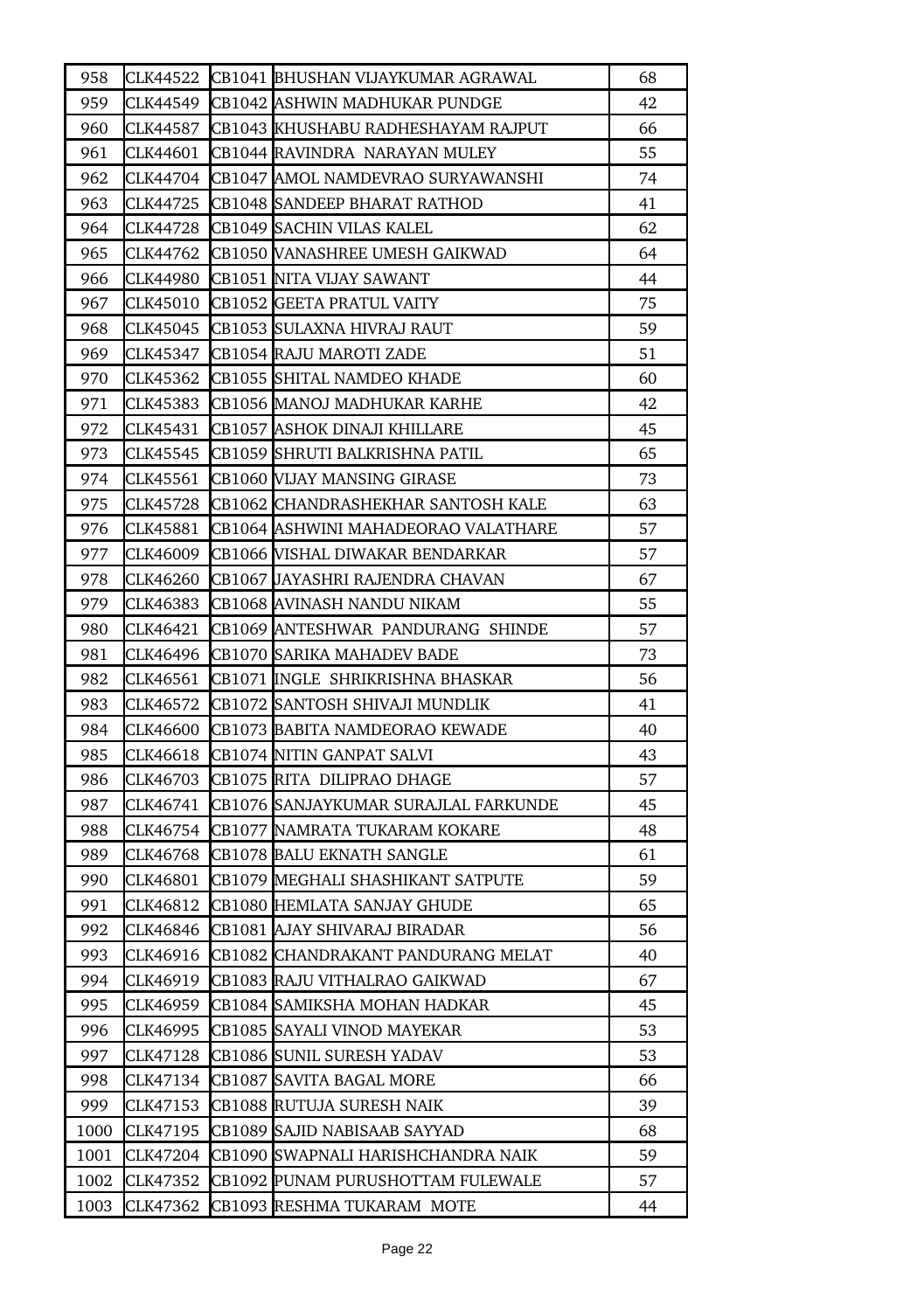| 958 | CLK44522 | CB1041 | BHUSHAN VIJAYKUMAR AGRAWAL | 68 |
|---|---|---|---|---|
| 959 | CLK44549 | CB1042 | ASHWIN MADHUKAR PUNDGE | 42 |
| 960 | CLK44587 | CB1043 | KHUSHABU RADHESHAYAM RAJPUT | 66 |
| 961 | CLK44601 | CB1044 | RAVINDRA NARAYAN MULEY | 55 |
| 962 | CLK44704 | CB1047 | AMOL NAMDEVRAO SURYAWANSHI | 74 |
| 963 | CLK44725 | CB1048 | SANDEEP BHARAT RATHOD | 41 |
| 964 | CLK44728 | CB1049 | SACHIN VILAS KALEL | 62 |
| 965 | CLK44762 | CB1050 | VANASHREE UMESH GAIKWAD | 64 |
| 966 | CLK44980 | CB1051 | NITA VIJAY SAWANT | 44 |
| 967 | CLK45010 | CB1052 | GEETA PRATUL VAITY | 75 |
| 968 | CLK45045 | CB1053 | SULAXNA HIVRAJ RAUT | 59 |
| 969 | CLK45347 | CB1054 | RAJU MAROTI ZADE | 51 |
| 970 | CLK45362 | CB1055 | SHITAL NAMDEO KHADE | 60 |
| 971 | CLK45383 | CB1056 | MANOJ MADHUKAR KARHE | 42 |
| 972 | CLK45431 | CB1057 | ASHOK DINAJI KHILLARE | 45 |
| 973 | CLK45545 | CB1059 | SHRUTI BALKRISHNA PATIL | 65 |
| 974 | CLK45561 | CB1060 | VIJAY MANSING GIRASE | 73 |
| 975 | CLK45728 | CB1062 | CHANDRASHEKHAR SANTOSH KALE | 63 |
| 976 | CLK45881 | CB1064 | ASHWINI MAHADEORAO VALATHARE | 57 |
| 977 | CLK46009 | CB1066 | VISHAL DIWAKAR BENDARKAR | 57 |
| 978 | CLK46260 | CB1067 | JAYASHRI RAJENDRA CHAVAN | 67 |
| 979 | CLK46383 | CB1068 | AVINASH NANDU NIKAM | 55 |
| 980 | CLK46421 | CB1069 | ANTESHWAR PANDURANG SHINDE | 57 |
| 981 | CLK46496 | CB1070 | SARIKA MAHADEV BADE | 73 |
| 982 | CLK46561 | CB1071 | INGLE SHRIKRISHNA BHASKAR | 56 |
| 983 | CLK46572 | CB1072 | SANTOSH SHIVAJI MUNDLIK | 41 |
| 984 | CLK46600 | CB1073 | BABITA NAMDEORAO KEWADE | 40 |
| 985 | CLK46618 | CB1074 | NITIN GANPAT SALVI | 43 |
| 986 | CLK46703 | CB1075 | RITA DILIPRAO DHAGE | 57 |
| 987 | CLK46741 | CB1076 | SANJAYKUMAR SURAJLAL FARKUNDE | 45 |
| 988 | CLK46754 | CB1077 | NAMRATA TUKARAM KOKARE | 48 |
| 989 | CLK46768 | CB1078 | BALU EKNATH SANGLE | 61 |
| 990 | CLK46801 | CB1079 | MEGHALI SHASHIKANT SATPUTE | 59 |
| 991 | CLK46812 | CB1080 | HEMLATA SANJAY GHUDE | 65 |
| 992 | CLK46846 | CB1081 | AJAY SHIVARAJ BIRADAR | 56 |
| 993 | CLK46916 | CB1082 | CHANDRAKANT PANDURANG MELAT | 40 |
| 994 | CLK46919 | CB1083 | RAJU VITHALRAO GAIKWAD | 67 |
| 995 | CLK46959 | CB1084 | SAMIKSHA MOHAN HADKAR | 45 |
| 996 | CLK46995 | CB1085 | SAYALI VINOD MAYEKAR | 53 |
| 997 | CLK47128 | CB1086 | SUNIL SURESH YADAV | 53 |
| 998 | CLK47134 | CB1087 | SAVITA BAGAL MORE | 66 |
| 999 | CLK47153 | CB1088 | RUTUJA SURESH NAIK | 39 |
| 1000 | CLK47195 | CB1089 | SAJID NABISAAB SAYYAD | 68 |
| 1001 | CLK47204 | CB1090 | SWAPNALI HARISHCHANDRA NAIK | 59 |
| 1002 | CLK47352 | CB1092 | PUNAM PURUSHOTTAM FULEWALE | 57 |
| 1003 | CLK47362 | CB1093 | RESHMA TUKARAM MOTE | 44 |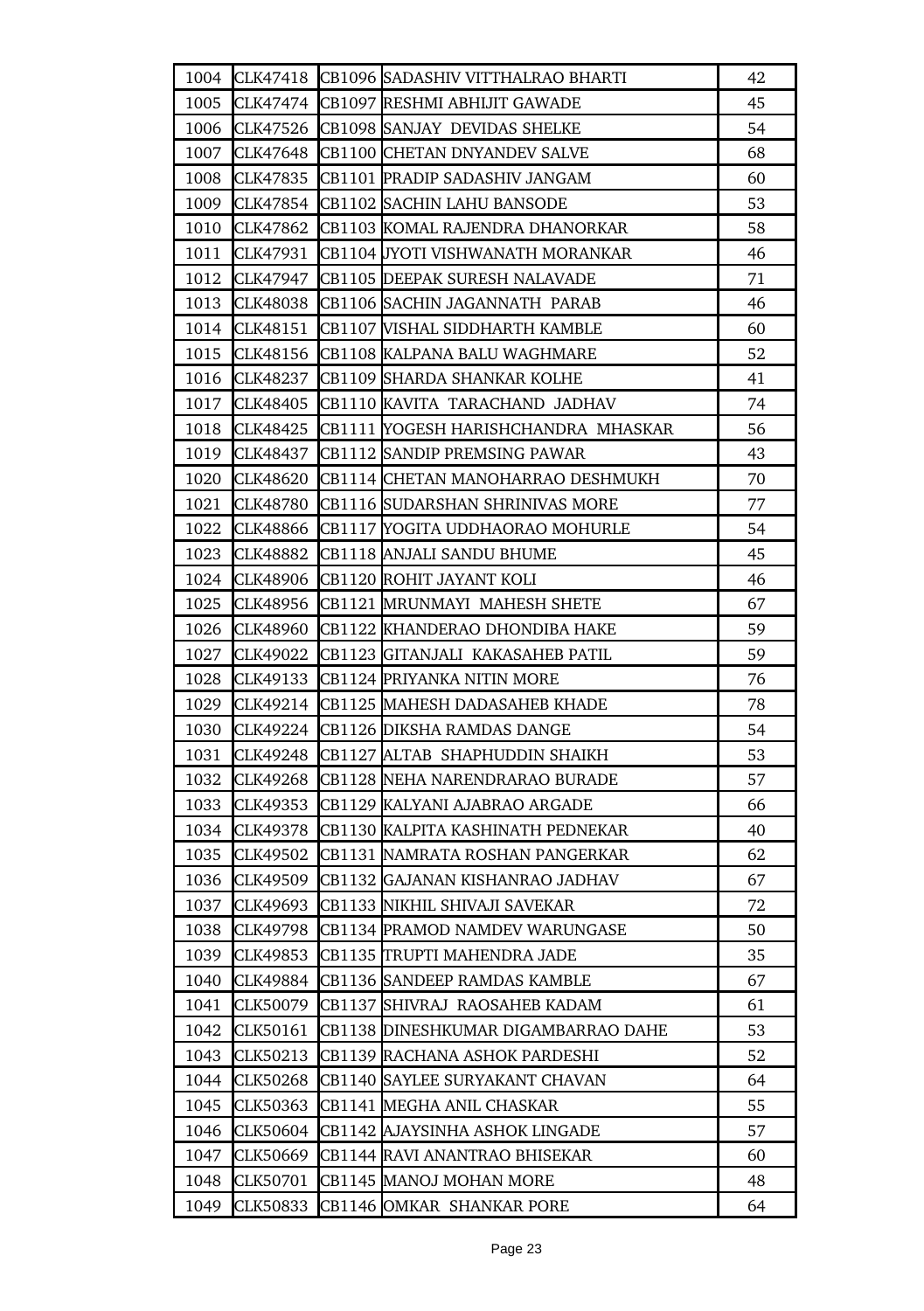| 1004 | CLK47418 | CB1096 | SADASHIV VITTHALRAO BHARTI | 42 |
|---|---|---|---|---|
| 1005 | CLK47474 | CB1097 | RESHMI ABHIJIT GAWADE | 45 |
| 1006 | CLK47526 | CB1098 | SANJAY DEVIDAS SHELKE | 54 |
| 1007 | CLK47648 | CB1100 | CHETAN DNYANDEV SALVE | 68 |
| 1008 | CLK47835 | CB1101 | PRADIP SADASHIV JANGAM | 60 |
| 1009 | CLK47854 | CB1102 | SACHIN LAHU BANSODE | 53 |
| 1010 | CLK47862 | CB1103 | KOMAL RAJENDRA DHANORKAR | 58 |
| 1011 | CLK47931 | CB1104 | JYOTI VISHWANATH MORANKAR | 46 |
| 1012 | CLK47947 | CB1105 | DEEPAK SURESH NALAVADE | 71 |
| 1013 | CLK48038 | CB1106 | SACHIN JAGANNATH PARAB | 46 |
| 1014 | CLK48151 | CB1107 | VISHAL SIDDHARTH KAMBLE | 60 |
| 1015 | CLK48156 | CB1108 | KALPANA BALU WAGHMARE | 52 |
| 1016 | CLK48237 | CB1109 | SHARDA SHANKAR KOLHE | 41 |
| 1017 | CLK48405 | CB1110 | KAVITA TARACHAND JADHAV | 74 |
| 1018 | CLK48425 | CB1111 | YOGESH HARISHCHANDRA MHASKAR | 56 |
| 1019 | CLK48437 | CB1112 | SANDIP PREMSING PAWAR | 43 |
| 1020 | CLK48620 | CB1114 | CHETAN MANOHARRAO DESHMUKH | 70 |
| 1021 | CLK48780 | CB1116 | SUDARSHAN SHRINIVAS MORE | 77 |
| 1022 | CLK48866 | CB1117 | YOGITA UDDHAORAO MOHURLE | 54 |
| 1023 | CLK48882 | CB1118 | ANJALI SANDU BHUME | 45 |
| 1024 | CLK48906 | CB1120 | ROHIT JAYANT KOLI | 46 |
| 1025 | CLK48956 | CB1121 | MRUNMAYI MAHESH SHETE | 67 |
| 1026 | CLK48960 | CB1122 | KHANDERAO DHONDIBA HAKE | 59 |
| 1027 | CLK49022 | CB1123 | GITANJALI KAKASAHEB PATIL | 59 |
| 1028 | CLK49133 | CB1124 | PRIYANKA NITIN MORE | 76 |
| 1029 | CLK49214 | CB1125 | MAHESH DADASAHEB KHADE | 78 |
| 1030 | CLK49224 | CB1126 | DIKSHA RAMDAS DANGE | 54 |
| 1031 | CLK49248 | CB1127 | ALTAB SHAPHUDDIN SHAIKH | 53 |
| 1032 | CLK49268 | CB1128 | NEHA NARENDRARAO BURADE | 57 |
| 1033 | CLK49353 | CB1129 | KALYANI AJABRAO ARGADE | 66 |
| 1034 | CLK49378 | CB1130 | KALPITA KASHINATH PEDNEKAR | 40 |
| 1035 | CLK49502 | CB1131 | NAMRATA ROSHAN PANGERKAR | 62 |
| 1036 | CLK49509 | CB1132 | GAJANAN KISHANRAO JADHAV | 67 |
| 1037 | CLK49693 | CB1133 | NIKHIL SHIVAJI SAVEKAR | 72 |
| 1038 | CLK49798 | CB1134 | PRAMOD NAMDEV WARUNGASE | 50 |
| 1039 | CLK49853 | CB1135 | TRUPTI MAHENDRA JADE | 35 |
| 1040 | CLK49884 | CB1136 | SANDEEP RAMDAS KAMBLE | 67 |
| 1041 | CLK50079 | CB1137 | SHIVRAJ RAOSAHEB KADAM | 61 |
| 1042 | CLK50161 | CB1138 | DINESHKUMAR DIGAMBARRAO DAHE | 53 |
| 1043 | CLK50213 | CB1139 | RACHANA ASHOK PARDESHI | 52 |
| 1044 | CLK50268 | CB1140 | SAYLEE SURYAKANT CHAVAN | 64 |
| 1045 | CLK50363 | CB1141 | MEGHA ANIL CHASKAR | 55 |
| 1046 | CLK50604 | CB1142 | AJAYSINHA ASHOK LINGADE | 57 |
| 1047 | CLK50669 | CB1144 | RAVI ANANTRAO BHISEKAR | 60 |
| 1048 | CLK50701 | CB1145 | MANOJ MOHAN MORE | 48 |
| 1049 | CLK50833 | CB1146 | OMKAR SHANKAR PORE | 64 |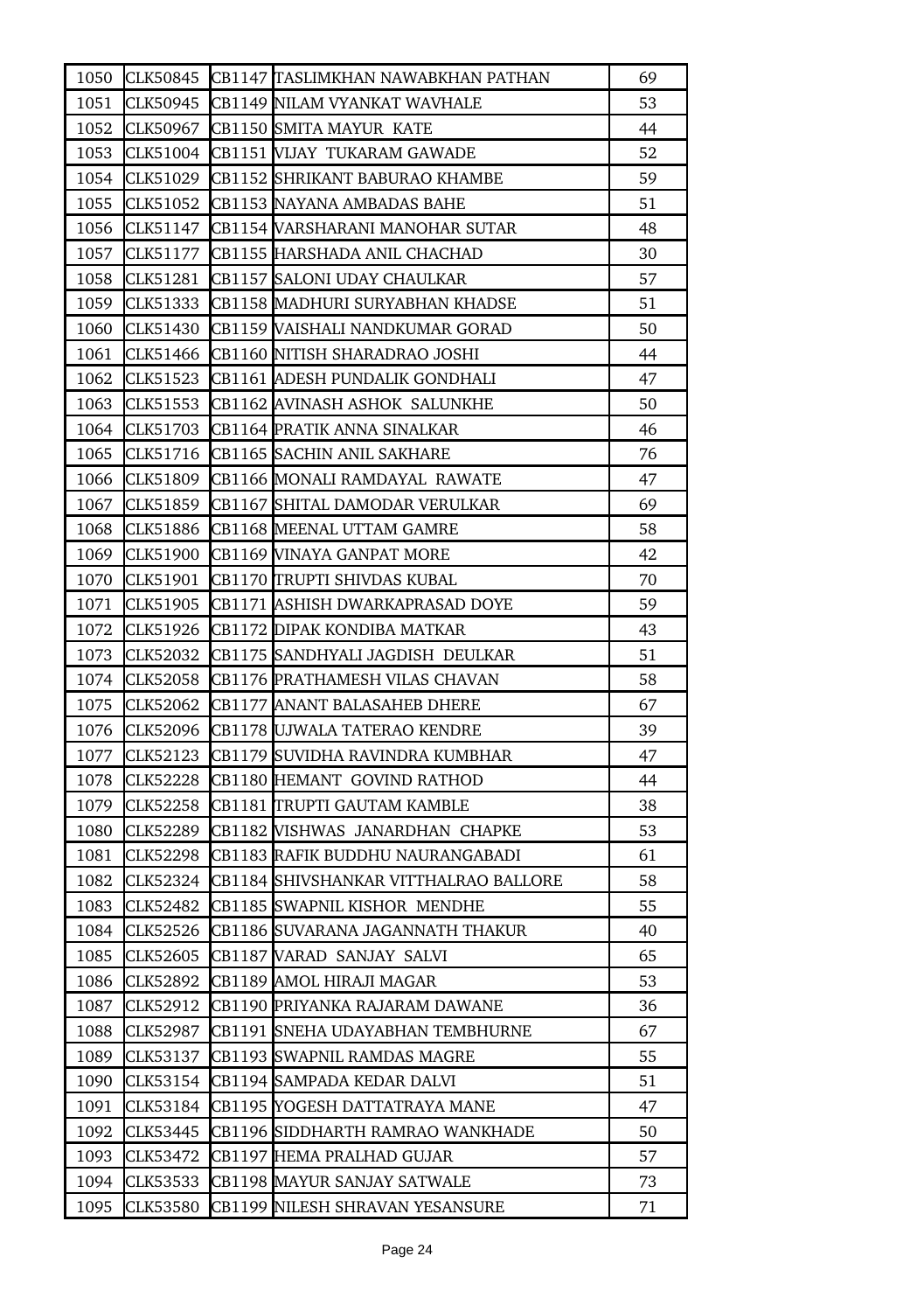| 1050 | CLK50845 | CB1147 | TASLIMKHAN NAWABKHAN PATHAN | 69 |
|---|---|---|---|---|
| 1051 | CLK50945 | CB1149 | NILAM VYANKAT WAVHALE | 53 |
| 1052 | CLK50967 | CB1150 | SMITA MAYUR KATE | 44 |
| 1053 | CLK51004 | CB1151 | VIJAY TUKARAM GAWADE | 52 |
| 1054 | CLK51029 | CB1152 | SHRIKANT BABURAO KHAMBE | 59 |
| 1055 | CLK51052 | CB1153 | NAYANA AMBADAS BAHE | 51 |
| 1056 | CLK51147 | CB1154 | VARSHARANI MANOHAR SUTAR | 48 |
| 1057 | CLK51177 | CB1155 | HARSHADA ANIL CHACHAD | 30 |
| 1058 | CLK51281 | CB1157 | SALONI UDAY CHAULKAR | 57 |
| 1059 | CLK51333 | CB1158 | MADHURI SURYABHAN KHADSE | 51 |
| 1060 | CLK51430 | CB1159 | VAISHALI NANDKUMAR GORAD | 50 |
| 1061 | CLK51466 | CB1160 | NITISH SHARADRAO JOSHI | 44 |
| 1062 | CLK51523 | CB1161 | ADESH PUNDALIK GONDHALI | 47 |
| 1063 | CLK51553 | CB1162 | AVINASH ASHOK SALUNKHE | 50 |
| 1064 | CLK51703 | CB1164 | PRATIK ANNA SINALKAR | 46 |
| 1065 | CLK51716 | CB1165 | SACHIN ANIL SAKHARE | 76 |
| 1066 | CLK51809 | CB1166 | MONALI RAMDAYAL RAWATE | 47 |
| 1067 | CLK51859 | CB1167 | SHITAL DAMODAR VERULKAR | 69 |
| 1068 | CLK51886 | CB1168 | MEENAL UTTAM GAMRE | 58 |
| 1069 | CLK51900 | CB1169 | VINAYA GANPAT MORE | 42 |
| 1070 | CLK51901 | CB1170 | TRUPTI SHIVDAS KUBAL | 70 |
| 1071 | CLK51905 | CB1171 | ASHISH DWARKAPRASAD DOYE | 59 |
| 1072 | CLK51926 | CB1172 | DIPAK KONDIBA MATKAR | 43 |
| 1073 | CLK52032 | CB1175 | SANDHYALI JAGDISH DEULKAR | 51 |
| 1074 | CLK52058 | CB1176 | PRATHAMESH VILAS CHAVAN | 58 |
| 1075 | CLK52062 | CB1177 | ANANT BALASAHEB DHERE | 67 |
| 1076 | CLK52096 | CB1178 | UJWALA TATERAO KENDRE | 39 |
| 1077 | CLK52123 | CB1179 | SUVIDHA RAVINDRA KUMBHAR | 47 |
| 1078 | CLK52228 | CB1180 | HEMANT GOVIND RATHOD | 44 |
| 1079 | CLK52258 | CB1181 | TRUPTI GAUTAM KAMBLE | 38 |
| 1080 | CLK52289 | CB1182 | VISHWAS JANARDHAN CHAPKE | 53 |
| 1081 | CLK52298 | CB1183 | RAFIK BUDDHU NAURANGABADI | 61 |
| 1082 | CLK52324 | CB1184 | SHIVSHANKAR VITTHALRAO BALLORE | 58 |
| 1083 | CLK52482 | CB1185 | SWAPNIL KISHOR MENDHE | 55 |
| 1084 | CLK52526 | CB1186 | SUVARANA JAGANNATH THAKUR | 40 |
| 1085 | CLK52605 | CB1187 | VARAD SANJAY SALVI | 65 |
| 1086 | CLK52892 | CB1189 | AMOL HIRAJI MAGAR | 53 |
| 1087 | CLK52912 | CB1190 | PRIYANKA RAJARAM DAWANE | 36 |
| 1088 | CLK52987 | CB1191 | SNEHA UDAYABHAN TEMBHURNE | 67 |
| 1089 | CLK53137 | CB1193 | SWAPNIL RAMDAS MAGRE | 55 |
| 1090 | CLK53154 | CB1194 | SAMPADA KEDAR DALVI | 51 |
| 1091 | CLK53184 | CB1195 | YOGESH DATTATRAYA MANE | 47 |
| 1092 | CLK53445 | CB1196 | SIDDHARTH RAMRAO WANKHADE | 50 |
| 1093 | CLK53472 | CB1197 | HEMA PRALHAD GUJAR | 57 |
| 1094 | CLK53533 | CB1198 | MAYUR SANJAY SATWALE | 73 |
| 1095 | CLK53580 | CB1199 | NILESH SHRAVAN YESANSURE | 71 |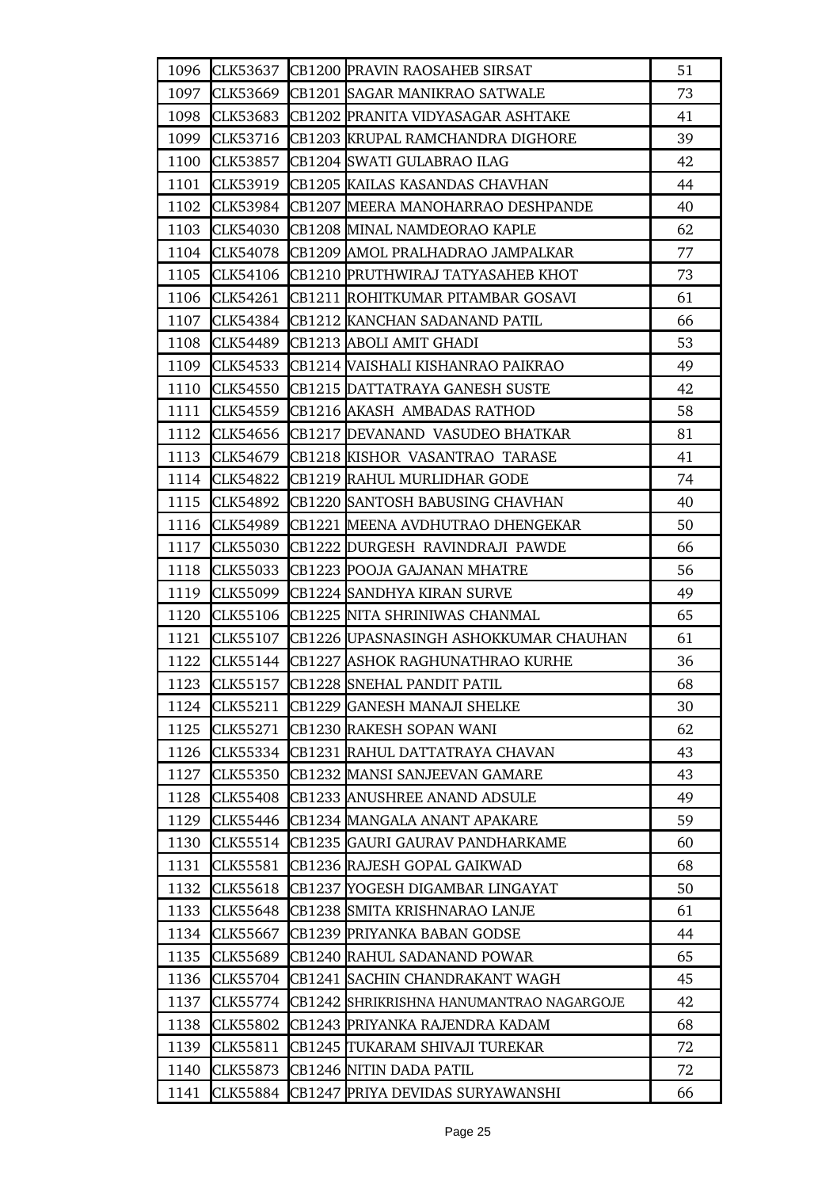| 1096 | CLK53637 | CB1200 | PRAVIN RAOSAHEB SIRSAT | 51 |
|---|---|---|---|---|
| 1097 | CLK53669 | CB1201 | SAGAR MANIKRAO SATWALE | 73 |
| 1098 | CLK53683 | CB1202 | PRANITA VIDYASAGAR ASHTAKE | 41 |
| 1099 | CLK53716 | CB1203 | KRUPAL RAMCHANDRA DIGHORE | 39 |
| 1100 | CLK53857 | CB1204 | SWATI GULABRAO ILAG | 42 |
| 1101 | CLK53919 | CB1205 | KAILAS KASANDAS CHAVHAN | 44 |
| 1102 | CLK53984 | CB1207 | MEERA MANOHARRAO DESHPANDE | 40 |
| 1103 | CLK54030 | CB1208 | MINAL NAMDEORAO KAPLE | 62 |
| 1104 | CLK54078 | CB1209 | AMOL PRALHADRAO JAMPALKAR | 77 |
| 1105 | CLK54106 | CB1210 | PRUTHWIRAJ TATYASAHEB KHOT | 73 |
| 1106 | CLK54261 | CB1211 | ROHITKUMAR PITAMBAR GOSAVI | 61 |
| 1107 | CLK54384 | CB1212 | KANCHAN SADANAND PATIL | 66 |
| 1108 | CLK54489 | CB1213 | ABOLI AMIT GHADI | 53 |
| 1109 | CLK54533 | CB1214 | VAISHALI KISHANRAO PAIKRAO | 49 |
| 1110 | CLK54550 | CB1215 | DATTATRAYA GANESH SUSTE | 42 |
| 1111 | CLK54559 | CB1216 | AKASH AMBADAS RATHOD | 58 |
| 1112 | CLK54656 | CB1217 | DEVANAND VASUDEO BHATKAR | 81 |
| 1113 | CLK54679 | CB1218 | KISHOR VASANTRAO TARASE | 41 |
| 1114 | CLK54822 | CB1219 | RAHUL MURLIDHAR GODE | 74 |
| 1115 | CLK54892 | CB1220 | SANTOSH BABUSING CHAVHAN | 40 |
| 1116 | CLK54989 | CB1221 | MEENA AVDHUTRAO DHENGEKAR | 50 |
| 1117 | CLK55030 | CB1222 | DURGESH RAVINDRAJI PAWDE | 66 |
| 1118 | CLK55033 | CB1223 | POOJA GAJANAN MHATRE | 56 |
| 1119 | CLK55099 | CB1224 | SANDHYA KIRAN SURVE | 49 |
| 1120 | CLK55106 | CB1225 | NITA SHRINIWAS CHANMAL | 65 |
| 1121 | CLK55107 | CB1226 | UPASNASINGH ASHOKKUMAR CHAUHAN | 61 |
| 1122 | CLK55144 | CB1227 | ASHOK RAGHUNATHRAO KURHE | 36 |
| 1123 | CLK55157 | CB1228 | SNEHAL PANDIT PATIL | 68 |
| 1124 | CLK55211 | CB1229 | GANESH MANAJI SHELKE | 30 |
| 1125 | CLK55271 | CB1230 | RAKESH SOPAN WANI | 62 |
| 1126 | CLK55334 | CB1231 | RAHUL DATTATRAYA CHAVAN | 43 |
| 1127 | CLK55350 | CB1232 | MANSI SANJEEVAN GAMARE | 43 |
| 1128 | CLK55408 | CB1233 | ANUSHREE ANAND ADSULE | 49 |
| 1129 | CLK55446 | CB1234 | MANGALA ANANT APAKARE | 59 |
| 1130 | CLK55514 | CB1235 | GAURI GAURAV PANDHARKAME | 60 |
| 1131 | CLK55581 | CB1236 | RAJESH GOPAL GAIKWAD | 68 |
| 1132 | CLK55618 | CB1237 | YOGESH DIGAMBAR LINGAYAT | 50 |
| 1133 | CLK55648 | CB1238 | SMITA KRISHNARAO LANJE | 61 |
| 1134 | CLK55667 | CB1239 | PRIYANKA BABAN GODSE | 44 |
| 1135 | CLK55689 | CB1240 | RAHUL SADANAND POWAR | 65 |
| 1136 | CLK55704 | CB1241 | SACHIN CHANDRAKANT WAGH | 45 |
| 1137 | CLK55774 | CB1242 | SHRIKRISHNA HANUMANTRAO NAGARGOJE | 42 |
| 1138 | CLK55802 | CB1243 | PRIYANKA RAJENDRA KADAM | 68 |
| 1139 | CLK55811 | CB1245 | TUKARAM SHIVAJI TUREKAR | 72 |
| 1140 | CLK55873 | CB1246 | NITIN DADA PATIL | 72 |
| 1141 | CLK55884 | CB1247 | PRIYA DEVIDAS SURYAWANSHI | 66 |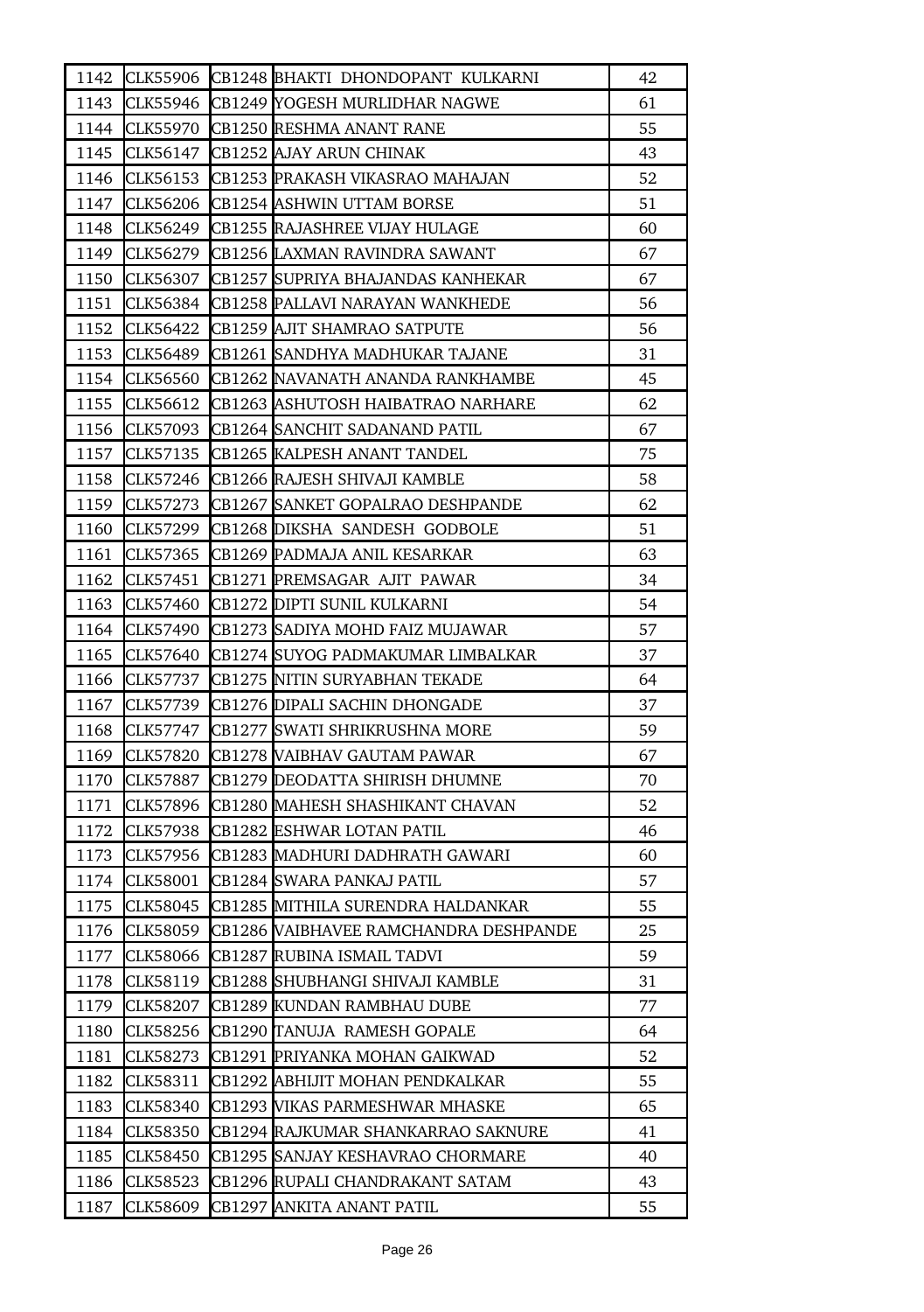| 1142 | CLK55906 | CB1248 | BHAKTI DHONDOPANT KULKARNI | 42 |
|---|---|---|---|---|
| 1143 | CLK55946 | CB1249 | YOGESH MURLIDHAR NAGWE | 61 |
| 1144 | CLK55970 | CB1250 | RESHMA ANANT RANE | 55 |
| 1145 | CLK56147 | CB1252 | AJAY ARUN CHINAK | 43 |
| 1146 | CLK56153 | CB1253 | PRAKASH VIKASRAO MAHAJAN | 52 |
| 1147 | CLK56206 | CB1254 | ASHWIN UTTAM BORSE | 51 |
| 1148 | CLK56249 | CB1255 | RAJASHREE VIJAY HULAGE | 60 |
| 1149 | CLK56279 | CB1256 | LAXMAN RAVINDRA SAWANT | 67 |
| 1150 | CLK56307 | CB1257 | SUPRIYA BHAJANDAS KANHEKAR | 67 |
| 1151 | CLK56384 | CB1258 | PALLAVI NARAYAN WANKHEDE | 56 |
| 1152 | CLK56422 | CB1259 | AJIT SHAMRAO SATPUTE | 56 |
| 1153 | CLK56489 | CB1261 | SANDHYA MADHUKAR TAJANE | 31 |
| 1154 | CLK56560 | CB1262 | NAVANATH ANANDA RANKHAMBE | 45 |
| 1155 | CLK56612 | CB1263 | ASHUTOSH HAIBATRAO NARHARE | 62 |
| 1156 | CLK57093 | CB1264 | SANCHIT SADANAND PATIL | 67 |
| 1157 | CLK57135 | CB1265 | KALPESH ANANT TANDEL | 75 |
| 1158 | CLK57246 | CB1266 | RAJESH SHIVAJI KAMBLE | 58 |
| 1159 | CLK57273 | CB1267 | SANKET GOPALRAO DESHPANDE | 62 |
| 1160 | CLK57299 | CB1268 | DIKSHA SANDESH GODBOLE | 51 |
| 1161 | CLK57365 | CB1269 | PADMAJA ANIL KESARKAR | 63 |
| 1162 | CLK57451 | CB1271 | PREMSAGAR AJIT PAWAR | 34 |
| 1163 | CLK57460 | CB1272 | DIPTI SUNIL KULKARNI | 54 |
| 1164 | CLK57490 | CB1273 | SADIYA MOHD FAIZ MUJAWAR | 57 |
| 1165 | CLK57640 | CB1274 | SUYOG PADMAKUMAR LIMBALKAR | 37 |
| 1166 | CLK57737 | CB1275 | NITIN SURYABHAN TEKADE | 64 |
| 1167 | CLK57739 | CB1276 | DIPALI SACHIN DHONGADE | 37 |
| 1168 | CLK57747 | CB1277 | SWATI SHRIKRUSHNA MORE | 59 |
| 1169 | CLK57820 | CB1278 | VAIBHAV GAUTAM PAWAR | 67 |
| 1170 | CLK57887 | CB1279 | DEODATTA SHIRISH DHUMNE | 70 |
| 1171 | CLK57896 | CB1280 | MAHESH SHASHIKANT CHAVAN | 52 |
| 1172 | CLK57938 | CB1282 | ESHWAR LOTAN PATIL | 46 |
| 1173 | CLK57956 | CB1283 | MADHURI DADHRATH GAWARI | 60 |
| 1174 | CLK58001 | CB1284 | SWARA PANKAJ PATIL | 57 |
| 1175 | CLK58045 | CB1285 | MITHILA SURENDRA HALDANKAR | 55 |
| 1176 | CLK58059 | CB1286 | VAIBHAVEE RAMCHANDRA DESHPANDE | 25 |
| 1177 | CLK58066 | CB1287 | RUBINA ISMAIL TADVI | 59 |
| 1178 | CLK58119 | CB1288 | SHUBHANGI SHIVAJI KAMBLE | 31 |
| 1179 | CLK58207 | CB1289 | KUNDAN RAMBHAU DUBE | 77 |
| 1180 | CLK58256 | CB1290 | TANUJA RAMESH GOPALE | 64 |
| 1181 | CLK58273 | CB1291 | PRIYANKA MOHAN GAIKWAD | 52 |
| 1182 | CLK58311 | CB1292 | ABHIJIT MOHAN PENDKALKAR | 55 |
| 1183 | CLK58340 | CB1293 | VIKAS PARMESHWAR MHASKE | 65 |
| 1184 | CLK58350 | CB1294 | RAJKUMAR SHANKARRAO SAKNURE | 41 |
| 1185 | CLK58450 | CB1295 | SANJAY KESHAVRAO CHORMARE | 40 |
| 1186 | CLK58523 | CB1296 | RUPALI CHANDRAKANT SATAM | 43 |
| 1187 | CLK58609 | CB1297 | ANKITA ANANT PATIL | 55 |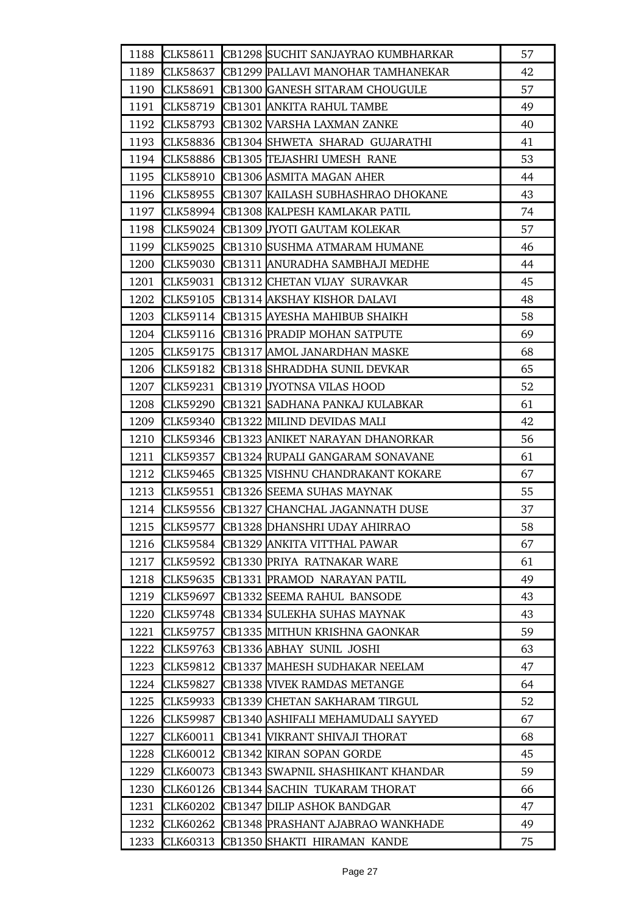| | | | | |
|---|---|---|---|---|
| 1188 | CLK58611 | CB1298 | SUCHIT SANJAYRAO KUMBHARKAR | 57 |
| 1189 | CLK58637 | CB1299 | PALLAVI MANOHAR TAMHANEKAR | 42 |
| 1190 | CLK58691 | CB1300 | GANESH SITARAM CHOUGULE | 57 |
| 1191 | CLK58719 | CB1301 | ANKITA RAHUL TAMBE | 49 |
| 1192 | CLK58793 | CB1302 | VARSHA LAXMAN ZANKE | 40 |
| 1193 | CLK58836 | CB1304 | SHWETA SHARAD GUJARATHI | 41 |
| 1194 | CLK58886 | CB1305 | TEJASHRI UMESH RANE | 53 |
| 1195 | CLK58910 | CB1306 | ASMITA MAGAN AHER | 44 |
| 1196 | CLK58955 | CB1307 | KAILASH SUBHASHRAO DHOKANE | 43 |
| 1197 | CLK58994 | CB1308 | KALPESH KAMLAKAR PATIL | 74 |
| 1198 | CLK59024 | CB1309 | JYOTI GAUTAM KOLEKAR | 57 |
| 1199 | CLK59025 | CB1310 | SUSHMA ATMARAM HUMANE | 46 |
| 1200 | CLK59030 | CB1311 | ANURADHA SAMBHAJI MEDHE | 44 |
| 1201 | CLK59031 | CB1312 | CHETAN VIJAY SURAVKAR | 45 |
| 1202 | CLK59105 | CB1314 | AKSHAY KISHOR DALAVI | 48 |
| 1203 | CLK59114 | CB1315 | AYESHA MAHIBUB SHAIKH | 58 |
| 1204 | CLK59116 | CB1316 | PRADIP MOHAN SATPUTE | 69 |
| 1205 | CLK59175 | CB1317 | AMOL JANARDHAN MASKE | 68 |
| 1206 | CLK59182 | CB1318 | SHRADDHA SUNIL DEVKAR | 65 |
| 1207 | CLK59231 | CB1319 | JYOTNSA VILAS HOOD | 52 |
| 1208 | CLK59290 | CB1321 | SADHANA PANKAJ KULABKAR | 61 |
| 1209 | CLK59340 | CB1322 | MILIND DEVIDAS MALI | 42 |
| 1210 | CLK59346 | CB1323 | ANIKET NARAYAN DHANORKAR | 56 |
| 1211 | CLK59357 | CB1324 | RUPALI GANGARAM SONAVANE | 61 |
| 1212 | CLK59465 | CB1325 | VISHNU CHANDRAKANT KOKARE | 67 |
| 1213 | CLK59551 | CB1326 | SEEMA SUHAS MAYNAK | 55 |
| 1214 | CLK59556 | CB1327 | CHANCHAL JAGANNATH DUSE | 37 |
| 1215 | CLK59577 | CB1328 | DHANSHRI UDAY AHIRRAO | 58 |
| 1216 | CLK59584 | CB1329 | ANKITA VITTHAL PAWAR | 67 |
| 1217 | CLK59592 | CB1330 | PRIYA RATNAKAR WARE | 61 |
| 1218 | CLK59635 | CB1331 | PRAMOD NARAYAN PATIL | 49 |
| 1219 | CLK59697 | CB1332 | SEEMA RAHUL BANSODE | 43 |
| 1220 | CLK59748 | CB1334 | SULEKHA SUHAS MAYNAK | 43 |
| 1221 | CLK59757 | CB1335 | MITHUN KRISHNA GAONKAR | 59 |
| 1222 | CLK59763 | CB1336 | ABHAY SUNIL JOSHI | 63 |
| 1223 | CLK59812 | CB1337 | MAHESH SUDHAKAR NEELAM | 47 |
| 1224 | CLK59827 | CB1338 | VIVEK RAMDAS METANGE | 64 |
| 1225 | CLK59933 | CB1339 | CHETAN SAKHARAM TIRGUL | 52 |
| 1226 | CLK59987 | CB1340 | ASHIFALI MEHAMUDALI SAYYED | 67 |
| 1227 | CLK60011 | CB1341 | VIKRANT SHIVAJI THORAT | 68 |
| 1228 | CLK60012 | CB1342 | KIRAN SOPAN GORDE | 45 |
| 1229 | CLK60073 | CB1343 | SWAPNIL SHASHIKANT KHANDAR | 59 |
| 1230 | CLK60126 | CB1344 | SACHIN TUKARAM THORAT | 66 |
| 1231 | CLK60202 | CB1347 | DILIP ASHOK BANDGAR | 47 |
| 1232 | CLK60262 | CB1348 | PRASHANT AJABRAO WANKHADE | 49 |
| 1233 | CLK60313 | CB1350 | SHAKTI HIRAMAN KANDE | 75 |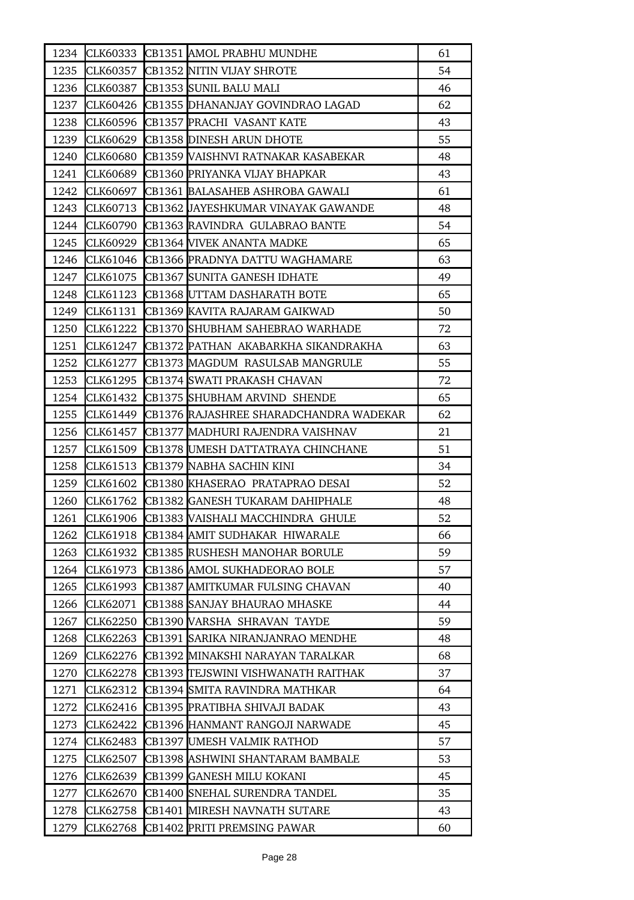| 1234 | CLK60333 | CB1351 | AMOL PRABHU MUNDHE | 61 |
|---|---|---|---|---|
| 1235 | CLK60357 | CB1352 | NITIN VIJAY SHROTE | 54 |
| 1236 | CLK60387 | CB1353 | SUNIL BALU MALI | 46 |
| 1237 | CLK60426 | CB1355 | DHANANJAY GOVINDRAO LAGAD | 62 |
| 1238 | CLK60596 | CB1357 | PRACHI VASANT KATE | 43 |
| 1239 | CLK60629 | CB1358 | DINESH ARUN DHOTE | 55 |
| 1240 | CLK60680 | CB1359 | VAISHNVI RATNAKAR KASABEKAR | 48 |
| 1241 | CLK60689 | CB1360 | PRIYANKA VIJAY BHAPKAR | 43 |
| 1242 | CLK60697 | CB1361 | BALASAHEB ASHROBA GAWALI | 61 |
| 1243 | CLK60713 | CB1362 | JAYESHKUMAR VINAYAK GAWANDE | 48 |
| 1244 | CLK60790 | CB1363 | RAVINDRA GULABRAO BANTE | 54 |
| 1245 | CLK60929 | CB1364 | VIVEK ANANTA MADKE | 65 |
| 1246 | CLK61046 | CB1366 | PRADNYA DATTU WAGHAMARE | 63 |
| 1247 | CLK61075 | CB1367 | SUNITA GANESH IDHATE | 49 |
| 1248 | CLK61123 | CB1368 | UTTAM DASHARATH BOTE | 65 |
| 1249 | CLK61131 | CB1369 | KAVITA RAJARAM GAIKWAD | 50 |
| 1250 | CLK61222 | CB1370 | SHUBHAM SAHEBRAO WARHADE | 72 |
| 1251 | CLK61247 | CB1372 | PATHAN AKABARKHA SIKANDRAKHA | 63 |
| 1252 | CLK61277 | CB1373 | MAGDUM RASULSAB MANGRULE | 55 |
| 1253 | CLK61295 | CB1374 | SWATI PRAKASH CHAVAN | 72 |
| 1254 | CLK61432 | CB1375 | SHUBHAM ARVIND SHENDE | 65 |
| 1255 | CLK61449 | CB1376 | RAJASHREE SHARADCHANDRA WADEKAR | 62 |
| 1256 | CLK61457 | CB1377 | MADHURI RAJENDRA VAISHNAV | 21 |
| 1257 | CLK61509 | CB1378 | UMESH DATTATRAYA CHINCHANE | 51 |
| 1258 | CLK61513 | CB1379 | NABHA SACHIN KINI | 34 |
| 1259 | CLK61602 | CB1380 | KHASERAO PRATAPRAO DESAI | 52 |
| 1260 | CLK61762 | CB1382 | GANESH TUKARAM DAHIPHALE | 48 |
| 1261 | CLK61906 | CB1383 | VAISHALI MACCHINDRA GHULE | 52 |
| 1262 | CLK61918 | CB1384 | AMIT SUDHAKAR HIWARALE | 66 |
| 1263 | CLK61932 | CB1385 | RUSHESH MANOHAR BORULE | 59 |
| 1264 | CLK61973 | CB1386 | AMOL SUKHADEORAO BOLE | 57 |
| 1265 | CLK61993 | CB1387 | AMITKUMAR FULSING CHAVAN | 40 |
| 1266 | CLK62071 | CB1388 | SANJAY BHAURAO MHASKE | 44 |
| 1267 | CLK62250 | CB1390 | VARSHA SHRAVAN TAYDE | 59 |
| 1268 | CLK62263 | CB1391 | SARIKA NIRANJANRAO MENDHE | 48 |
| 1269 | CLK62276 | CB1392 | MINAKSHI NARAYAN TARALKAR | 68 |
| 1270 | CLK62278 | CB1393 | TEJSWINI VISHWANATH RAITHAK | 37 |
| 1271 | CLK62312 | CB1394 | SMITA RAVINDRA MATHKAR | 64 |
| 1272 | CLK62416 | CB1395 | PRATIBHA SHIVAJI BADAK | 43 |
| 1273 | CLK62422 | CB1396 | HANMANT RANGOJI NARWADE | 45 |
| 1274 | CLK62483 | CB1397 | UMESH VALMIK RATHOD | 57 |
| 1275 | CLK62507 | CB1398 | ASHWINI SHANTARAM BAMBALE | 53 |
| 1276 | CLK62639 | CB1399 | GANESH MILU KOKANI | 45 |
| 1277 | CLK62670 | CB1400 | SNEHAL SURENDRA TANDEL | 35 |
| 1278 | CLK62758 | CB1401 | MIRESH NAVNATH SUTARE | 43 |
| 1279 | CLK62768 | CB1402 | PRITI PREMSING PAWAR | 60 |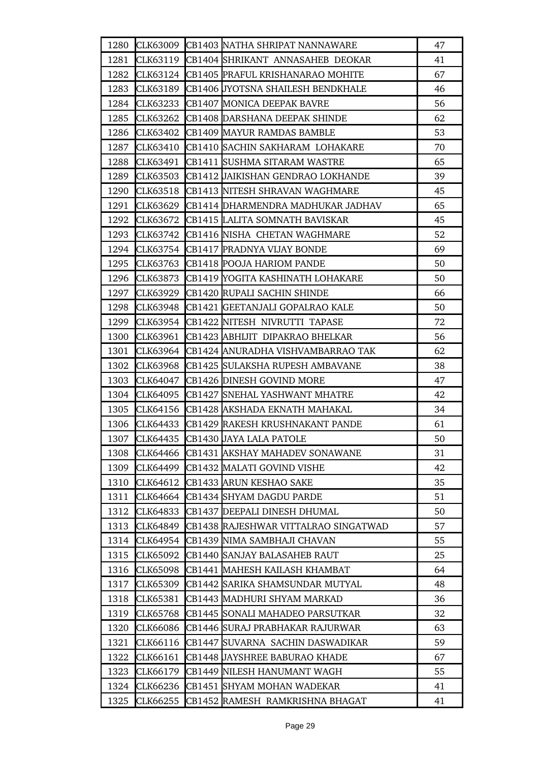| | | | | |
|---|---|---|---|---|
| 1280 | CLK63009 | CB1403 | NATHA SHRIPAT NANNAWARE | 47 |
| 1281 | CLK63119 | CB1404 | SHRIKANT ANNASAHEB DEOKAR | 41 |
| 1282 | CLK63124 | CB1405 | PRAFUL KRISHANARAO MOHITE | 67 |
| 1283 | CLK63189 | CB1406 | JYOTSNA SHAILESH BENDKHALE | 46 |
| 1284 | CLK63233 | CB1407 | MONICA DEEPAK BAVRE | 56 |
| 1285 | CLK63262 | CB1408 | DARSHANA DEEPAK SHINDE | 62 |
| 1286 | CLK63402 | CB1409 | MAYUR RAMDAS BAMBLE | 53 |
| 1287 | CLK63410 | CB1410 | SACHIN SAKHARAM LOHAKARE | 70 |
| 1288 | CLK63491 | CB1411 | SUSHMA SITARAM WASTRE | 65 |
| 1289 | CLK63503 | CB1412 | JAIKISHAN GENDRAO LOKHANDE | 39 |
| 1290 | CLK63518 | CB1413 | NITESH SHRAVAN WAGHMARE | 45 |
| 1291 | CLK63629 | CB1414 | DHARMENDRA MADHUKAR JADHAV | 65 |
| 1292 | CLK63672 | CB1415 | LALITA SOMNATH BAVISKAR | 45 |
| 1293 | CLK63742 | CB1416 | NISHA CHETAN WAGHMARE | 52 |
| 1294 | CLK63754 | CB1417 | PRADNYA VIJAY BONDE | 69 |
| 1295 | CLK63763 | CB1418 | POOJA HARIOM PANDE | 50 |
| 1296 | CLK63873 | CB1419 | YOGITA KASHINATH LOHAKARE | 50 |
| 1297 | CLK63929 | CB1420 | RUPALI SACHIN SHINDE | 66 |
| 1298 | CLK63948 | CB1421 | GEETANJALI GOPALRAO KALE | 50 |
| 1299 | CLK63954 | CB1422 | NITESH NIVRUTTI TAPASE | 72 |
| 1300 | CLK63961 | CB1423 | ABHIJIT DIPAKRAO BHELKAR | 56 |
| 1301 | CLK63964 | CB1424 | ANURADHA VISHVAMBARRAO TAK | 62 |
| 1302 | CLK63968 | CB1425 | SULAKSHA RUPESH AMBAVANE | 38 |
| 1303 | CLK64047 | CB1426 | DINESH GOVIND MORE | 47 |
| 1304 | CLK64095 | CB1427 | SNEHAL YASHWANT MHATRE | 42 |
| 1305 | CLK64156 | CB1428 | AKSHADA EKNATH MAHAKAL | 34 |
| 1306 | CLK64433 | CB1429 | RAKESH KRUSHNAKANT PANDE | 61 |
| 1307 | CLK64435 | CB1430 | JAYA LALA PATOLE | 50 |
| 1308 | CLK64466 | CB1431 | AKSHAY MAHADEV SONAWANE | 31 |
| 1309 | CLK64499 | CB1432 | MALATI GOVIND VISHE | 42 |
| 1310 | CLK64612 | CB1433 | ARUN KESHAO SAKE | 35 |
| 1311 | CLK64664 | CB1434 | SHYAM DAGDU PARDE | 51 |
| 1312 | CLK64833 | CB1437 | DEEPALI DINESH DHUMAL | 50 |
| 1313 | CLK64849 | CB1438 | RAJESHWAR VITTALRAO SINGATWAD | 57 |
| 1314 | CLK64954 | CB1439 | NIMA SAMBHAJI CHAVAN | 55 |
| 1315 | CLK65092 | CB1440 | SANJAY BALASAHEB RAUT | 25 |
| 1316 | CLK65098 | CB1441 | MAHESH KAILASH KHAMBAT | 64 |
| 1317 | CLK65309 | CB1442 | SARIKA SHAMSUNDAR MUTYAL | 48 |
| 1318 | CLK65381 | CB1443 | MADHURI SHYAM MARKAD | 36 |
| 1319 | CLK65768 | CB1445 | SONALI MAHADEO PARSUTKAR | 32 |
| 1320 | CLK66086 | CB1446 | SURAJ PRABHAKAR RAJURWAR | 63 |
| 1321 | CLK66116 | CB1447 | SUVARNA SACHIN DASWADIKAR | 59 |
| 1322 | CLK66161 | CB1448 | JAYSHREE BABURAO KHADE | 67 |
| 1323 | CLK66179 | CB1449 | NILESH HANUMANT WAGH | 55 |
| 1324 | CLK66236 | CB1451 | SHYAM MOHAN WADEKAR | 41 |
| 1325 | CLK66255 | CB1452 | RAMESH RAMKRISHNA BHAGAT | 41 |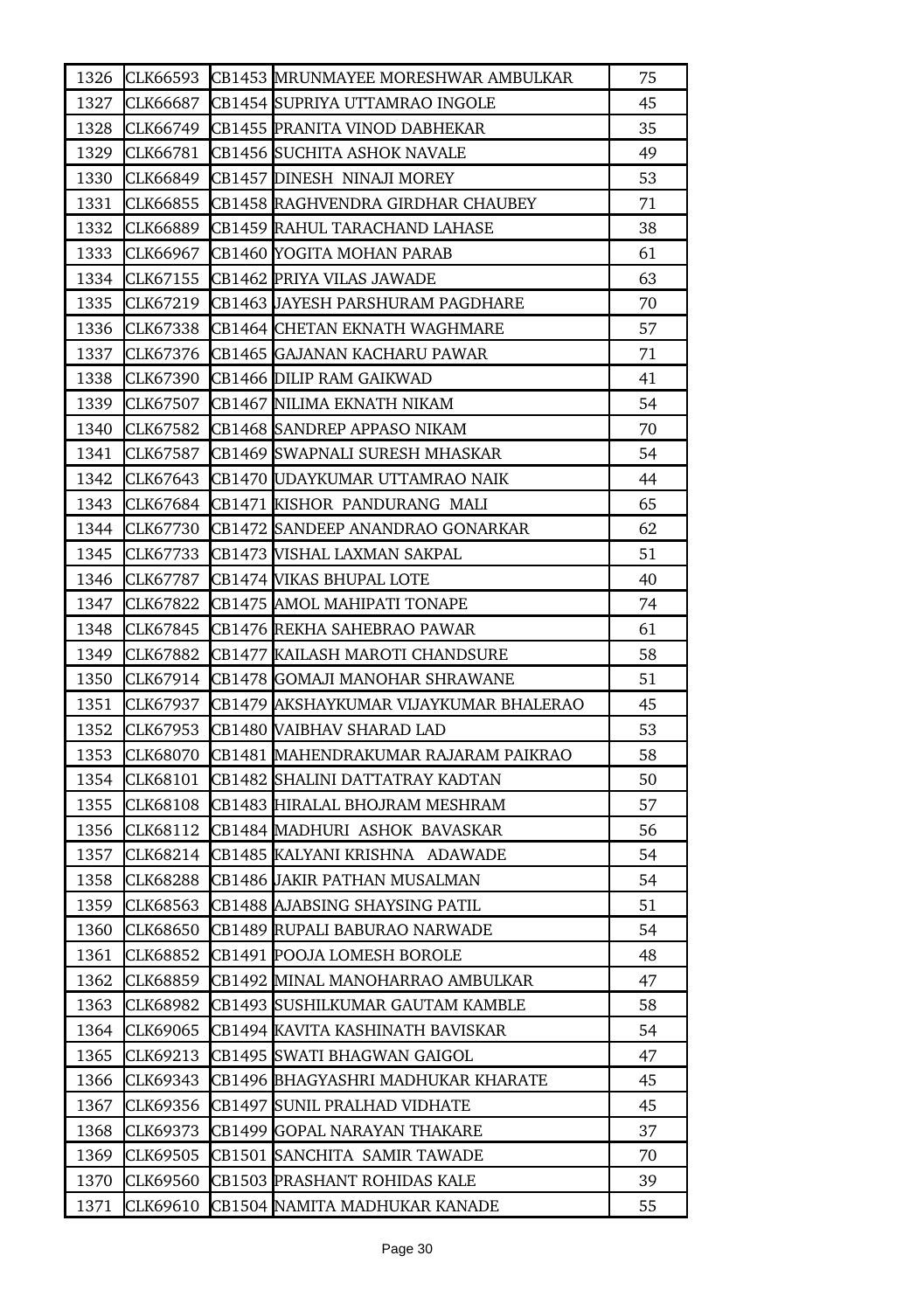| 1326 | CLK66593 | CB1453 | MRUNMAYEE MORESHWAR AMBULKAR | 75 |
|---|---|---|---|---|
| 1327 | CLK66687 | CB1454 | SUPRIYA UTTAMRAO INGOLE | 45 |
| 1328 | CLK66749 | CB1455 | PRANITA VINOD DABHEKAR | 35 |
| 1329 | CLK66781 | CB1456 | SUCHITA ASHOK NAVALE | 49 |
| 1330 | CLK66849 | CB1457 | DINESH NINAJI MOREY | 53 |
| 1331 | CLK66855 | CB1458 | RAGHVENDRA GIRDHAR CHAUBEY | 71 |
| 1332 | CLK66889 | CB1459 | RAHUL TARACHAND LAHASE | 38 |
| 1333 | CLK66967 | CB1460 | YOGITA MOHAN PARAB | 61 |
| 1334 | CLK67155 | CB1462 | PRIYA VILAS JAWADE | 63 |
| 1335 | CLK67219 | CB1463 | JAYESH PARSHURAM PAGDHARE | 70 |
| 1336 | CLK67338 | CB1464 | CHETAN EKNATH WAGHMARE | 57 |
| 1337 | CLK67376 | CB1465 | GAJANAN KACHARU PAWAR | 71 |
| 1338 | CLK67390 | CB1466 | DILIP RAM GAIKWAD | 41 |
| 1339 | CLK67507 | CB1467 | NILIMA EKNATH NIKAM | 54 |
| 1340 | CLK67582 | CB1468 | SANDREP APPASO NIKAM | 70 |
| 1341 | CLK67587 | CB1469 | SWAPNALI SURESH MHASKAR | 54 |
| 1342 | CLK67643 | CB1470 | UDAYKUMAR UTTAMRAO NAIK | 44 |
| 1343 | CLK67684 | CB1471 | KISHOR PANDURANG MALI | 65 |
| 1344 | CLK67730 | CB1472 | SANDEEP ANANDRAO GONARKAR | 62 |
| 1345 | CLK67733 | CB1473 | VISHAL LAXMAN SAKPAL | 51 |
| 1346 | CLK67787 | CB1474 | VIKAS BHUPAL LOTE | 40 |
| 1347 | CLK67822 | CB1475 | AMOL MAHIPATI TONAPE | 74 |
| 1348 | CLK67845 | CB1476 | REKHA SAHEBRAO PAWAR | 61 |
| 1349 | CLK67882 | CB1477 | KAILASH MAROTI CHANDSURE | 58 |
| 1350 | CLK67914 | CB1478 | GOMAJI MANOHAR SHRAWANE | 51 |
| 1351 | CLK67937 | CB1479 | AKSHAYKUMAR VIJAYKUMAR BHALERAO | 45 |
| 1352 | CLK67953 | CB1480 | VAIBHAV SHARAD LAD | 53 |
| 1353 | CLK68070 | CB1481 | MAHENDRAKUMAR RAJARAM PAIKRAO | 58 |
| 1354 | CLK68101 | CB1482 | SHALINI DATTATRAY KADTAN | 50 |
| 1355 | CLK68108 | CB1483 | HIRALAL BHOJRAM MESHRAM | 57 |
| 1356 | CLK68112 | CB1484 | MADHURI ASHOK BAVASKAR | 56 |
| 1357 | CLK68214 | CB1485 | KALYANI KRISHNA ADAWADE | 54 |
| 1358 | CLK68288 | CB1486 | JAKIR PATHAN MUSALMAN | 54 |
| 1359 | CLK68563 | CB1488 | AJABSING SHAYSING PATIL | 51 |
| 1360 | CLK68650 | CB1489 | RUPALI BABURAO NARWADE | 54 |
| 1361 | CLK68852 | CB1491 | POOJA LOMESH BOROLE | 48 |
| 1362 | CLK68859 | CB1492 | MINAL MANOHARRAO AMBULKAR | 47 |
| 1363 | CLK68982 | CB1493 | SUSHILKUMAR GAUTAM KAMBLE | 58 |
| 1364 | CLK69065 | CB1494 | KAVITA KASHINATH BAVISKAR | 54 |
| 1365 | CLK69213 | CB1495 | SWATI BHAGWAN GAIGOL | 47 |
| 1366 | CLK69343 | CB1496 | BHAGYASHRI MADHUKAR KHARATE | 45 |
| 1367 | CLK69356 | CB1497 | SUNIL PRALHAD VIDHATE | 45 |
| 1368 | CLK69373 | CB1499 | GOPAL NARAYAN THAKARE | 37 |
| 1369 | CLK69505 | CB1501 | SANCHITA SAMIR TAWADE | 70 |
| 1370 | CLK69560 | CB1503 | PRASHANT ROHIDAS KALE | 39 |
| 1371 | CLK69610 | CB1504 | NAMITA MADHUKAR KANADE | 55 |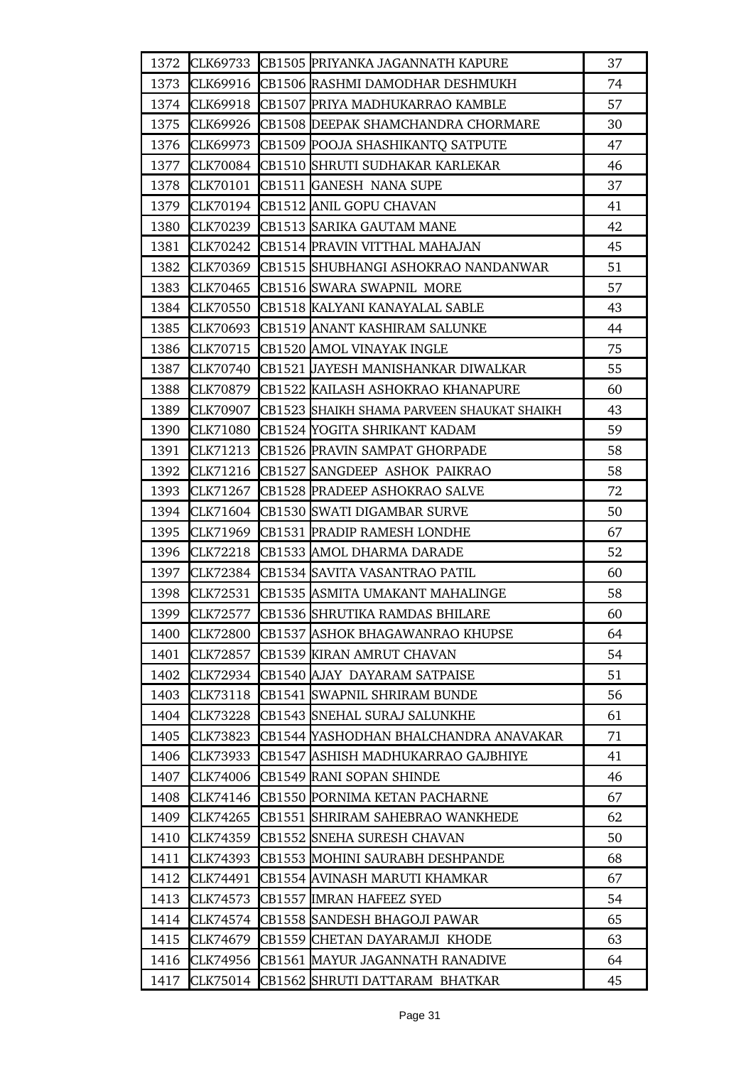| | | | | |
|---|---|---|---|---|
| 1372 | CLK69733 | CB1505 | PRIYANKA JAGANNATH KAPURE | 37 |
| 1373 | CLK69916 | CB1506 | RASHMI DAMODHAR DESHMUKH | 74 |
| 1374 | CLK69918 | CB1507 | PRIYA MADHUKARRAO KAMBLE | 57 |
| 1375 | CLK69926 | CB1508 | DEEPAK SHAMCHANDRA CHORMARE | 30 |
| 1376 | CLK69973 | CB1509 | POOJA SHASHIKANTQ SATPUTE | 47 |
| 1377 | CLK70084 | CB1510 | SHRUTI SUDHAKAR KARLEKAR | 46 |
| 1378 | CLK70101 | CB1511 | GANESH NANA SUPE | 37 |
| 1379 | CLK70194 | CB1512 | ANIL GOPU CHAVAN | 41 |
| 1380 | CLK70239 | CB1513 | SARIKA GAUTAM MANE | 42 |
| 1381 | CLK70242 | CB1514 | PRAVIN VITTHAL MAHAJAN | 45 |
| 1382 | CLK70369 | CB1515 | SHUBHANGI ASHOKRAO NANDANWAR | 51 |
| 1383 | CLK70465 | CB1516 | SWARA SWAPNIL MORE | 57 |
| 1384 | CLK70550 | CB1518 | KALYANI KANAYALAL SABLE | 43 |
| 1385 | CLK70693 | CB1519 | ANANT KASHIRAM SALUNKE | 44 |
| 1386 | CLK70715 | CB1520 | AMOL VINAYAK INGLE | 75 |
| 1387 | CLK70740 | CB1521 | JAYESH MANISHANKAR DIWALKAR | 55 |
| 1388 | CLK70879 | CB1522 | KAILASH ASHOKRAO KHANAPURE | 60 |
| 1389 | CLK70907 | CB1523 | SHAIKH SHAMA PARVEEN SHAUKAT SHAIKH | 43 |
| 1390 | CLK71080 | CB1524 | YOGITA SHRIKANT KADAM | 59 |
| 1391 | CLK71213 | CB1526 | PRAVIN SAMPAT GHORPADE | 58 |
| 1392 | CLK71216 | CB1527 | SANGDEEP ASHOK PAIKRAO | 58 |
| 1393 | CLK71267 | CB1528 | PRADEEP ASHOKRAO SALVE | 72 |
| 1394 | CLK71604 | CB1530 | SWATI DIGAMBAR SURVE | 50 |
| 1395 | CLK71969 | CB1531 | PRADIP RAMESH LONDHE | 67 |
| 1396 | CLK72218 | CB1533 | AMOL DHARMA DARADE | 52 |
| 1397 | CLK72384 | CB1534 | SAVITA VASANTRAO PATIL | 60 |
| 1398 | CLK72531 | CB1535 | ASMITA UMAKANT MAHALINGE | 58 |
| 1399 | CLK72577 | CB1536 | SHRUTIKA RAMDAS BHILARE | 60 |
| 1400 | CLK72800 | CB1537 | ASHOK BHAGAWANRAO KHUPSE | 64 |
| 1401 | CLK72857 | CB1539 | KIRAN AMRUT CHAVAN | 54 |
| 1402 | CLK72934 | CB1540 | AJAY DAYARAM SATPAISE | 51 |
| 1403 | CLK73118 | CB1541 | SWAPNIL SHRIRAM BUNDE | 56 |
| 1404 | CLK73228 | CB1543 | SNEHAL SURAJ SALUNKHE | 61 |
| 1405 | CLK73823 | CB1544 | YASHODHAN BHALCHANDRA ANAVAKAR | 71 |
| 1406 | CLK73933 | CB1547 | ASHISH MADHUKARRAO GAJBHIYE | 41 |
| 1407 | CLK74006 | CB1549 | RANI SOPAN SHINDE | 46 |
| 1408 | CLK74146 | CB1550 | PORNIMA KETAN PACHARNE | 67 |
| 1409 | CLK74265 | CB1551 | SHRIRAM SAHEBRAO WANKHEDE | 62 |
| 1410 | CLK74359 | CB1552 | SNEHA SURESH CHAVAN | 50 |
| 1411 | CLK74393 | CB1553 | MOHINI SAURABH DESHPANDE | 68 |
| 1412 | CLK74491 | CB1554 | AVINASH MARUTI KHAMKAR | 67 |
| 1413 | CLK74573 | CB1557 | IMRAN HAFEEZ SYED | 54 |
| 1414 | CLK74574 | CB1558 | SANDESH BHAGOJI PAWAR | 65 |
| 1415 | CLK74679 | CB1559 | CHETAN DAYARAMJI KHODE | 63 |
| 1416 | CLK74956 | CB1561 | MAYUR JAGANNATH RANADIVE | 64 |
| 1417 | CLK75014 | CB1562 | SHRUTI DATTARAM BHATKAR | 45 |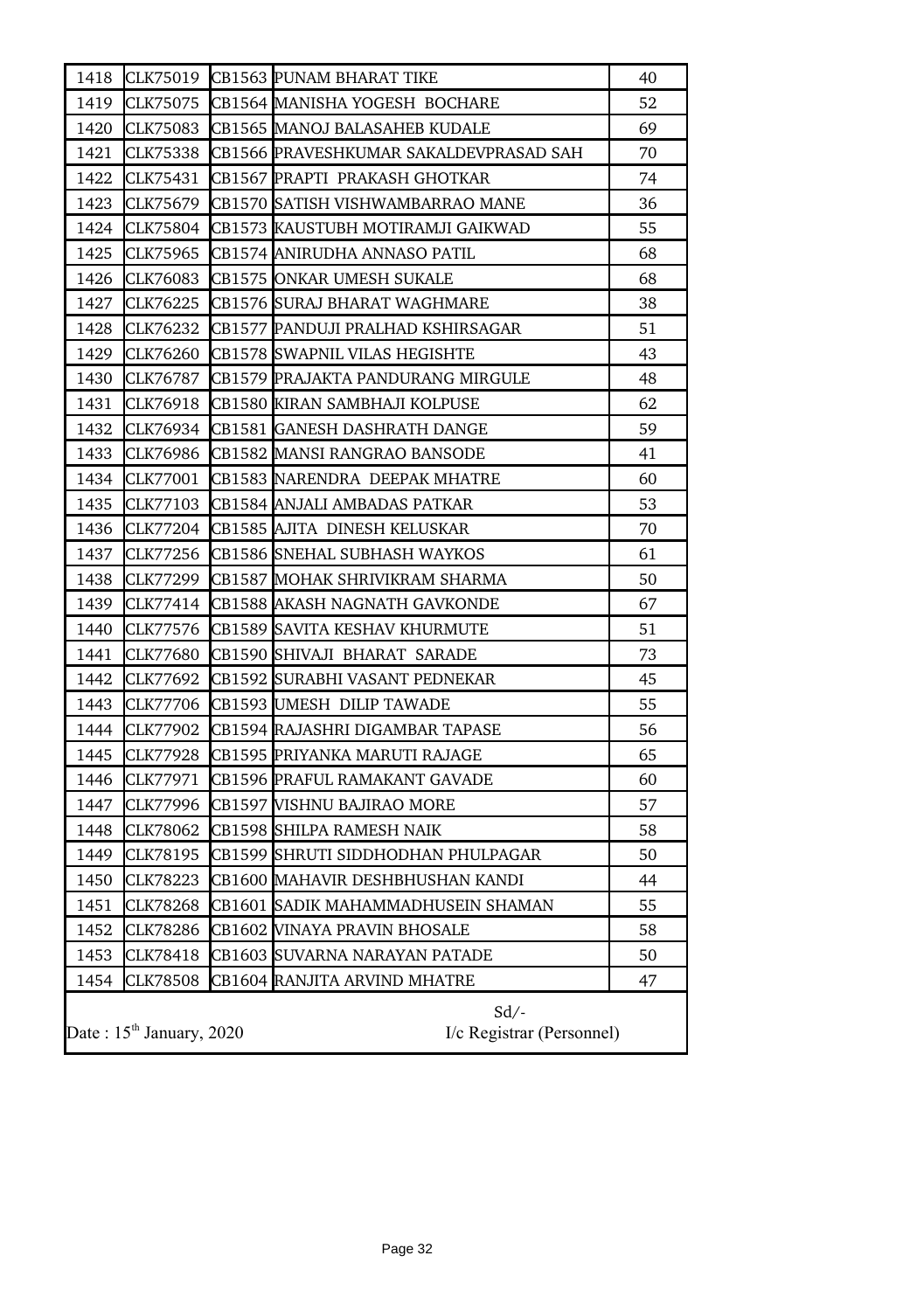| | | | | |
|---|---|---|---|---|
| 1418 | CLK75019 | CB1563 | PUNAM BHARAT TIKE | 40 |
| 1419 | CLK75075 | CB1564 | MANISHA YOGESH BOCHARE | 52 |
| 1420 | CLK75083 | CB1565 | MANOJ BALASAHEB KUDALE | 69 |
| 1421 | CLK75338 | CB1566 | PRAVESHKUMAR SAKALDEVPRASAD SAH | 70 |
| 1422 | CLK75431 | CB1567 | PRAPTI PRAKASH GHOTKAR | 74 |
| 1423 | CLK75679 | CB1570 | SATISH VISHWAMBARRAO MANE | 36 |
| 1424 | CLK75804 | CB1573 | KAUSTUBH MOTIRAMJI GAIKWAD | 55 |
| 1425 | CLK75965 | CB1574 | ANIRUDHA ANNASO PATIL | 68 |
| 1426 | CLK76083 | CB1575 | ONKAR UMESH SUKALE | 68 |
| 1427 | CLK76225 | CB1576 | SURAJ BHARAT WAGHMARE | 38 |
| 1428 | CLK76232 | CB1577 | PANDUJI PRALHAD KSHIRSAGAR | 51 |
| 1429 | CLK76260 | CB1578 | SWAPNIL VILAS HEGISHTE | 43 |
| 1430 | CLK76787 | CB1579 | PRAJAKTA PANDURANG MIRGULE | 48 |
| 1431 | CLK76918 | CB1580 | KIRAN SAMBHAJI KOLPUSE | 62 |
| 1432 | CLK76934 | CB1581 | GANESH DASHRATH DANGE | 59 |
| 1433 | CLK76986 | CB1582 | MANSI RANGRAO BANSODE | 41 |
| 1434 | CLK77001 | CB1583 | NARENDRA DEEPAK MHATRE | 60 |
| 1435 | CLK77103 | CB1584 | ANJALI AMBADAS PATKAR | 53 |
| 1436 | CLK77204 | CB1585 | AJITA DINESH KELUSKAR | 70 |
| 1437 | CLK77256 | CB1586 | SNEHAL SUBHASH WAYKOS | 61 |
| 1438 | CLK77299 | CB1587 | MOHAK SHRIVIKRAM SHARMA | 50 |
| 1439 | CLK77414 | CB1588 | AKASH NAGNATH GAVKONDE | 67 |
| 1440 | CLK77576 | CB1589 | SAVITA KESHAV KHURMUTE | 51 |
| 1441 | CLK77680 | CB1590 | SHIVAJI BHARAT SARADE | 73 |
| 1442 | CLK77692 | CB1592 | SURABHI VASANT PEDNEKAR | 45 |
| 1443 | CLK77706 | CB1593 | UMESH DILIP TAWADE | 55 |
| 1444 | CLK77902 | CB1594 | RAJASHRI DIGAMBAR TAPASE | 56 |
| 1445 | CLK77928 | CB1595 | PRIYANKA MARUTI RAJAGE | 65 |
| 1446 | CLK77971 | CB1596 | PRAFUL RAMAKANT GAVADE | 60 |
| 1447 | CLK77996 | CB1597 | VISHNU BAJIRAO MORE | 57 |
| 1448 | CLK78062 | CB1598 | SHILPA RAMESH NAIK | 58 |
| 1449 | CLK78195 | CB1599 | SHRUTI SIDDHODHAN PHULPAGAR | 50 |
| 1450 | CLK78223 | CB1600 | MAHAVIR DESHBHUSHAN KANDI | 44 |
| 1451 | CLK78268 | CB1601 | SADIK MAHAMMADHUSEIN SHAMAN | 55 |
| 1452 | CLK78286 | CB1602 | VINAYA PRAVIN BHOSALE | 58 |
| 1453 | CLK78418 | CB1603 | SUVARNA NARAYAN PATADE | 50 |
| 1454 | CLK78508 | CB1604 | RANJITA ARVIND MHATRE | 47 |

Date : 15th January, 2020

Sd/-
I/c Registrar (Personnel)